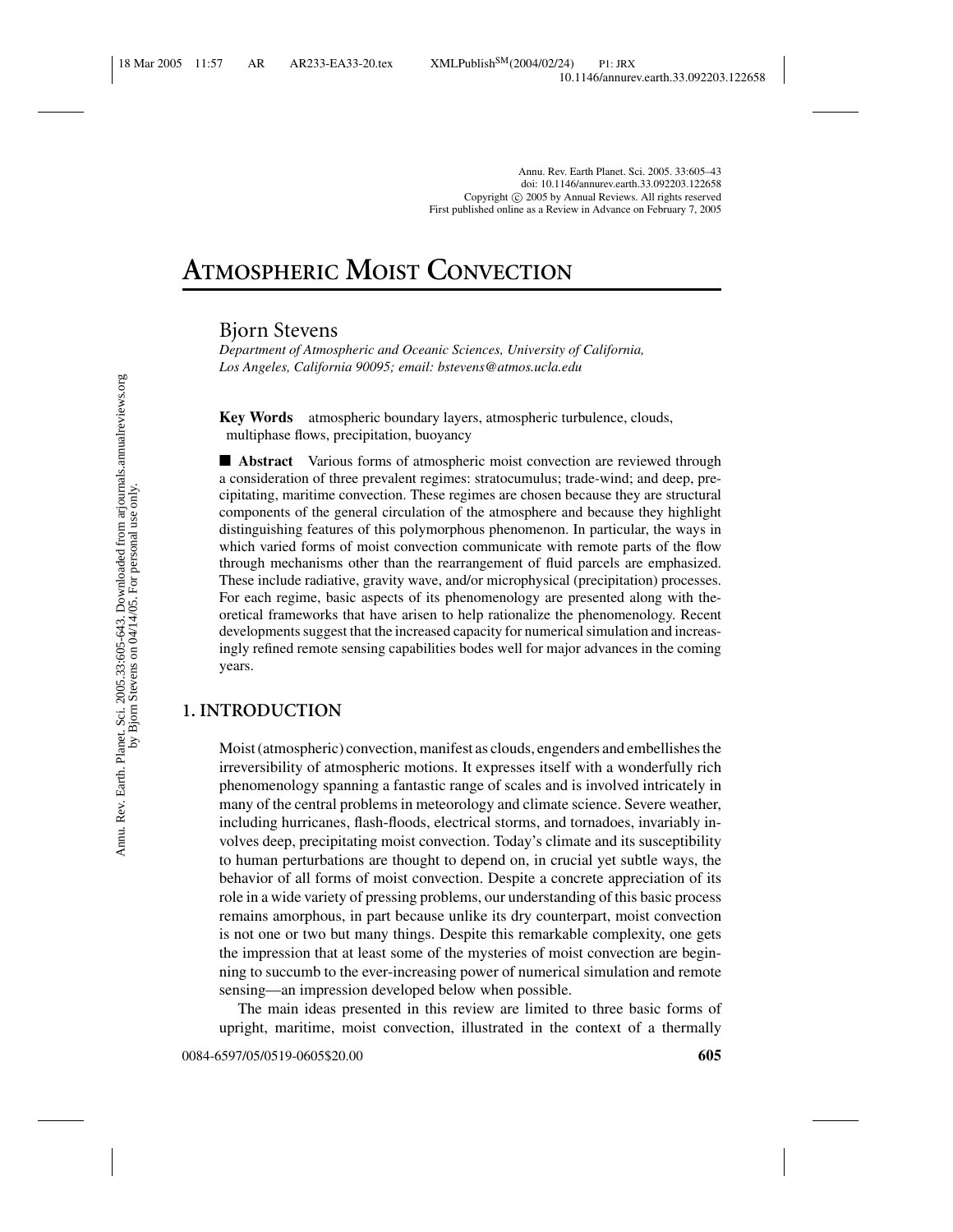# ATMOSPHERIC MOIST CONVECTION

Bjorn Stevens

*Department of Atmospheric and Oceanic Sciences, University of California, Los Angeles, California 90095; email: bstevens@atmos.ucla.edu*

**Key Words** atmospheric boundary layers, atmospheric turbulence, clouds, multiphase flows, precipitation, buoyancy

■ **Abstract** Various forms of atmospheric moist convection are reviewed through a consideration of three prevalent regimes: stratocumulus; trade-wind; and deep, precipitating, maritime convection. These regimes are chosen because they are structural components of the general circulation of the atmosphere and because they highlight distinguishing features of this polymorphous phenomenon. In particular, the ways in which varied forms of moist convection communicate with remote parts of the flow through mechanisms other than the rearrangement of fluid parcels are emphasized. These include radiative, gravity wave, and/or microphysical (precipitation) processes. For each regime, basic aspects of its phenomenology are presented along with theoretical frameworks that have arisen to help rationalize the phenomenology. Recent developments suggest that the increased capacity for numerical simulation and increasingly refined remote sensing capabilities bodes well for major advances in the coming years.

## 1. INTRODUCTION

Moist (atmospheric) convection, manifest as clouds, engenders and embellishes the irreversibility of atmospheric motions. It expresses itself with a wonderfully rich phenomenology spanning a fantastic range of scales and is involved intricately in many of the central problems in meteorology and climate science. Severe weather, including hurricanes, flash-floods, electrical storms, and tornadoes, invariably involves deep, precipitating moist convection. Today's climate and its susceptibility to human perturbations are thought to depend on, in crucial yet subtle ways, the behavior of all forms of moist convection. Despite a concrete appreciation of its role in a wide variety of pressing problems, our understanding of this basic process remains amorphous, in part because unlike its dry counterpart, moist convection is not one or two but many things. Despite this remarkable complexity, one gets the impression that at least some of the mysteries of moist convection are beginning to succumb to the ever-increasing power of numerical simulation and remote sensing—an impression developed below when possible.

The main ideas presented in this review are limited to three basic forms of upright, maritime, moist convection, illustrated in the context of a thermally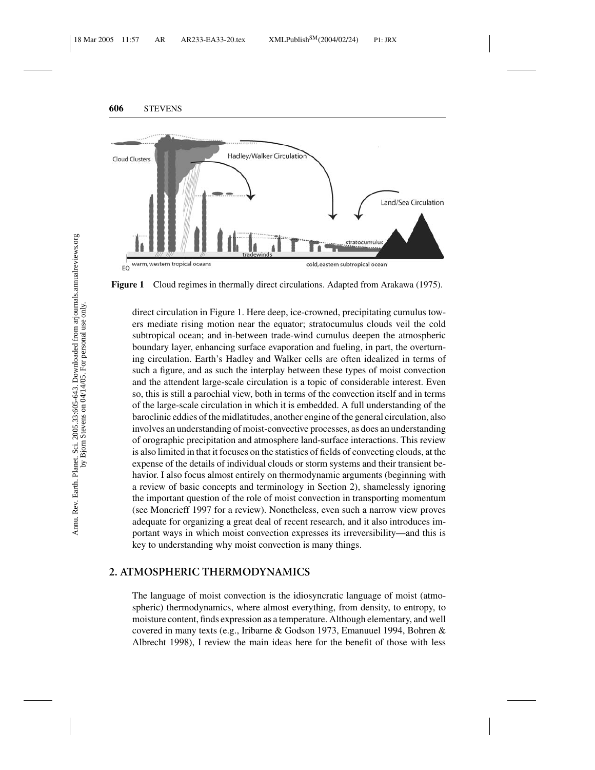**Figure 1** Cloud regimes in thermally direct circulations. Adapted from Arakawa (1975).

direct circulation in Figure 1. Here deep, ice-crowned, precipitating cumulus towers mediate rising motion near the equator; stratocumulus clouds veil the cold subtropical ocean; and in-between trade-wind cumulus deepen the atmospheric boundary layer, enhancing surface evaporation and fueling, in part, the overturning circulation. Earth's Hadley and Walker cells are often idealized in terms of such a figure, and as such the interplay between these types of moist convection and the attendent large-scale circulation is a topic of considerable interest. Even so, this is still a parochial view, both in terms of the convection itself and in terms of the large-scale circulation in which it is embedded. A full understanding of the baroclinic eddies of the midlatitudes, another engine of the general circulation, also involves an understanding of moist-convective processes, as does an understanding of orographic precipitation and atmosphere land-surface interactions. This review is also limited in that it focuses on the statistics of fields of convecting clouds, at the expense of the details of individual clouds or storm systems and their transient behavior. I also focus almost entirely on thermodynamic arguments (beginning with a review of basic concepts and terminology in Section 2), shamelessly ignoring the important question of the role of moist convection in transporting momentum (see Moncrieff 1997 for a review). Nonetheless, even such a narrow view proves adequate for organizing a great deal of recent research, and it also introduces important ways in which moist convection expresses its irreversibility—and this is key to understanding why moist convection is many things.

## 2. ATMOSPHERIC THERMODYNAMICS

The language of moist convection is the idiosyncratic language of moist (atmospheric) thermodynamics, where almost everything, from density, to entropy, to moisture content, finds expression as a temperature. Although elementary, and well covered in many texts (e.g., Iribarne & Godson 1973, Emanuel 1994, Bohren & Albrecht 1998), I review the main ideas here for the benefit of those with less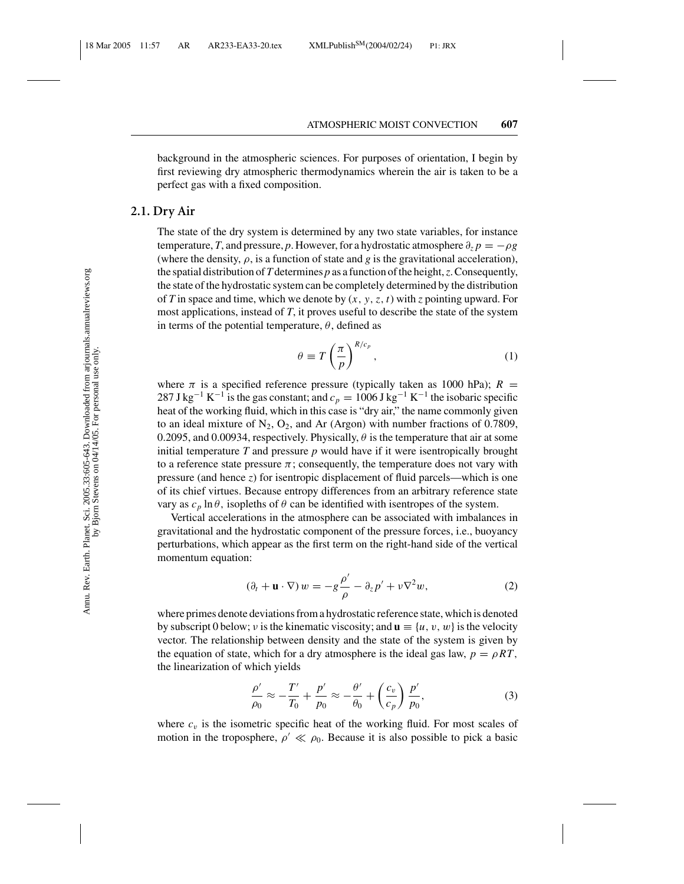background in the atmospheric sciences. For purposes of orientation, I begin by first reviewing dry atmospheric thermodynamics wherein the air is taken to be a perfect gas with a fixed composition.

## 2.1. Dry Air

The state of the dry system is determined by any two state variables, for instance temperature, $T$, and pressure, $p$. However, for a hydrostatic atmosphere $\partial_z p = -\rho g$ (where the density, $\rho$, is a function of state and $g$ is the gravitational acceleration), the spatial distribution of $T$ determines $p$ as a function of the height, $z$. Consequently, the state of the hydrostatic system can be completely determined by the distribution of $T$ in space and time, which we denote by $(x, y, z, t)$ with $z$ pointing upward. For most applications, instead of $T$, it proves useful to describe the state of the system in terms of the potential temperature, $\theta$, defined as

$$\theta \equiv T \left( \frac{\pi}{p} \right)^{R/c_p}, \tag{1}$$

where $\pi$ is a specified reference pressure (typically taken as 1000 hPa); $R = 287\,\mathrm{J\,kg^{-1}\,K^{-1}}$ is the gas constant; and $c_p = 1006\,\mathrm{J\,kg^{-1}\,K^{-1}}$ the isobaric specific heat of the working fluid, which in this case is "dry air," the name commonly given to an ideal mixture of $N_2$, $O_2$, and Ar (Argon) with number fractions of 0.7809, 0.2095, and 0.00934, respectively. Physically, $\theta$ is the temperature that air at some initial temperature $T$ and pressure $p$ would have if it were isentropically brought to a reference state pressure $\pi$; consequently, the temperature does not vary with pressure (and hence $z$) for isentropic displacement of fluid parcels—which is one of its chief virtues. Because entropy differences from an arbitrary reference state vary as $c_p \ln \theta$, isopleths of $\theta$ can be identified with isentropes of the system.

Vertical accelerations in the atmosphere can be associated with imbalances in gravitational and the hydrostatic component of the pressure forces, i.e., buoyancy perturbations, which appear as the first term on the right-hand side of the vertical momentum equation:

$$(\partial_t + \mathbf{u} \cdot \nabla)\, w = -g \frac{\rho'}{\rho} - \partial_z p' + \nu \nabla^2 w, \tag{2}$$

where primes denote deviations from a hydrostatic reference state, which is denoted by subscript 0 below; $\nu$ is the kinematic viscosity; and $\mathbf{u} \equiv \{u, v, w\}$ is the velocity vector. The relationship between density and the state of the system is given by the equation of state, which for a dry atmosphere is the ideal gas law, $p = \rho R T$, the linearization of which yields

$$\frac{\rho'}{\rho_0} \approx -\frac{T'}{T_0} + \frac{p'}{p_0} \approx -\frac{\theta'}{\theta_0} + \left( \frac{c_v}{c_p} \right) \frac{p'}{p_0}, \tag{3}$$

where $c_v$ is the isometric specific heat of the working fluid. For most scales of motion in the troposphere, $\rho' \ll \rho_0$. Because it is also possible to pick a basic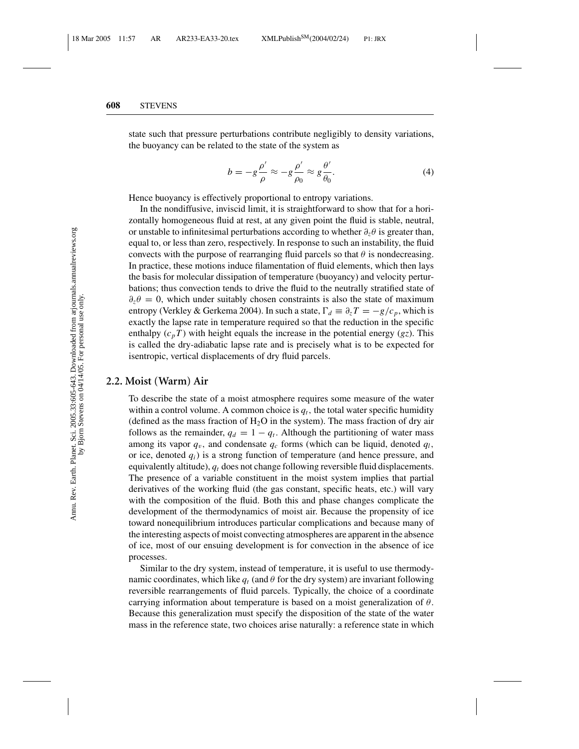state such that pressure perturbations contribute negligibly to density variations, the buoyancy can be related to the state of the system as

$$b = -g\frac{\rho'}{\rho} \approx -g\frac{\rho'}{\rho_0} \approx g\frac{\theta'}{\theta_0}. \tag{4}$$

Hence buoyancy is effectively proportional to entropy variations.

In the nondiffusive, inviscid limit, it is straightforward to show that for a horizontally homogeneous fluid at rest, at any given point the fluid is stable, neutral, or unstable to infinitesimal perturbations according to whether $\partial_z\theta$ is greater than, equal to, or less than zero, respectively. In response to such an instability, the fluid convects with the purpose of rearranging fluid parcels so that $\theta$ is nondecreasing. In practice, these motions induce filamentation of fluid elements, which then lays the basis for molecular dissipation of temperature (buoyancy) and velocity perturbations; thus convection tends to drive the fluid to the neutrally stratified state of $\partial_z\theta = 0$, which under suitably chosen constraints is also the state of maximum entropy (Verkley & Gerkema 2004). In such a state, $\Gamma_d \equiv \partial_z T = -g/c_p$, which is exactly the lapse rate in temperature required so that the reduction in the specific enthalpy ($c_p T$) with height equals the increase in the potential energy ($gz$). This is called the dry-adiabatic lapse rate and is precisely what is to be expected for isentropic, vertical displacements of dry fluid parcels.

## 2.2. Moist (Warm) Air

To describe the state of a moist atmosphere requires some measure of the water within a control volume. A common choice is $q_t$, the total water specific humidity (defined as the mass fraction of $H_2O$ in the system). The mass fraction of dry air follows as the remainder, $q_d = 1 - q_t$. Although the partitioning of water mass among its vapor $q_v$, and condensate $q_c$ forms (which can be liquid, denoted $q_l$, or ice, denoted $q_i$) is a strong function of temperature (and hence pressure, and equivalently altitude), $q_t$ does not change following reversible fluid displacements. The presence of a variable constituent in the moist system implies that partial derivatives of the working fluid (the gas constant, specific heats, etc.) will vary with the composition of the fluid. Both this and phase changes complicate the development of the thermodynamics of moist air. Because the propensity of ice toward nonequilibrium introduces particular complications and because many of the interesting aspects of moist convecting atmospheres are apparent in the absence of ice, most of our ensuing development is for convection in the absence of ice processes.

Similar to the dry system, instead of temperature, it is useful to use thermodynamic coordinates, which like $q_t$ (and $\theta$ for the dry system) are invariant following reversible rearrangements of fluid parcels. Typically, the choice of a coordinate carrying information about temperature is based on a moist generalization of $\theta$. Because this generalization must specify the disposition of the state of the water mass in the reference state, two choices arise naturally: a reference state in which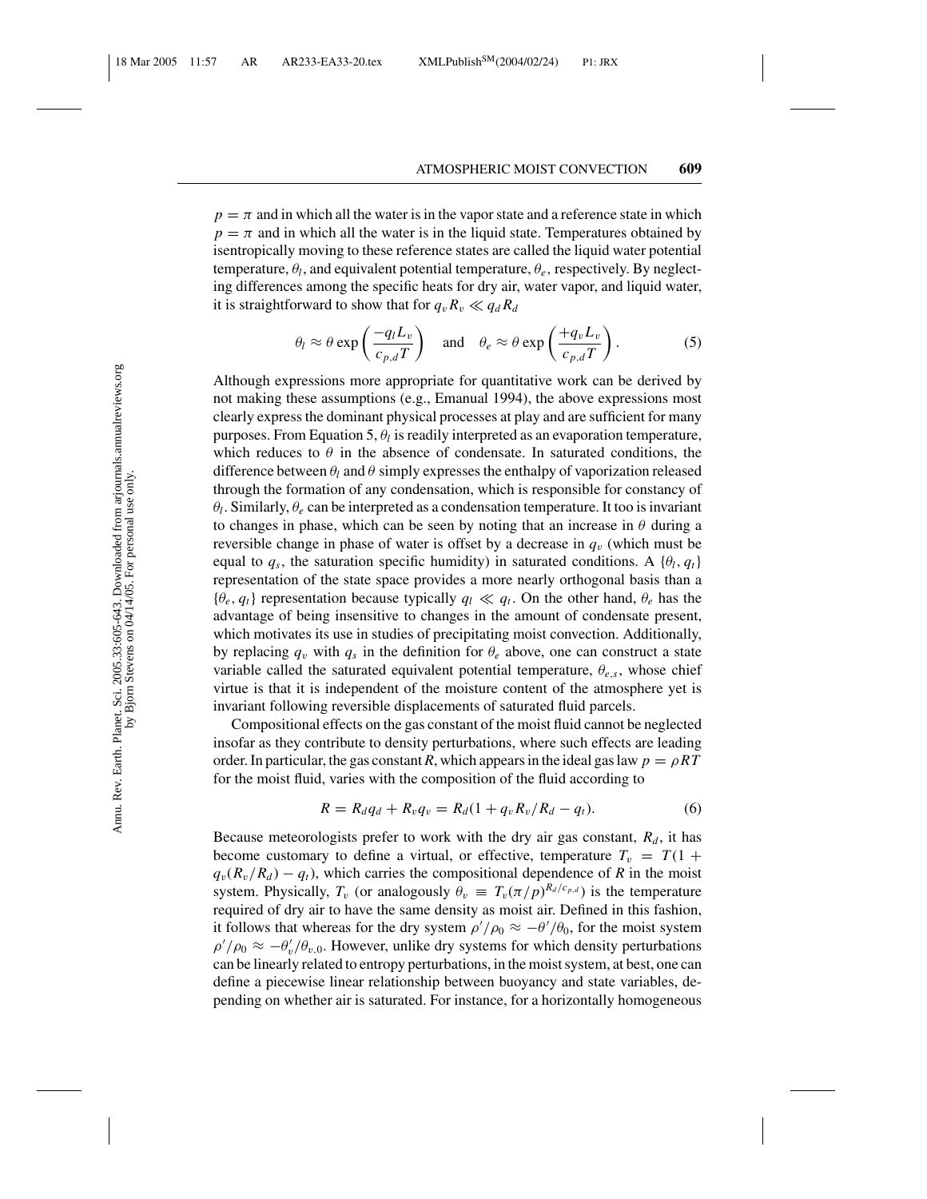$p = \pi$ and in which all the water is in the vapor state and a reference state in which $p = \pi$ and in which all the water is in the liquid state. Temperatures obtained by isentropically moving to these reference states are called the liquid water potential temperature, $\theta_l$, and equivalent potential temperature, $\theta_e$, respectively. By neglecting differences among the specific heats for dry air, water vapor, and liquid water, it is straightforward to show that for $q_v R_v \ll q_d R_d$

$$\theta_l \approx \theta \exp\left(\frac{-q_l L_v}{c_{p,d} T}\right) \quad \text{and} \quad \theta_e \approx \theta \exp\left(\frac{+q_v L_v}{c_{p,d} T}\right). \tag{5}$$

Although expressions more appropriate for quantitative work can be derived by not making these assumptions (e.g., Emanual 1994), the above expressions most clearly express the dominant physical processes at play and are sufficient for many purposes. From Equation 5, $\theta_l$ is readily interpreted as an evaporation temperature, which reduces to $\theta$ in the absence of condensate. In saturated conditions, the difference between $\theta_l$ and $\theta$ simply expresses the enthalpy of vaporization released through the formation of any condensation, which is responsible for constancy of $\theta_l$. Similarly, $\theta_e$ can be interpreted as a condensation temperature. It too is invariant to changes in phase, which can be seen by noting that an increase in $\theta$ during a reversible change in phase of water is offset by a decrease in $q_v$ (which must be equal to $q_s$, the saturation specific humidity) in saturated conditions. A $\{\theta_l, q_t\}$ representation of the state space provides a more nearly orthogonal basis than a $\{\theta_e, q_t\}$ representation because typically $q_l \ll q_t$. On the other hand, $\theta_e$ has the advantage of being insensitive to changes in the amount of condensate present, which motivates its use in studies of precipitating moist convection. Additionally, by replacing $q_v$ with $q_s$ in the definition for $\theta_e$ above, one can construct a state variable called the saturated equivalent potential temperature, $\theta_{e,s}$, whose chief virtue is that it is independent of the moisture content of the atmosphere yet is invariant following reversible displacements of saturated fluid parcels.

Compositional effects on the gas constant of the moist fluid cannot be neglected insofar as they contribute to density perturbations, where such effects are leading order. In particular, the gas constant $R$, which appears in the ideal gas law $p = \rho R T$ for the moist fluid, varies with the composition of the fluid according to

$$R = R_d q_d + R_v q_v = R_d(1 + q_v R_v / R_d - q_t). \tag{6}$$

Because meteorologists prefer to work with the dry air gas constant, $R_d$, it has become customary to define a virtual, or effective, temperature $T_v = T(1 + q_v(R_v/R_d) - q_t)$, which carries the compositional dependence of $R$ in the moist system. Physically, $T_v$ (or analogously $\theta_v \equiv T_v(\pi/p)^{R_d/c_{p,d}}$) is the temperature required of dry air to have the same density as moist air. Defined in this fashion, it follows that whereas for the dry system $\rho'/\rho_0 \approx -\theta'/\theta_0$, for the moist system $\rho'/\rho_0 \approx -\theta_v'/\theta_{v,0}$. However, unlike dry systems for which density perturbations can be linearly related to entropy perturbations, in the moist system, at best, one can define a piecewise linear relationship between buoyancy and state variables, depending on whether air is saturated. For instance, for a horizontally homogeneous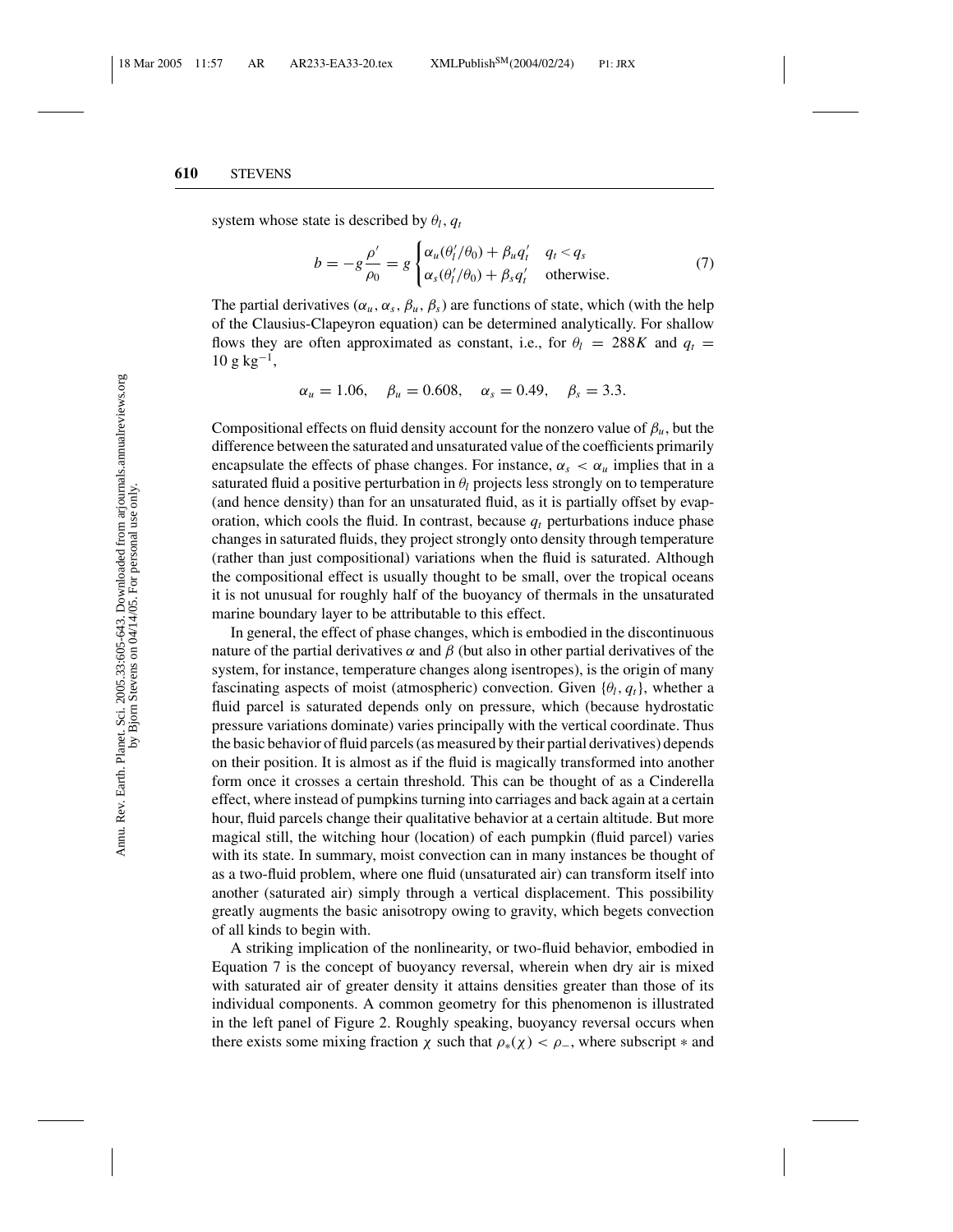system whose state is described by $\theta_l, q_t$

$$b = -g\frac{\rho'}{\rho_0} = g\begin{cases}\alpha_u(\theta_l'/\theta_0) + \beta_u q_t' & q_t < q_s \\ \alpha_s(\theta_l'/\theta_0) + \beta_s q_t' & \text{otherwise.}\end{cases} \quad (7)$$

The partial derivatives ($\alpha_u, \alpha_s, \beta_u, \beta_s$) are functions of state, which (with the help of the Clausius-Clapeyron equation) can be determined analytically. For shallow flows they are often approximated as constant, i.e., for $\theta_l = 288K$ and $q_t = 10\ \text{g kg}^{-1}$,

$$\alpha_u = 1.06, \quad \beta_u = 0.608, \quad \alpha_s = 0.49, \quad \beta_s = 3.3.$$

Compositional effects on fluid density account for the nonzero value of $\beta_u$, but the difference between the saturated and unsaturated value of the coefficients primarily encapsulate the effects of phase changes. For instance, $\alpha_s < \alpha_u$ implies that in a saturated fluid a positive perturbation in $\theta_l$ projects less strongly on to temperature (and hence density) than for an unsaturated fluid, as it is partially offset by evaporation, which cools the fluid. In contrast, because $q_t$ perturbations induce phase changes in saturated fluids, they project strongly onto density through temperature (rather than just compositional) variations when the fluid is saturated. Although the compositional effect is usually thought to be small, over the tropical oceans it is not unusual for roughly half of the buoyancy of thermals in the unsaturated marine boundary layer to be attributable to this effect.

In general, the effect of phase changes, which is embodied in the discontinuous nature of the partial derivatives $\alpha$ and $\beta$ (but also in other partial derivatives of the system, for instance, temperature changes along isentropes), is the origin of many fascinating aspects of moist (atmospheric) convection. Given $\{\theta_l, q_t\}$, whether a fluid parcel is saturated depends only on pressure, which (because hydrostatic pressure variations dominate) varies principally with the vertical coordinate. Thus the basic behavior of fluid parcels (as measured by their partial derivatives) depends on their position. It is almost as if the fluid is magically transformed into another form once it crosses a certain threshold. This can be thought of as a Cinderella effect, where instead of pumpkins turning into carriages and back again at a certain hour, fluid parcels change their qualitative behavior at a certain altitude. But more magical still, the witching hour (location) of each pumpkin (fluid parcel) varies with its state. In summary, moist convection can in many instances be thought of as a two-fluid problem, where one fluid (unsaturated air) can transform itself into another (saturated air) simply through a vertical displacement. This possibility greatly augments the basic anisotropy owing to gravity, which begets convection of all kinds to begin with.

A striking implication of the nonlinearity, or two-fluid behavior, embodied in Equation 7 is the concept of buoyancy reversal, wherein when dry air is mixed with saturated air of greater density it attains densities greater than those of its individual components. A common geometry for this phenomenon is illustrated in the left panel of Figure 2. Roughly speaking, buoyancy reversal occurs when there exists some mixing fraction $\chi$ such that $\rho_*(\chi) < \rho_-$, where subscript $*$ and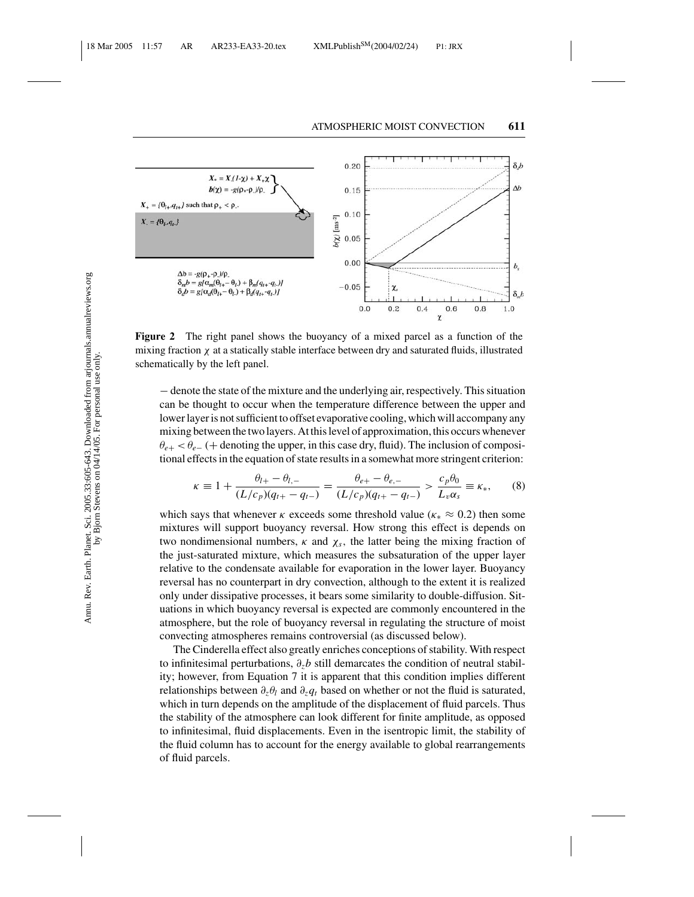**Figure 2** The right panel shows the buoyancy of a mixed parcel as a function of the mixing fraction $\chi$ at a statically stable interface between dry and saturated fluids, illustrated schematically by the left panel.

− denote the state of the mixture and the underlying air, respectively. This situation can be thought to occur when the temperature difference between the upper and lower layer is not sufficient to offset evaporative cooling, which will accompany any mixing between the two layers. At this level of approximation, this occurs whenever $\theta_{e+} < \theta_{e-}$ (+ denoting the upper, in this case dry, fluid). The inclusion of compositional effects in the equation of state results in a somewhat more stringent criterion:

$$\kappa \equiv 1 + \frac{\theta_{l+} - \theta_{l,-}}{(L/c_p)(q_{t+} - q_{t-})} = \frac{\theta_{e+} - \theta_{e,-}}{(L/c_p)(q_{t+} - q_{t-})} > \frac{c_p \theta_0}{L_v \alpha_s} \equiv \kappa_*, \qquad (8)$$

which says that whenever $\kappa$ exceeds some threshold value ($\kappa_* \approx 0.2$) then some mixtures will support buoyancy reversal. How strong this effect is depends on two nondimensional numbers, $\kappa$ and $\chi_s$, the latter being the mixing fraction of the just-saturated mixture, which measures the subsaturation of the upper layer relative to the condensate available for evaporation in the lower layer. Buoyancy reversal has no counterpart in dry convection, although to the extent it is realized only under dissipative processes, it bears some similarity to double-diffusion. Situations in which buoyancy reversal is expected are commonly encountered in the atmosphere, but the role of buoyancy reversal in regulating the structure of moist convecting atmospheres remains controversial (as discussed below).

The Cinderella effect also greatly enriches conceptions of stability. With respect to infinitesimal perturbations, $\partial_z b$ still demarcates the condition of neutral stability; however, from Equation 7 it is apparent that this condition implies different relationships between $\partial_z \theta_l$ and $\partial_z q_t$ based on whether or not the fluid is saturated, which in turn depends on the amplitude of the displacement of fluid parcels. Thus the stability of the atmosphere can look different for finite amplitude, as opposed to infinitesimal, fluid displacements. Even in the isentropic limit, the stability of the fluid column has to account for the energy available to global rearrangements of fluid parcels.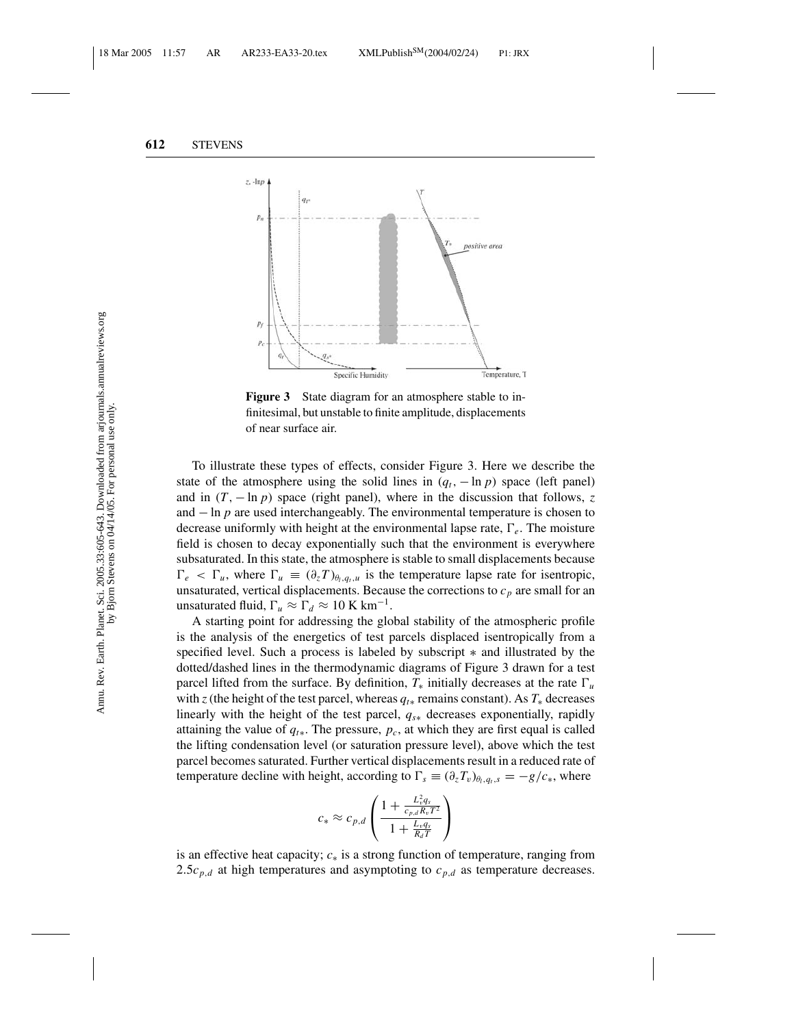**Figure 3** State diagram for an atmosphere stable to infinitesimal, but unstable to finite amplitude, displacements of near surface air.

To illustrate these types of effects, consider Figure 3. Here we describe the state of the atmosphere using the solid lines in $(q_t, -\ln p)$ space (left panel) and in $(T, -\ln p)$ space (right panel), where in the discussion that follows, $z$ and $-\ln p$ are used interchangeably. The environmental temperature is chosen to decrease uniformly with height at the environmental lapse rate, $\Gamma_e$. The moisture field is chosen to decay exponentially such that the environment is everywhere subsaturated. In this state, the atmosphere is stable to small displacements because $\Gamma_e < \Gamma_u$, where $\Gamma_u \equiv (\partial_z T)_{\theta_l, q_t, u}$ is the temperature lapse rate for isentropic, unsaturated, vertical displacements. Because the corrections to $c_p$ are small for an unsaturated fluid, $\Gamma_u \approx \Gamma_d \approx 10\ \mathrm{K\ km^{-1}}$.

A starting point for addressing the global stability of the atmospheric profile is the analysis of the energetics of test parcels displaced isentropically from a specified level. Such a process is labeled by subscript $*$ and illustrated by the dotted/dashed lines in the thermodynamic diagrams of Figure 3 drawn for a test parcel lifted from the surface. By definition, $T_*$ initially decreases at the rate $\Gamma_u$ with $z$ (the height of the test parcel, whereas $q_{t*}$ remains constant). As $T_*$ decreases linearly with the height of the test parcel, $q_{s*}$ decreases exponentially, rapidly attaining the value of $q_{t*}$. The pressure, $p_c$, at which they are first equal is called the lifting condensation level (or saturation pressure level), above which the test parcel becomes saturated. Further vertical displacements result in a reduced rate of temperature decline with height, according to $\Gamma_s \equiv (\partial_z T_v)_{\theta_l, q_t, s} = -g/c_*$, where

$$c_* \approx c_{p,d} \left( \frac{1 + \frac{L_v^2 q_s}{c_{p,d} R_v T^2}}{1 + \frac{L_v q_s}{R_d T}} \right)$$

is an effective heat capacity; $c_*$ is a strong function of temperature, ranging from $2.5 c_{p,d}$ at high temperatures and asymptoting to $c_{p,d}$ as temperature decreases.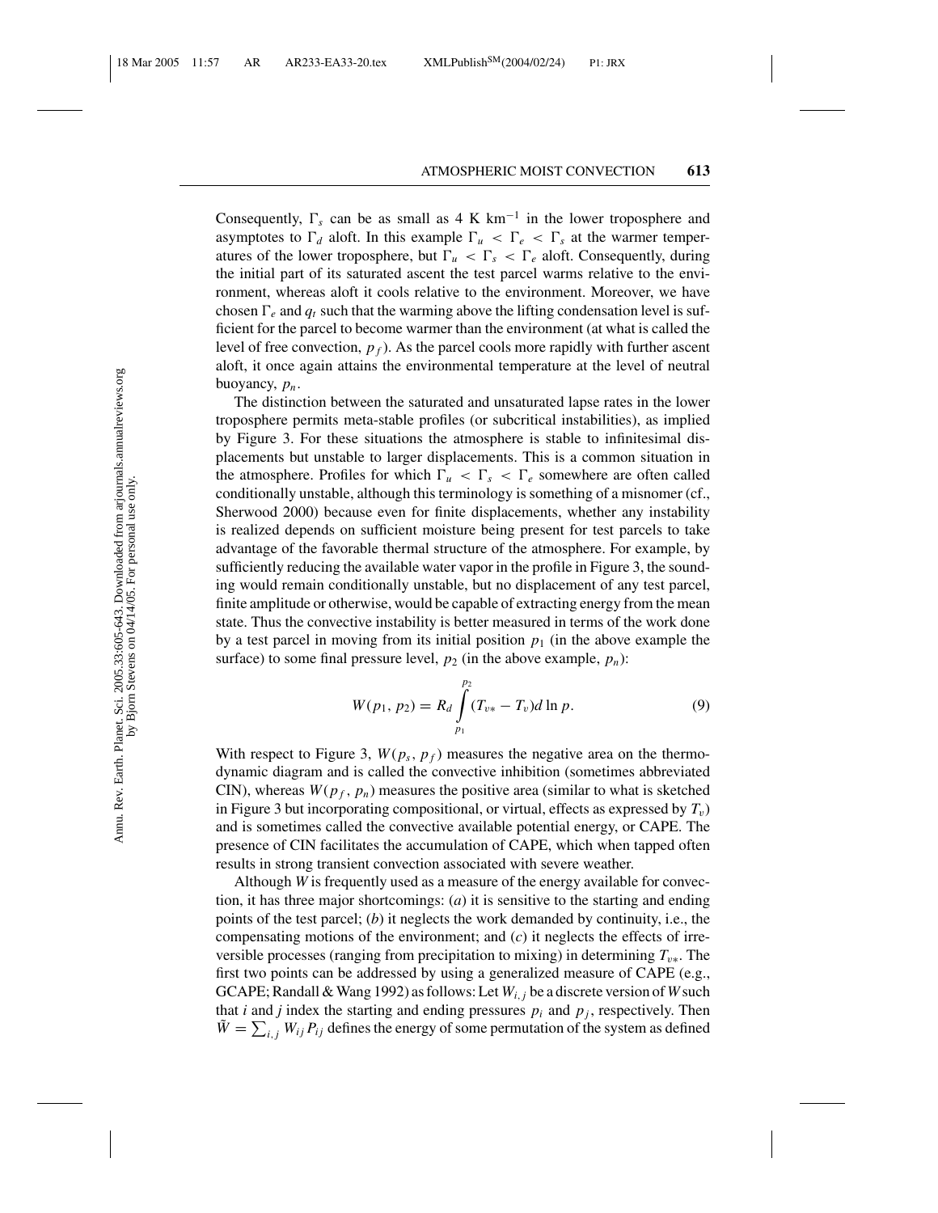Consequently, $\Gamma_s$ can be as small as 4 K km$^{-1}$ in the lower troposphere and asymptotes to $\Gamma_d$ aloft. In this example $\Gamma_u < \Gamma_e < \Gamma_s$ at the warmer temperatures of the lower troposphere, but $\Gamma_u < \Gamma_s < \Gamma_e$ aloft. Consequently, during the initial part of its saturated ascent the test parcel warms relative to the environment, whereas aloft it cools relative to the environment. Moreover, we have chosen $\Gamma_e$ and $q_t$ such that the warming above the lifting condensation level is sufficient for the parcel to become warmer than the environment (at what is called the level of free convection, $p_f$). As the parcel cools more rapidly with further ascent aloft, it once again attains the environmental temperature at the level of neutral buoyancy, $p_n$.

The distinction between the saturated and unsaturated lapse rates in the lower troposphere permits meta-stable profiles (or subcritical instabilities), as implied by Figure 3. For these situations the atmosphere is stable to infinitesimal displacements but unstable to larger displacements. This is a common situation in the atmosphere. Profiles for which $\Gamma_u < \Gamma_s < \Gamma_e$ somewhere are often called conditionally unstable, although this terminology is something of a misnomer (cf., Sherwood 2000) because even for finite displacements, whether any instability is realized depends on sufficient moisture being present for test parcels to take advantage of the favorable thermal structure of the atmosphere. For example, by sufficiently reducing the available water vapor in the profile in Figure 3, the sounding would remain conditionally unstable, but no displacement of any test parcel, finite amplitude or otherwise, would be capable of extracting energy from the mean state. Thus the convective instability is better measured in terms of the work done by a test parcel in moving from its initial position $p_1$ (in the above example the surface) to some final pressure level, $p_2$ (in the above example, $p_n$):

$$W(p_1, p_2) = R_d \int_{p_1}^{p_2} (T_{v*} - T_v) d \ln p. \tag{9}$$

With respect to Figure 3, $W(p_s, p_f)$ measures the negative area on the thermodynamic diagram and is called the convective inhibition (sometimes abbreviated CIN), whereas $W(p_f, p_n)$ measures the positive area (similar to what is sketched in Figure 3 but incorporating compositional, or virtual, effects as expressed by $T_v$) and is sometimes called the convective available potential energy, or CAPE. The presence of CIN facilitates the accumulation of CAPE, which when tapped often results in strong transient convection associated with severe weather.

Although $W$ is frequently used as a measure of the energy available for convection, it has three major shortcomings: (*a*) it is sensitive to the starting and ending points of the test parcel; (*b*) it neglects the work demanded by continuity, i.e., the compensating motions of the environment; and (*c*) it neglects the effects of irreversible processes (ranging from precipitation to mixing) in determining $T_{v*}$. The first two points can be addressed by using a generalized measure of CAPE (e.g., GCAPE; Randall & Wang 1992) as follows: Let $W_{i,j}$ be a discrete version of $W$ such that $i$ and $j$ index the starting and ending pressures $p_i$ and $p_j$, respectively. Then $\tilde{W} = \sum_{i,j} W_{ij} P_{ij}$ defines the energy of some permutation of the system as defined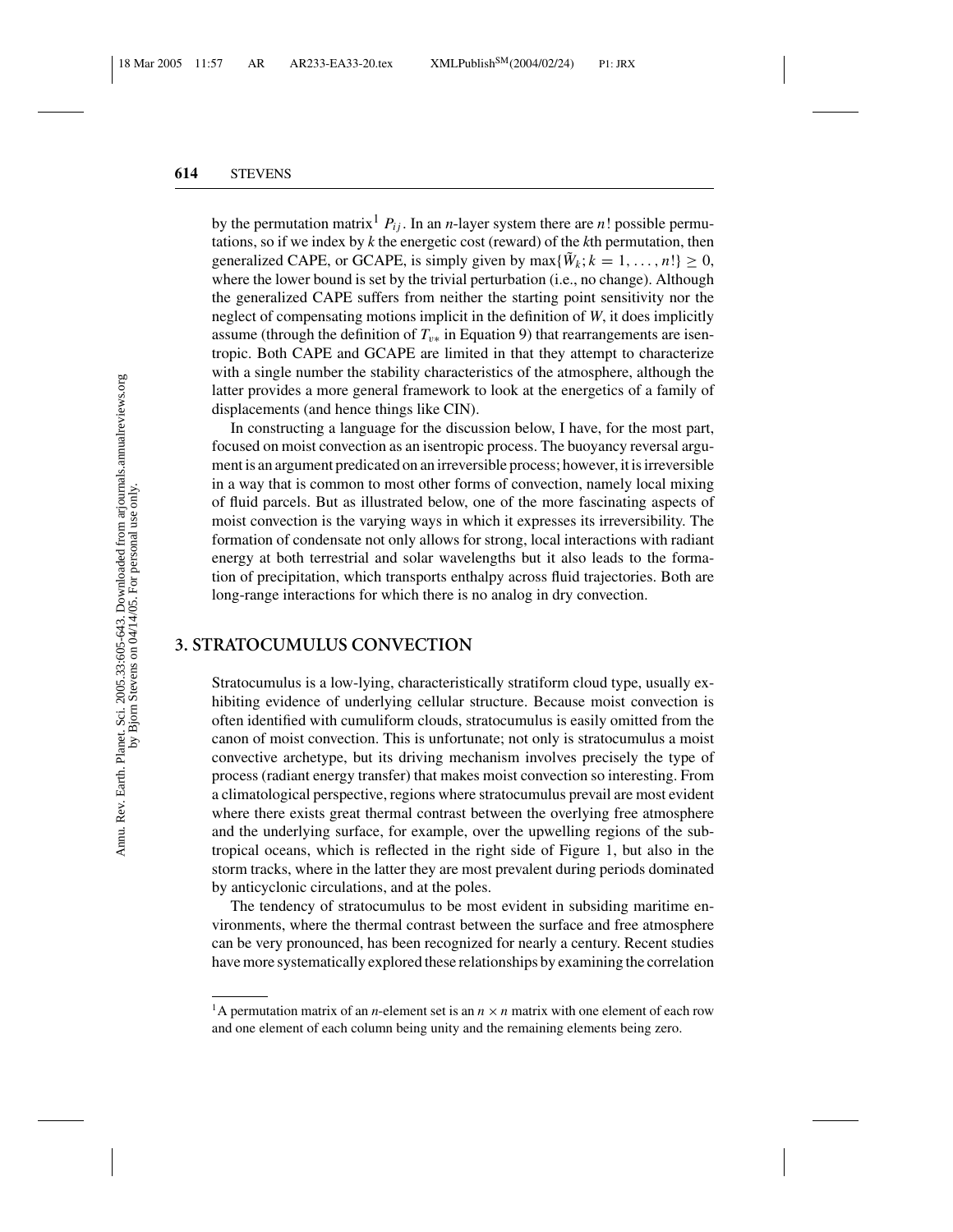by the permutation matrix[1] $P_{ij}$. In an $n$-layer system there are $n!$ possible permutations, so if we index by $k$ the energetic cost (reward) of the $k$th permutation, then generalized CAPE, or GCAPE, is simply given by $\max\{\tilde{W}_k; k = 1, \ldots, n!\} \geq 0$, where the lower bound is set by the trivial perturbation (i.e., no change). Although the generalized CAPE suffers from neither the starting point sensitivity nor the neglect of compensating motions implicit in the definition of $W$, it does implicitly assume (through the definition of $T_{v*}$ in Equation 9) that rearrangements are isentropic. Both CAPE and GCAPE are limited in that they attempt to characterize with a single number the stability characteristics of the atmosphere, although the latter provides a more general framework to look at the energetics of a family of displacements (and hence things like CIN).

In constructing a language for the discussion below, I have, for the most part, focused on moist convection as an isentropic process. The buoyancy reversal argument is an argument predicated on an irreversible process; however, it is irreversible in a way that is common to most other forms of convection, namely local mixing of fluid parcels. But as illustrated below, one of the more fascinating aspects of moist convection is the varying ways in which it expresses its irreversibility. The formation of condensate not only allows for strong, local interactions with radiant energy at both terrestrial and solar wavelengths but it also leads to the formation of precipitation, which transports enthalpy across fluid trajectories. Both are long-range interactions for which there is no analog in dry convection.

## 3. STRATOCUMULUS CONVECTION

Stratocumulus is a low-lying, characteristically stratiform cloud type, usually exhibiting evidence of underlying cellular structure. Because moist convection is often identified with cumuliform clouds, stratocumulus is easily omitted from the canon of moist convection. This is unfortunate; not only is stratocumulus a moist convective archetype, but its driving mechanism involves precisely the type of process (radiant energy transfer) that makes moist convection so interesting. From a climatological perspective, regions where stratocumulus prevail are most evident where there exists great thermal contrast between the overlying free atmosphere and the underlying surface, for example, over the upwelling regions of the subtropical oceans, which is reflected in the right side of Figure 1, but also in the storm tracks, where in the latter they are most prevalent during periods dominated by anticyclonic circulations, and at the poles.

The tendency of stratocumulus to be most evident in subsiding maritime environments, where the thermal contrast between the surface and free atmosphere can be very pronounced, has been recognized for nearly a century. Recent studies have more systematically explored these relationships by examining the correlation

[1] A permutation matrix of an $n$-element set is an $n \times n$ matrix with one element of each row and one element of each column being unity and the remaining elements being zero.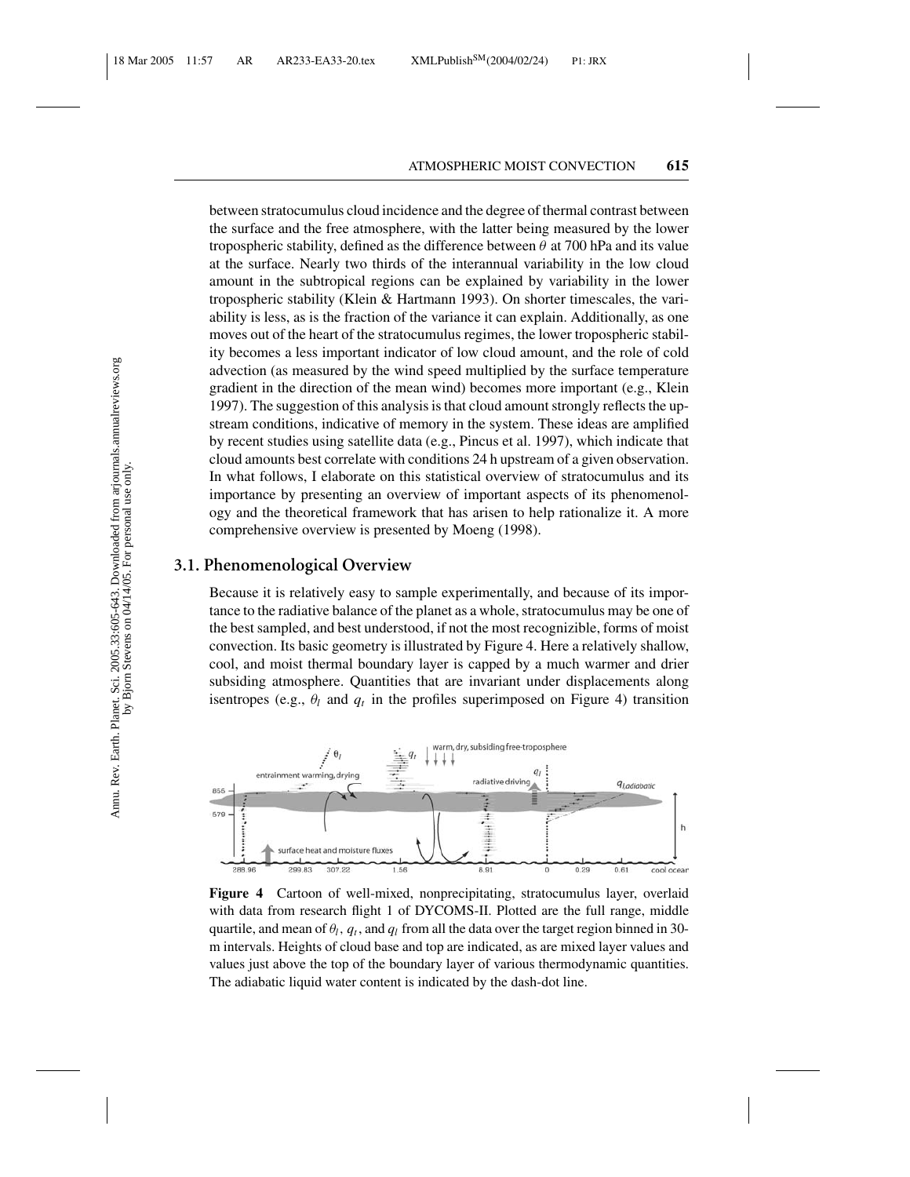between stratocumulus cloud incidence and the degree of thermal contrast between the surface and the free atmosphere, with the latter being measured by the lower tropospheric stability, defined as the difference between $\theta$ at 700 hPa and its value at the surface. Nearly two thirds of the interannual variability in the low cloud amount in the subtropical regions can be explained by variability in the lower tropospheric stability (Klein & Hartmann 1993). On shorter timescales, the variability is less, as is the fraction of the variance it can explain. Additionally, as one moves out of the heart of the stratocumulus regimes, the lower tropospheric stability becomes a less important indicator of low cloud amount, and the role of cold advection (as measured by the wind speed multiplied by the surface temperature gradient in the direction of the mean wind) becomes more important (e.g., Klein 1997). The suggestion of this analysis is that cloud amount strongly reflects the upstream conditions, indicative of memory in the system. These ideas are amplified by recent studies using satellite data (e.g., Pincus et al. 1997), which indicate that cloud amounts best correlate with conditions 24 h upstream of a given observation. In what follows, I elaborate on this statistical overview of stratocumulus and its importance by presenting an overview of important aspects of its phenomenology and the theoretical framework that has arisen to help rationalize it. A more comprehensive overview is presented by Moeng (1998).

## 3.1. Phenomenological Overview

Because it is relatively easy to sample experimentally, and because of its importance to the radiative balance of the planet as a whole, stratocumulus may be one of the best sampled, and best understood, if not the most recognizible, forms of moist convection. Its basic geometry is illustrated by Figure 4. Here a relatively shallow, cool, and moist thermal boundary layer is capped by a much warmer and drier subsiding atmosphere. Quantities that are invariant under displacements along isentropes (e.g., $\theta_l$ and $q_t$ in the profiles superimposed on Figure 4) transition

**Figure 4** Cartoon of well-mixed, nonprecipitating, stratocumulus layer, overlaid with data from research flight 1 of DYCOMS-II. Plotted are the full range, middle quartile, and mean of $\theta_l$, $q_t$, and $q_l$ from all the data over the target region binned in 30-m intervals. Heights of cloud base and top are indicated, as are mixed layer values and values just above the top of the boundary layer of various thermodynamic quantities. The adiabatic liquid water content is indicated by the dash-dot line.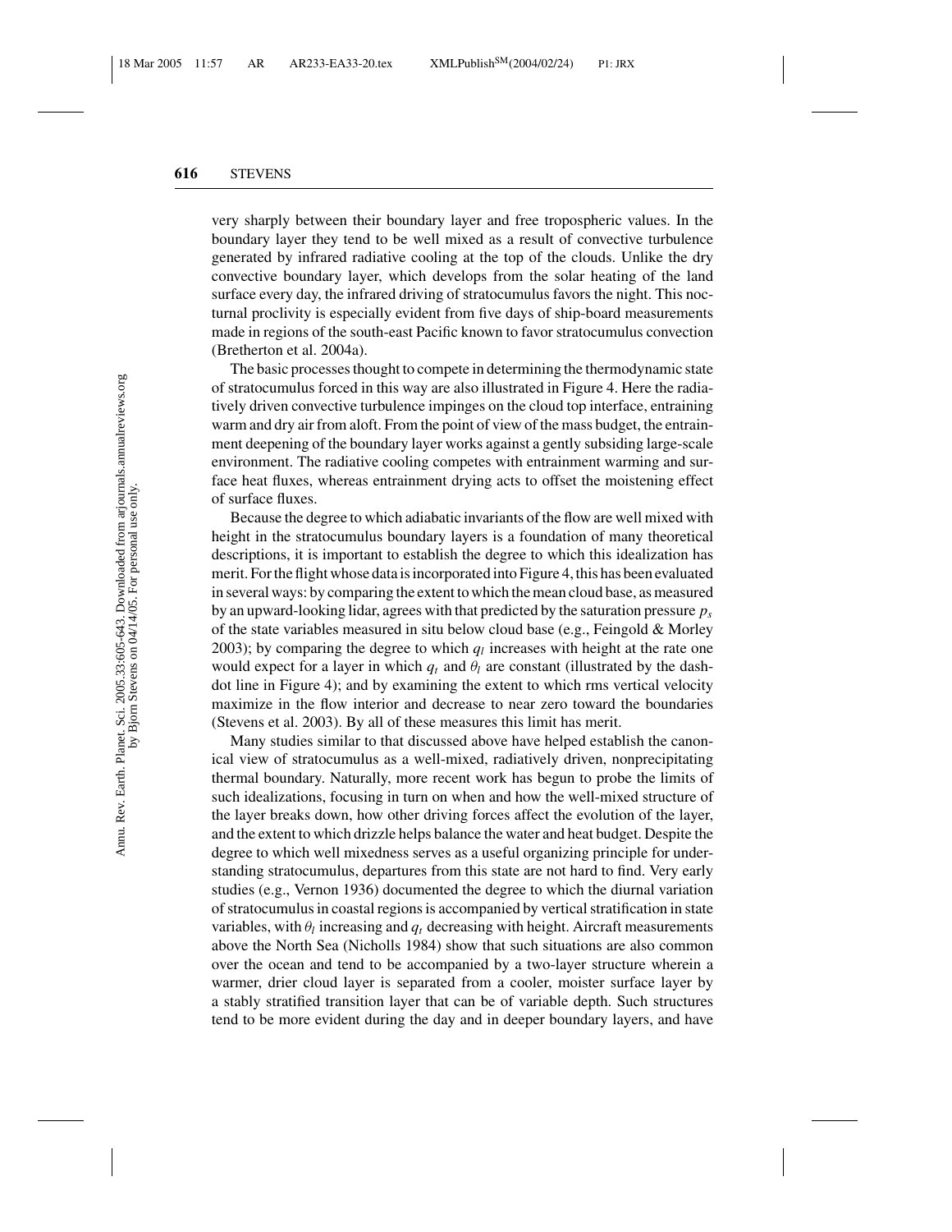very sharply between their boundary layer and free tropospheric values. In the boundary layer they tend to be well mixed as a result of convective turbulence generated by infrared radiative cooling at the top of the clouds. Unlike the dry convective boundary layer, which develops from the solar heating of the land surface every day, the infrared driving of stratocumulus favors the night. This nocturnal proclivity is especially evident from five days of ship-board measurements made in regions of the south-east Pacific known to favor stratocumulus convection (Bretherton et al. 2004a).

The basic processes thought to compete in determining the thermodynamic state of stratocumulus forced in this way are also illustrated in Figure 4. Here the radiatively driven convective turbulence impinges on the cloud top interface, entraining warm and dry air from aloft. From the point of view of the mass budget, the entrainment deepening of the boundary layer works against a gently subsiding large-scale environment. The radiative cooling competes with entrainment warming and surface heat fluxes, whereas entrainment drying acts to offset the moistening effect of surface fluxes.

Because the degree to which adiabatic invariants of the flow are well mixed with height in the stratocumulus boundary layers is a foundation of many theoretical descriptions, it is important to establish the degree to which this idealization has merit. For the flight whose data is incorporated into Figure 4, this has been evaluated in several ways: by comparing the extent to which the mean cloud base, as measured by an upward-looking lidar, agrees with that predicted by the saturation pressure $p_s$ of the state variables measured in situ below cloud base (e.g., Feingold & Morley 2003); by comparing the degree to which $q_l$ increases with height at the rate one would expect for a layer in which $q_t$ and $\theta_l$ are constant (illustrated by the dash-dot line in Figure 4); and by examining the extent to which rms vertical velocity maximize in the flow interior and decrease to near zero toward the boundaries (Stevens et al. 2003). By all of these measures this limit has merit.

Many studies similar to that discussed above have helped establish the canonical view of stratocumulus as a well-mixed, radiatively driven, nonprecipitating thermal boundary. Naturally, more recent work has begun to probe the limits of such idealizations, focusing in turn on when and how the well-mixed structure of the layer breaks down, how other driving forces affect the evolution of the layer, and the extent to which drizzle helps balance the water and heat budget. Despite the degree to which well mixedness serves as a useful organizing principle for understanding stratocumulus, departures from this state are not hard to find. Very early studies (e.g., Vernon 1936) documented the degree to which the diurnal variation of stratocumulus in coastal regions is accompanied by vertical stratification in state variables, with $\theta_l$ increasing and $q_t$ decreasing with height. Aircraft measurements above the North Sea (Nicholls 1984) show that such situations are also common over the ocean and tend to be accompanied by a two-layer structure wherein a warmer, drier cloud layer is separated from a cooler, moister surface layer by a stably stratified transition layer that can be of variable depth. Such structures tend to be more evident during the day and in deeper boundary layers, and have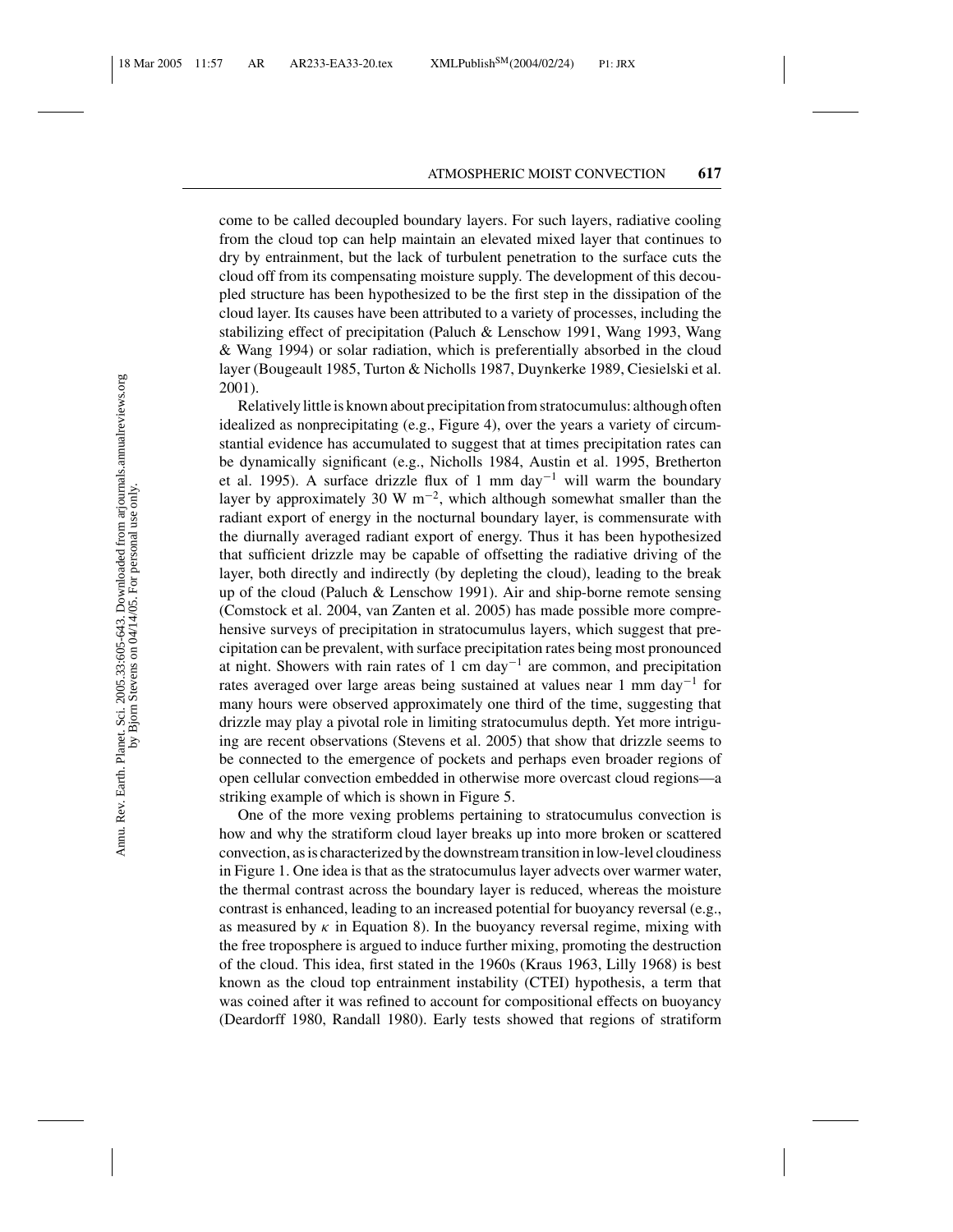come to be called decoupled boundary layers. For such layers, radiative cooling from the cloud top can help maintain an elevated mixed layer that continues to dry by entrainment, but the lack of turbulent penetration to the surface cuts the cloud off from its compensating moisture supply. The development of this decoupled structure has been hypothesized to be the first step in the dissipation of the cloud layer. Its causes have been attributed to a variety of processes, including the stabilizing effect of precipitation (Paluch & Lenschow 1991, Wang 1993, Wang & Wang 1994) or solar radiation, which is preferentially absorbed in the cloud layer (Bougeault 1985, Turton & Nicholls 1987, Duynkerke 1989, Ciesielski et al. 2001).

Relatively little is known about precipitation from stratocumulus: although often idealized as nonprecipitating (e.g., Figure 4), over the years a variety of circumstantial evidence has accumulated to suggest that at times precipitation rates can be dynamically significant (e.g., Nicholls 1984, Austin et al. 1995, Bretherton et al. 1995). A surface drizzle flux of 1 mm day$^{-1}$ will warm the boundary layer by approximately 30 W m$^{-2}$, which although somewhat smaller than the radiant export of energy in the nocturnal boundary layer, is commensurate with the diurnally averaged radiant export of energy. Thus it has been hypothesized that sufficient drizzle may be capable of offsetting the radiative driving of the layer, both directly and indirectly (by depleting the cloud), leading to the break up of the cloud (Paluch & Lenschow 1991). Air and ship-borne remote sensing (Comstock et al. 2004, van Zanten et al. 2005) has made possible more comprehensive surveys of precipitation in stratocumulus layers, which suggest that precipitation can be prevalent, with surface precipitation rates being most pronounced at night. Showers with rain rates of 1 cm day$^{-1}$ are common, and precipitation rates averaged over large areas being sustained at values near 1 mm day$^{-1}$ for many hours were observed approximately one third of the time, suggesting that drizzle may play a pivotal role in limiting stratocumulus depth. Yet more intriguing are recent observations (Stevens et al. 2005) that show that drizzle seems to be connected to the emergence of pockets and perhaps even broader regions of open cellular convection embedded in otherwise more overcast cloud regions—a striking example of which is shown in Figure 5.

One of the more vexing problems pertaining to stratocumulus convection is how and why the stratiform cloud layer breaks up into more broken or scattered convection, as is characterized by the downstream transition in low-level cloudiness in Figure 1. One idea is that as the stratocumulus layer advects over warmer water, the thermal contrast across the boundary layer is reduced, whereas the moisture contrast is enhanced, leading to an increased potential for buoyancy reversal (e.g., as measured by $\kappa$ in Equation 8). In the buoyancy reversal regime, mixing with the free troposphere is argued to induce further mixing, promoting the destruction of the cloud. This idea, first stated in the 1960s (Kraus 1963, Lilly 1968) is best known as the cloud top entrainment instability (CTEI) hypothesis, a term that was coined after it was refined to account for compositional effects on buoyancy (Deardorff 1980, Randall 1980). Early tests showed that regions of stratiform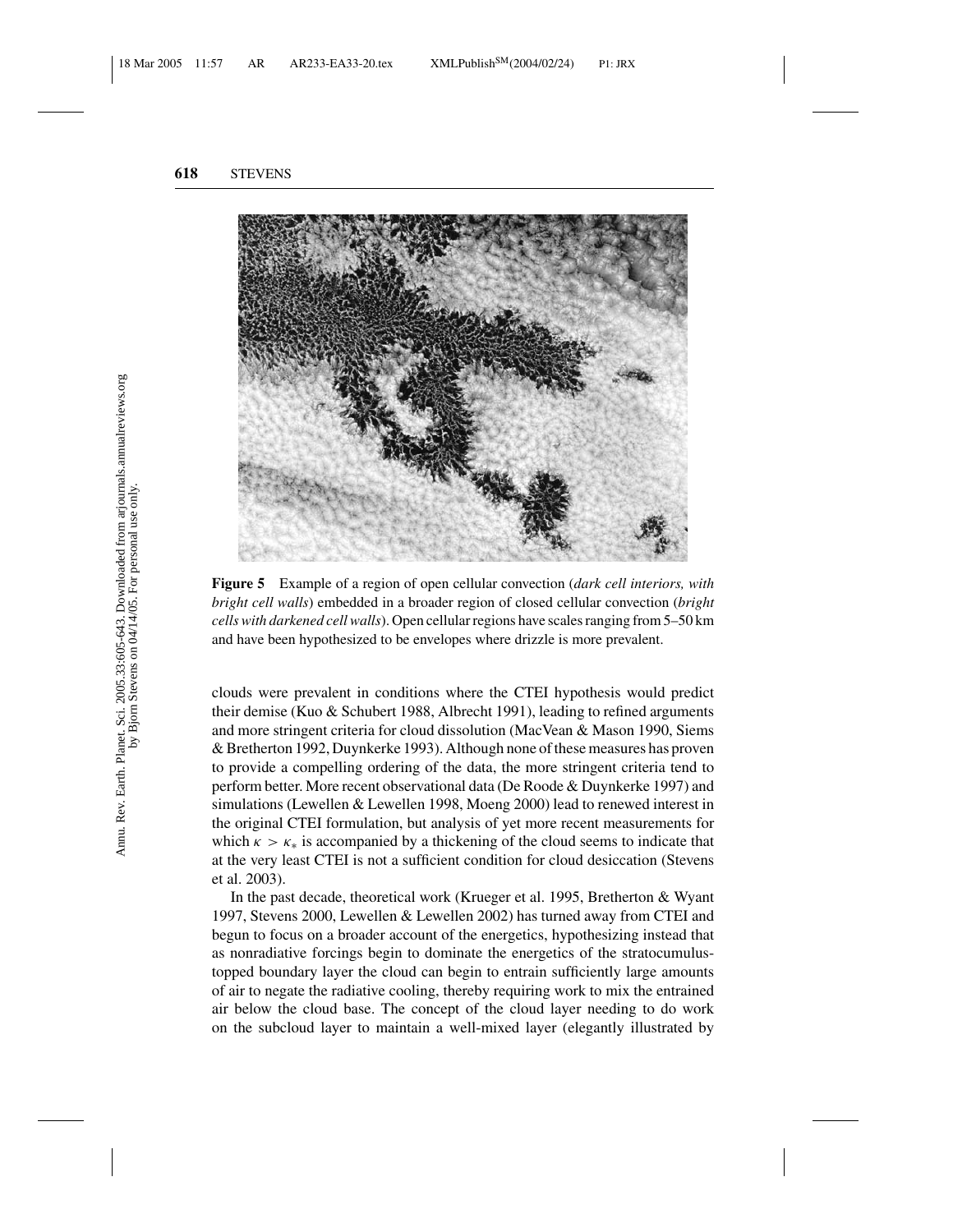**Figure 5** Example of a region of open cellular convection (*dark cell interiors, with bright cell walls*) embedded in a broader region of closed cellular convection (*bright cells with darkened cell walls*). Open cellular regions have scales ranging from 5–50 km and have been hypothesized to be envelopes where drizzle is more prevalent.

clouds were prevalent in conditions where the CTEI hypothesis would predict their demise (Kuo & Schubert 1988, Albrecht 1991), leading to refined arguments and more stringent criteria for cloud dissolution (MacVean & Mason 1990, Siems & Bretherton 1992, Duynkerke 1993). Although none of these measures has proven to provide a compelling ordering of the data, the more stringent criteria tend to perform better. More recent observational data (De Roode & Duynkerke 1997) and simulations (Lewellen & Lewellen 1998, Moeng 2000) lead to renewed interest in the original CTEI formulation, but analysis of yet more recent measurements for which $\kappa > \kappa_*$ is accompanied by a thickening of the cloud seems to indicate that at the very least CTEI is not a sufficient condition for cloud desiccation (Stevens et al. 2003).

In the past decade, theoretical work (Krueger et al. 1995, Bretherton & Wyant 1997, Stevens 2000, Lewellen & Lewellen 2002) has turned away from CTEI and begun to focus on a broader account of the energetics, hypothesizing instead that as nonradiative forcings begin to dominate the energetics of the stratocumulus-topped boundary layer the cloud can begin to entrain sufficiently large amounts of air to negate the radiative cooling, thereby requiring work to mix the entrained air below the cloud base. The concept of the cloud layer needing to do work on the subcloud layer to maintain a well-mixed layer (elegantly illustrated by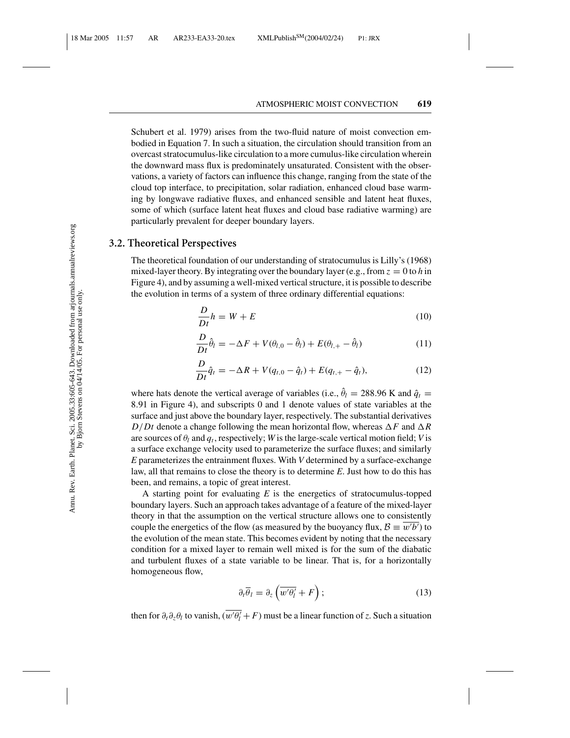Schubert et al. 1979) arises from the two-fluid nature of moist convection embodied in Equation 7. In such a situation, the circulation should transition from an overcast stratocumulus-like circulation to a more cumulus-like circulation wherein the downward mass flux is predominately unsaturated. Consistent with the observations, a variety of factors can influence this change, ranging from the state of the cloud top interface, to precipitation, solar radiation, enhanced cloud base warming by longwave radiative fluxes, and enhanced sensible and latent heat fluxes, some of which (surface latent heat fluxes and cloud base radiative warming) are particularly prevalent for deeper boundary layers.

## 3.2. Theoretical Perspectives

The theoretical foundation of our understanding of stratocumulus is Lilly's (1968) mixed-layer theory. By integrating over the boundary layer (e.g., from $z = 0$ to $h$ in Figure 4), and by assuming a well-mixed vertical structure, it is possible to describe the evolution in terms of a system of three ordinary differential equations:

$$\frac{D}{Dt}h = W + E \tag{10}$$

$$\frac{D}{Dt}\hat{\theta}_l = -\Delta F + V(\theta_{l,0} - \hat{\theta}_l) + E(\theta_{l,+} - \hat{\theta}_l) \tag{11}$$

$$\frac{D}{Dt}\hat{q}_t = -\Delta R + V(q_{t,0} - \hat{q}_t) + E(q_{t,+} - \hat{q}_t), \tag{12}$$

where hats denote the vertical average of variables (i.e., $\hat{\theta}_l = 288.96$ K and $\hat{q}_t = 8.91$ in Figure 4), and subscripts 0 and 1 denote values of state variables at the surface and just above the boundary layer, respectively. The substantial derivatives $D/Dt$ denote a change following the mean horizontal flow, whereas $\Delta F$ and $\Delta R$ are sources of $\theta_l$ and $q_t$, respectively; $W$ is the large-scale vertical motion field; $V$ is a surface exchange velocity used to parameterize the surface fluxes; and similarly $E$ parameterizes the entrainment fluxes. With $V$ determined by a surface-exchange law, all that remains to close the theory is to determine $E$. Just how to do this has been, and remains, a topic of great interest.

A starting point for evaluating $E$ is the energetics of stratocumulus-topped boundary layers. Such an approach takes advantage of a feature of the mixed-layer theory in that the assumption on the vertical structure allows one to consistently couple the energetics of the flow (as measured by the buoyancy flux, $\mathcal{B} \equiv \overline{w'b'}$) to the evolution of the mean state. This becomes evident by noting that the necessary condition for a mixed layer to remain well mixed is for the sum of the diabatic and turbulent fluxes of a state variable to be linear. That is, for a horizontally homogeneous flow,

$$\partial_t \overline{\theta}_l = \partial_z \left( \overline{w'\theta_l'} + F \right); \tag{13}$$

then for $\partial_t \partial_z \theta_l$ to vanish, $(\overline{w'\theta_l'} + F)$ must be a linear function of $z$. Such a situation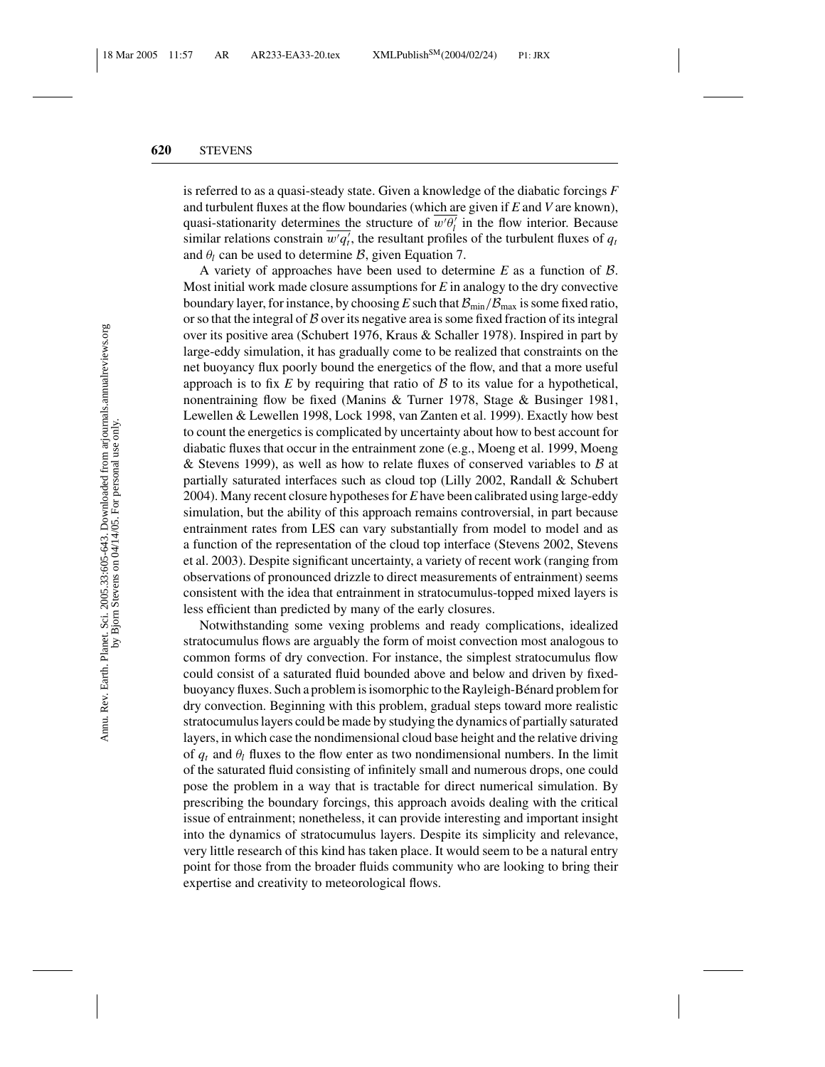is referred to as a quasi-steady state. Given a knowledge of the diabatic forcings $F$ and turbulent fluxes at the flow boundaries (which are given if $E$ and $V$ are known), quasi-stationarity determines the structure of $\overline{w'\theta_l'}$ in the flow interior. Because similar relations constrain $\overline{w'q_t'}$, the resultant profiles of the turbulent fluxes of $q_t$ and $\theta_l$ can be used to determine $\mathcal{B}$, given Equation 7.

A variety of approaches have been used to determine $E$ as a function of $\mathcal{B}$. Most initial work made closure assumptions for $E$ in analogy to the dry convective boundary layer, for instance, by choosing $E$ such that $\mathcal{B}_{\min}/\mathcal{B}_{\max}$ is some fixed ratio, or so that the integral of $\mathcal{B}$ over its negative area is some fixed fraction of its integral over its positive area (Schubert 1976, Kraus & Schaller 1978). Inspired in part by large-eddy simulation, it has gradually come to be realized that constraints on the net buoyancy flux poorly bound the energetics of the flow, and that a more useful approach is to fix $E$ by requiring that ratio of $\mathcal{B}$ to its value for a hypothetical, nonentraining flow be fixed (Manins & Turner 1978, Stage & Businger 1981, Lewellen & Lewellen 1998, Lock 1998, van Zanten et al. 1999). Exactly how best to count the energetics is complicated by uncertainty about how to best account for diabatic fluxes that occur in the entrainment zone (e.g., Moeng et al. 1999, Moeng & Stevens 1999), as well as how to relate fluxes of conserved variables to $\mathcal{B}$ at partially saturated interfaces such as cloud top (Lilly 2002, Randall & Schubert 2004). Many recent closure hypotheses for $E$ have been calibrated using large-eddy simulation, but the ability of this approach remains controversial, in part because entrainment rates from LES can vary substantially from model to model and as a function of the representation of the cloud top interface (Stevens 2002, Stevens et al. 2003). Despite significant uncertainty, a variety of recent work (ranging from observations of pronounced drizzle to direct measurements of entrainment) seems consistent with the idea that entrainment in stratocumulus-topped mixed layers is less efficient than predicted by many of the early closures.

Notwithstanding some vexing problems and ready complications, idealized stratocumulus flows are arguably the form of moist convection most analogous to common forms of dry convection. For instance, the simplest stratocumulus flow could consist of a saturated fluid bounded above and below and driven by fixed-buoyancy fluxes. Such a problem is isomorphic to the Rayleigh-Bénard problem for dry convection. Beginning with this problem, gradual steps toward more realistic stratocumulus layers could be made by studying the dynamics of partially saturated layers, in which case the nondimensional cloud base height and the relative driving of $q_t$ and $\theta_l$ fluxes to the flow enter as two nondimensional numbers. In the limit of the saturated fluid consisting of infinitely small and numerous drops, one could pose the problem in a way that is tractable for direct numerical simulation. By prescribing the boundary forcings, this approach avoids dealing with the critical issue of entrainment; nonetheless, it can provide interesting and important insight into the dynamics of stratocumulus layers. Despite its simplicity and relevance, very little research of this kind has taken place. It would seem to be a natural entry point for those from the broader fluids community who are looking to bring their expertise and creativity to meteorological flows.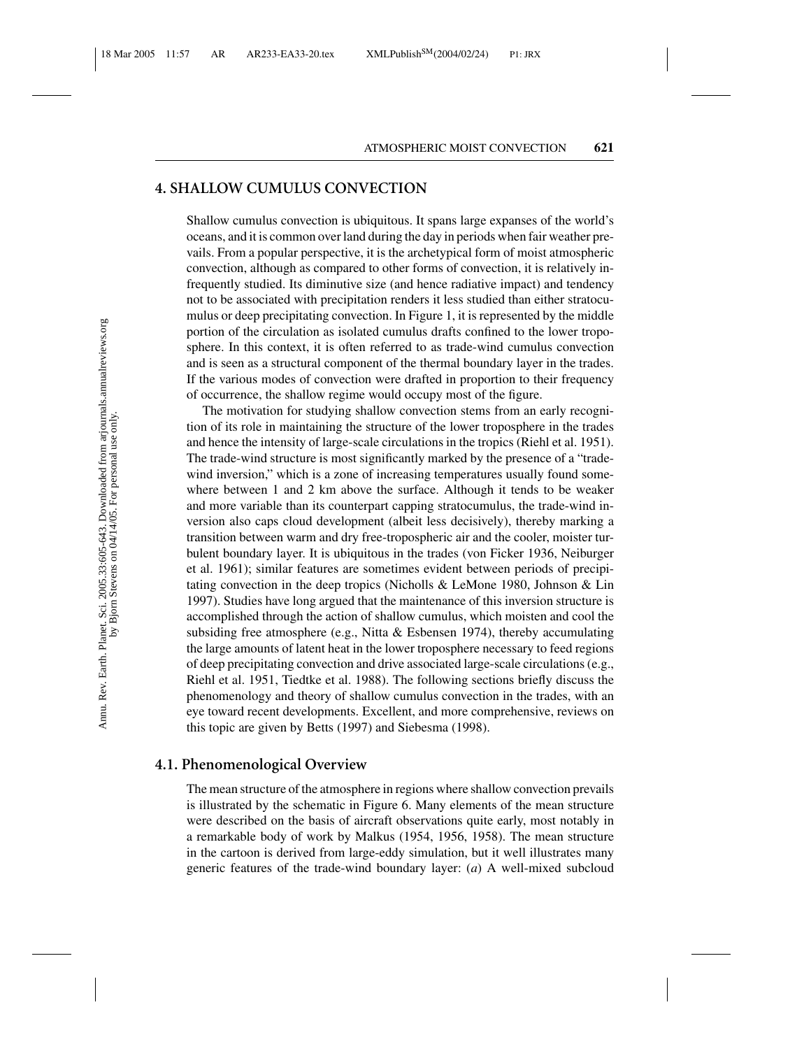## 4. SHALLOW CUMULUS CONVECTION

Shallow cumulus convection is ubiquitous. It spans large expanses of the world's oceans, and it is common over land during the day in periods when fair weather prevails. From a popular perspective, it is the archetypical form of moist atmospheric convection, although as compared to other forms of convection, it is relatively infrequently studied. Its diminutive size (and hence radiative impact) and tendency not to be associated with precipitation renders it less studied than either stratocumulus or deep precipitating convection. In Figure 1, it is represented by the middle portion of the circulation as isolated cumulus drafts confined to the lower troposphere. In this context, it is often referred to as trade-wind cumulus convection and is seen as a structural component of the thermal boundary layer in the trades. If the various modes of convection were drafted in proportion to their frequency of occurrence, the shallow regime would occupy most of the figure.

The motivation for studying shallow convection stems from an early recognition of its role in maintaining the structure of the lower troposphere in the trades and hence the intensity of large-scale circulations in the tropics (Riehl et al. 1951). The trade-wind structure is most significantly marked by the presence of a "trade-wind inversion," which is a zone of increasing temperatures usually found somewhere between 1 and 2 km above the surface. Although it tends to be weaker and more variable than its counterpart capping stratocumulus, the trade-wind inversion also caps cloud development (albeit less decisively), thereby marking a transition between warm and dry free-tropospheric air and the cooler, moister turbulent boundary layer. It is ubiquitous in the trades (von Ficker 1936, Neiburger et al. 1961); similar features are sometimes evident between periods of precipitating convection in the deep tropics (Nicholls & LeMone 1980, Johnson & Lin 1997). Studies have long argued that the maintenance of this inversion structure is accomplished through the action of shallow cumulus, which moisten and cool the subsiding free atmosphere (e.g., Nitta & Esbensen 1974), thereby accumulating the large amounts of latent heat in the lower troposphere necessary to feed regions of deep precipitating convection and drive associated large-scale circulations (e.g., Riehl et al. 1951, Tiedtke et al. 1988). The following sections briefly discuss the phenomenology and theory of shallow cumulus convection in the trades, with an eye toward recent developments. Excellent, and more comprehensive, reviews on this topic are given by Betts (1997) and Siebesma (1998).

### 4.1. Phenomenological Overview

The mean structure of the atmosphere in regions where shallow convection prevails is illustrated by the schematic in Figure 6. Many elements of the mean structure were described on the basis of aircraft observations quite early, most notably in a remarkable body of work by Malkus (1954, 1956, 1958). The mean structure in the cartoon is derived from large-eddy simulation, but it well illustrates many generic features of the trade-wind boundary layer: (*a*) A well-mixed subcloud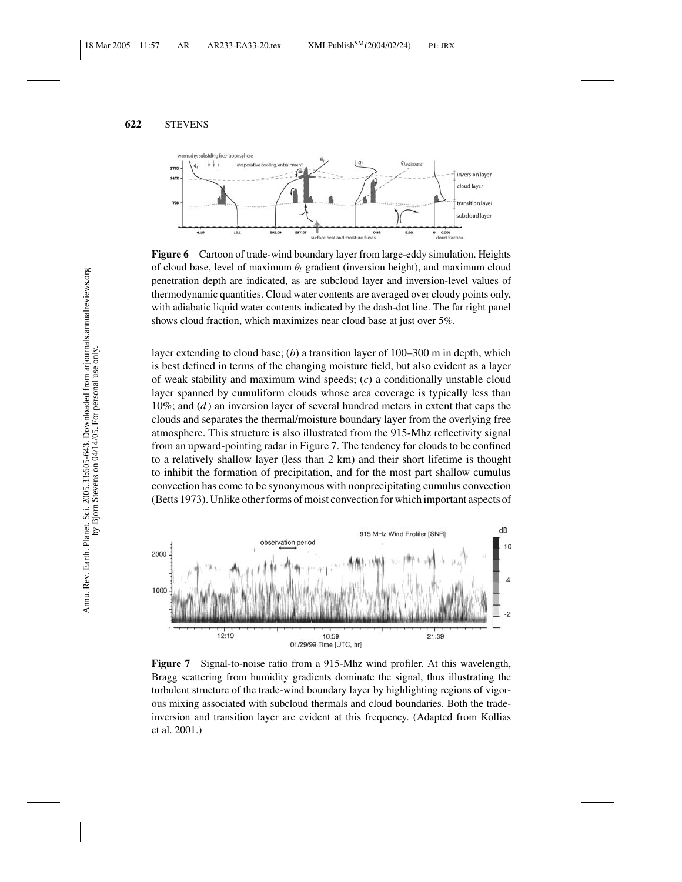**Figure 6** Cartoon of trade-wind boundary layer from large-eddy simulation. Heights of cloud base, level of maximum $\theta_l$ gradient (inversion height), and maximum cloud penetration depth are indicated, as are subcloud layer and inversion-level values of thermodynamic quantities. Cloud water contents are averaged over cloudy points only, with adiabatic liquid water contents indicated by the dash-dot line. The far right panel shows cloud fraction, which maximizes near cloud base at just over 5%.

layer extending to cloud base; (*b*) a transition layer of 100–300 m in depth, which is best defined in terms of the changing moisture field, but also evident as a layer of weak stability and maximum wind speeds; (*c*) a conditionally unstable cloud layer spanned by cumuliform clouds whose area coverage is typically less than 10%; and (*d*) an inversion layer of several hundred meters in extent that caps the clouds and separates the thermal/moisture boundary layer from the overlying free atmosphere. This structure is also illustrated from the 915-Mhz reflectivity signal from an upward-pointing radar in Figure 7. The tendency for clouds to be confined to a relatively shallow layer (less than 2 km) and their short lifetime is thought to inhibit the formation of precipitation, and for the most part shallow cumulus convection has come to be synonymous with nonprecipitating cumulus convection (Betts 1973). Unlike other forms of moist convection for which important aspects of

**Figure 7** Signal-to-noise ratio from a 915-Mhz wind profiler. At this wavelength, Bragg scattering from humidity gradients dominate the signal, thus illustrating the turbulent structure of the trade-wind boundary layer by highlighting regions of vigorous mixing associated with subcloud thermals and cloud boundaries. Both the trade-inversion and transition layer are evident at this frequency. (Adapted from Kollias et al. 2001.)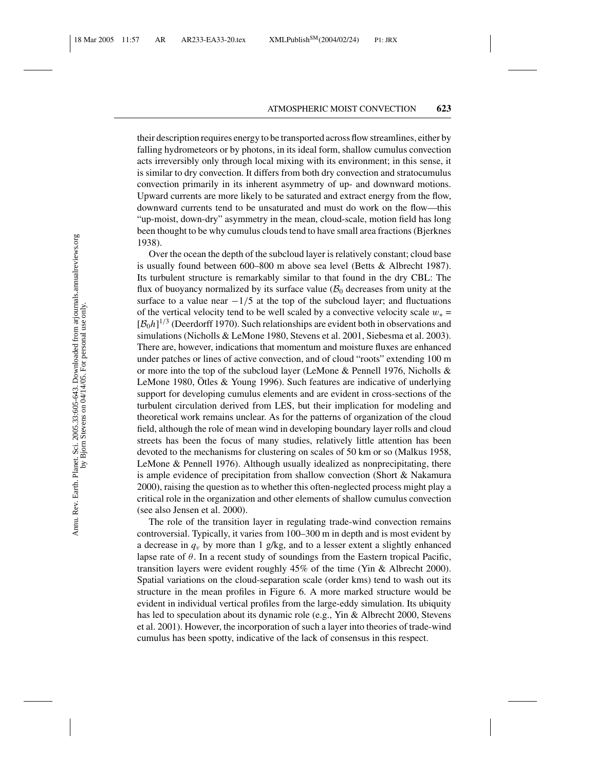their description requires energy to be transported across flow streamlines, either by falling hydrometeors or by photons, in its ideal form, shallow cumulus convection acts irreversibly only through local mixing with its environment; in this sense, it is similar to dry convection. It differs from both dry convection and stratocumulus convection primarily in its inherent asymmetry of up- and downward motions. Upward currents are more likely to be saturated and extract energy from the flow, downward currents tend to be unsaturated and must do work on the flow—this "up-moist, down-dry" asymmetry in the mean, cloud-scale, motion field has long been thought to be why cumulus clouds tend to have small area fractions (Bjerknes 1938).

Over the ocean the depth of the subcloud layer is relatively constant; cloud base is usually found between 600–800 m above sea level (Betts & Albrecht 1987). Its turbulent structure is remarkably similar to that found in the dry CBL: The flux of buoyancy normalized by its surface value ($\mathcal{B}_0$ decreases from unity at the surface to a value near $-1/5$ at the top of the subcloud layer; and fluctuations of the vertical velocity tend to be well scaled by a convective velocity scale $w_* = [\mathcal{B}_0 h]^{1/3}$ (Deerdorff 1970). Such relationships are evident both in observations and simulations (Nicholls & LeMone 1980, Stevens et al. 2001, Siebesma et al. 2003). There are, however, indications that momentum and moisture fluxes are enhanced under patches or lines of active convection, and of cloud "roots" extending 100 m or more into the top of the subcloud layer (LeMone & Pennell 1976, Nicholls & LeMone 1980, Ötles & Young 1996). Such features are indicative of underlying support for developing cumulus elements and are evident in cross-sections of the turbulent circulation derived from LES, but their implication for modeling and theoretical work remains unclear. As for the patterns of organization of the cloud field, although the role of mean wind in developing boundary layer rolls and cloud streets has been the focus of many studies, relatively little attention has been devoted to the mechanisms for clustering on scales of 50 km or so (Malkus 1958, LeMone & Pennell 1976). Although usually idealized as nonprecipitating, there is ample evidence of precipitation from shallow convection (Short & Nakamura 2000), raising the question as to whether this often-neglected process might play a critical role in the organization and other elements of shallow cumulus convection (see also Jensen et al. 2000).

The role of the transition layer in regulating trade-wind convection remains controversial. Typically, it varies from 100–300 m in depth and is most evident by a decrease in $q_v$ by more than 1 g/kg, and to a lesser extent a slightly enhanced lapse rate of $\theta$. In a recent study of soundings from the Eastern tropical Pacific, transition layers were evident roughly 45% of the time (Yin & Albrecht 2000). Spatial variations on the cloud-separation scale (order kms) tend to wash out its structure in the mean profiles in Figure 6. A more marked structure would be evident in individual vertical profiles from the large-eddy simulation. Its ubiquity has led to speculation about its dynamic role (e.g., Yin & Albrecht 2000, Stevens et al. 2001). However, the incorporation of such a layer into theories of trade-wind cumulus has been spotty, indicative of the lack of consensus in this respect.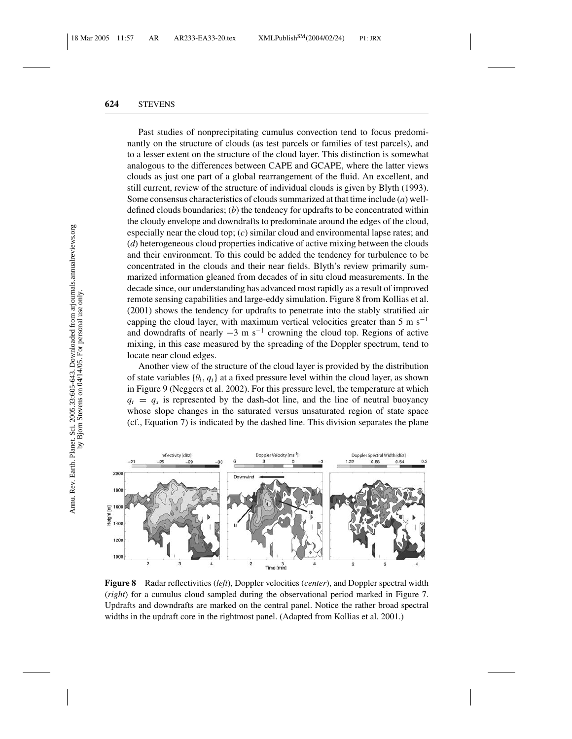Past studies of nonprecipitating cumulus convection tend to focus predominantly on the structure of clouds (as test parcels or families of test parcels), and to a lesser extent on the structure of the cloud layer. This distinction is somewhat analogous to the differences between CAPE and GCAPE, where the latter views clouds as just one part of a global rearrangement of the fluid. An excellent, and still current, review of the structure of individual clouds is given by Blyth (1993). Some consensus characteristics of clouds summarized at that time include (*a*) well-defined clouds boundaries; (*b*) the tendency for updrafts to be concentrated within the cloudy envelope and downdrafts to predominate around the edges of the cloud, especially near the cloud top; (*c*) similar cloud and environmental lapse rates; and (*d*) heterogeneous cloud properties indicative of active mixing between the clouds and their environment. To this could be added the tendency for turbulence to be concentrated in the clouds and their near fields. Blyth's review primarily summarized information gleaned from decades of in situ cloud measurements. In the decade since, our understanding has advanced most rapidly as a result of improved remote sensing capabilities and large-eddy simulation. Figure 8 from Kollias et al. (2001) shows the tendency for updrafts to penetrate into the stably stratified air capping the cloud layer, with maximum vertical velocities greater than 5 m s$^{-1}$ and downdrafts of nearly $-3$ m s$^{-1}$ crowning the cloud top. Regions of active mixing, in this case measured by the spreading of the Doppler spectrum, tend to locate near cloud edges.

Another view of the structure of the cloud layer is provided by the distribution of state variables $\{\theta_l, q_t\}$ at a fixed pressure level within the cloud layer, as shown in Figure 9 (Neggers et al. 2002). For this pressure level, the temperature at which $q_t = q_s$ is represented by the dash-dot line, and the line of neutral buoyancy whose slope changes in the saturated versus unsaturated region of state space (cf., Equation 7) is indicated by the dashed line. This division separates the plane

**Figure 8** Radar reflectivities (*left*), Doppler velocities (*center*), and Doppler spectral width (*right*) for a cumulus cloud sampled during the observational period marked in Figure 7. Updrafts and downdrafts are marked on the central panel. Notice the rather broad spectral widths in the updraft core in the rightmost panel. (Adapted from Kollias et al. 2001.)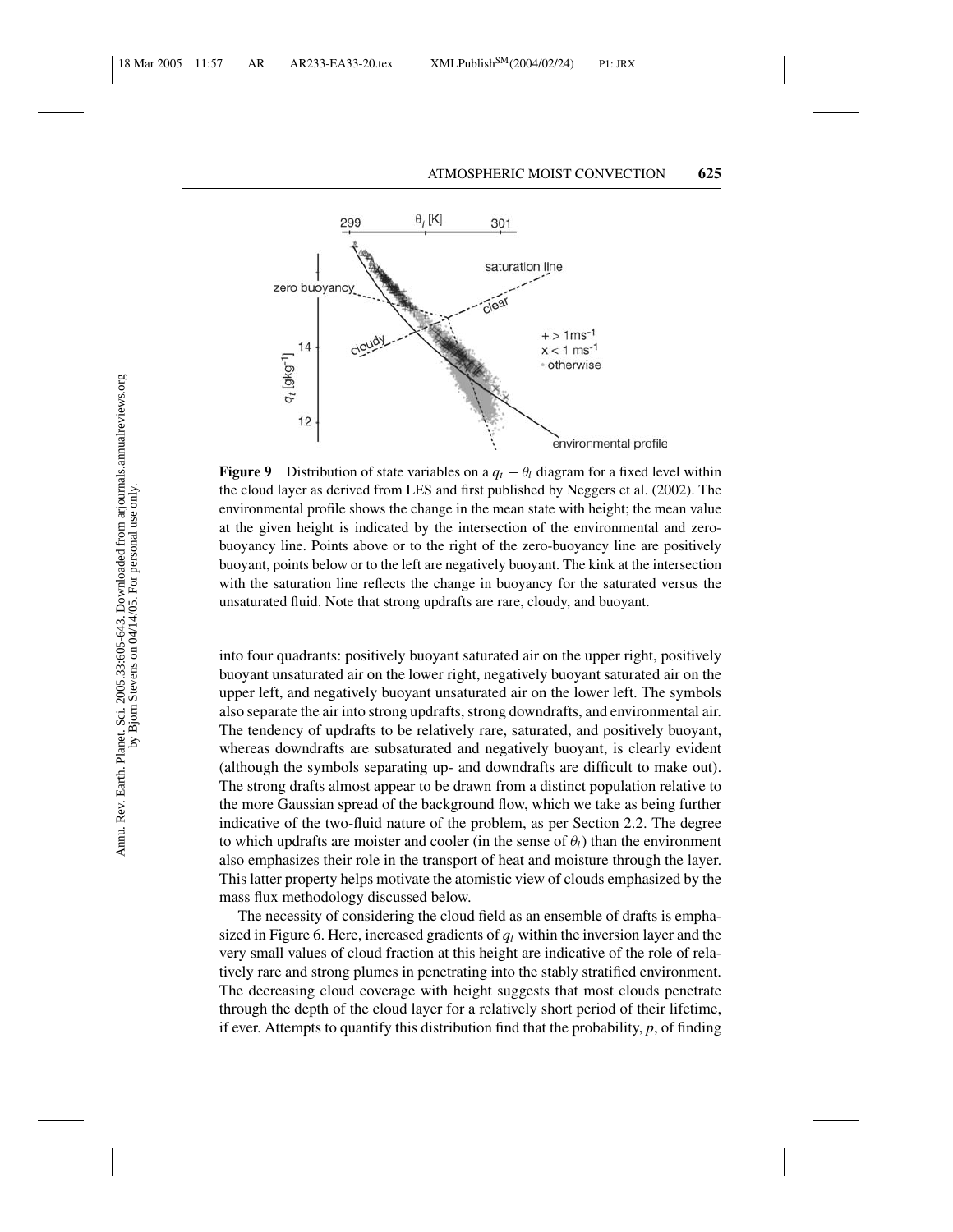299

$\theta_l$ [K]

301

saturation line

zero buoyancy

clear

cloudy

+ > 1ms$^{-1}$

x < 1 ms$^{-1}$

· otherwise

$q_t$ [gkg$^{-1}$]

14

12

environmental profile

**Figure 9** Distribution of state variables on a $q_t - \theta_l$ diagram for a fixed level within the cloud layer as derived from LES and first published by Neggers et al. (2002). The environmental profile shows the change in the mean state with height; the mean value at the given height is indicated by the intersection of the environmental and zero-buoyancy line. Points above or to the right of the zero-buoyancy line are positively buoyant, points below or to the left are negatively buoyant. The kink at the intersection with the saturation line reflects the change in buoyancy for the saturated versus the unsaturated fluid. Note that strong updrafts are rare, cloudy, and buoyant.

into four quadrants: positively buoyant saturated air on the upper right, positively buoyant unsaturated air on the lower right, negatively buoyant saturated air on the upper left, and negatively buoyant unsaturated air on the lower left. The symbols also separate the air into strong updrafts, strong downdrafts, and environmental air. The tendency of updrafts to be relatively rare, saturated, and positively buoyant, whereas downdrafts are subsaturated and negatively buoyant, is clearly evident (although the symbols separating up- and downdrafts are difficult to make out). The strong drafts almost appear to be drawn from a distinct population relative to the more Gaussian spread of the background flow, which we take as being further indicative of the two-fluid nature of the problem, as per Section 2.2. The degree to which updrafts are moister and cooler (in the sense of $\theta_l$) than the environment also emphasizes their role in the transport of heat and moisture through the layer. This latter property helps motivate the atomistic view of clouds emphasized by the mass flux methodology discussed below.

The necessity of considering the cloud field as an ensemble of drafts is emphasized in Figure 6. Here, increased gradients of $q_l$ within the inversion layer and the very small values of cloud fraction at this height are indicative of the role of relatively rare and strong plumes in penetrating into the stably stratified environment. The decreasing cloud coverage with height suggests that most clouds penetrate through the depth of the cloud layer for a relatively short period of their lifetime, if ever. Attempts to quantify this distribution find that the probability, $p$, of finding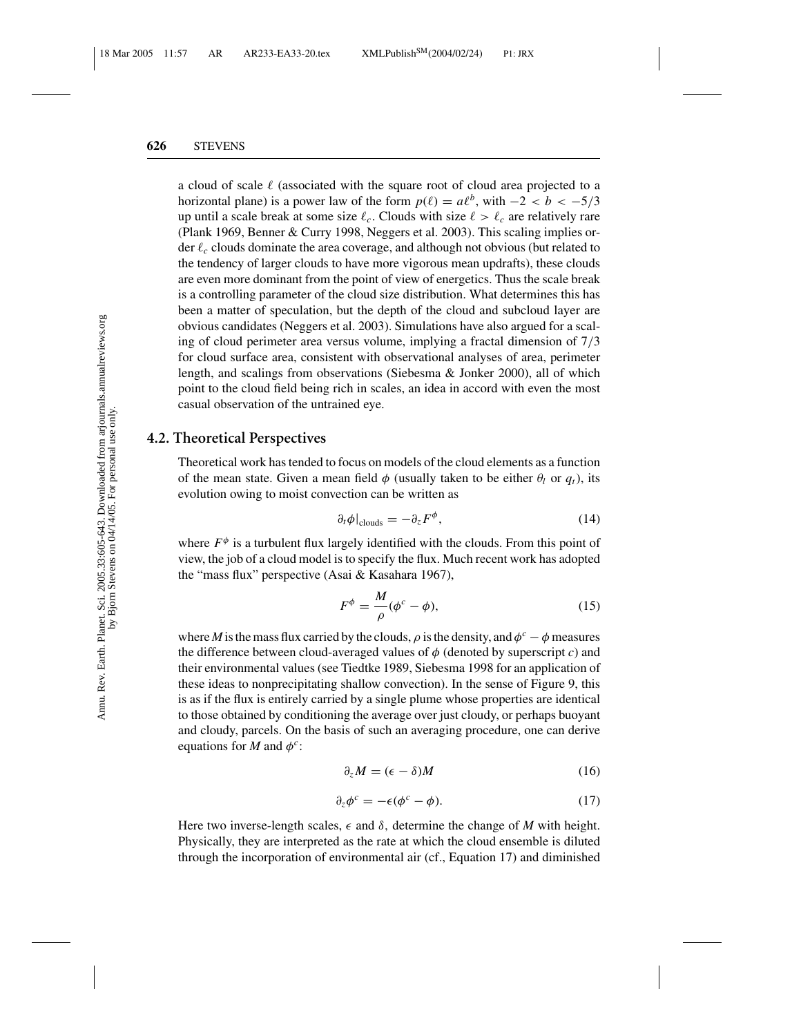a cloud of scale $\ell$ (associated with the square root of cloud area projected to a horizontal plane) is a power law of the form $p(\ell) = a\ell^b$, with $-2 < b < -5/3$ up until a scale break at some size $\ell_c$. Clouds with size $\ell > \ell_c$ are relatively rare (Plank 1969, Benner & Curry 1998, Neggers et al. 2003). This scaling implies order $\ell_c$ clouds dominate the area coverage, and although not obvious (but related to the tendency of larger clouds to have more vigorous mean updrafts), these clouds are even more dominant from the point of view of energetics. Thus the scale break is a controlling parameter of the cloud size distribution. What determines this has been a matter of speculation, but the depth of the cloud and subcloud layer are obvious candidates (Neggers et al. 2003). Simulations have also argued for a scaling of cloud perimeter area versus volume, implying a fractal dimension of $7/3$ for cloud surface area, consistent with observational analyses of area, perimeter length, and scalings from observations (Siebesma & Jonker 2000), all of which point to the cloud field being rich in scales, an idea in accord with even the most casual observation of the untrained eye.

## 4.2. Theoretical Perspectives

Theoretical work has tended to focus on models of the cloud elements as a function of the mean state. Given a mean field $\phi$ (usually taken to be either $\theta_l$ or $q_t$), its evolution owing to moist convection can be written as

$$\partial_t \phi|_{\text{clouds}} = -\partial_z F^{\phi}, \tag{14}$$

where $F^{\phi}$ is a turbulent flux largely identified with the clouds. From this point of view, the job of a cloud model is to specify the flux. Much recent work has adopted the "mass flux" perspective (Asai & Kasahara 1967),

$$F^{\phi} = \frac{M}{\rho}(\phi^c - \phi), \tag{15}$$

where $M$ is the mass flux carried by the clouds, $\rho$ is the density, and $\phi^c - \phi$ measures the difference between cloud-averaged values of $\phi$ (denoted by superscript $c$) and their environmental values (see Tiedtke 1989, Siebesma 1998 for an application of these ideas to nonprecipitating shallow convection). In the sense of Figure 9, this is as if the flux is entirely carried by a single plume whose properties are identical to those obtained by conditioning the average over just cloudy, or perhaps buoyant and cloudy, parcels. On the basis of such an averaging procedure, one can derive equations for $M$ and $\phi^c$:

$$\partial_z M = (\epsilon - \delta)M \tag{16}$$

$$\partial_z \phi^c = -\epsilon(\phi^c - \phi). \tag{17}$$

Here two inverse-length scales, $\epsilon$ and $\delta$, determine the change of $M$ with height. Physically, they are interpreted as the rate at which the cloud ensemble is diluted through the incorporation of environmental air (cf., Equation 17) and diminished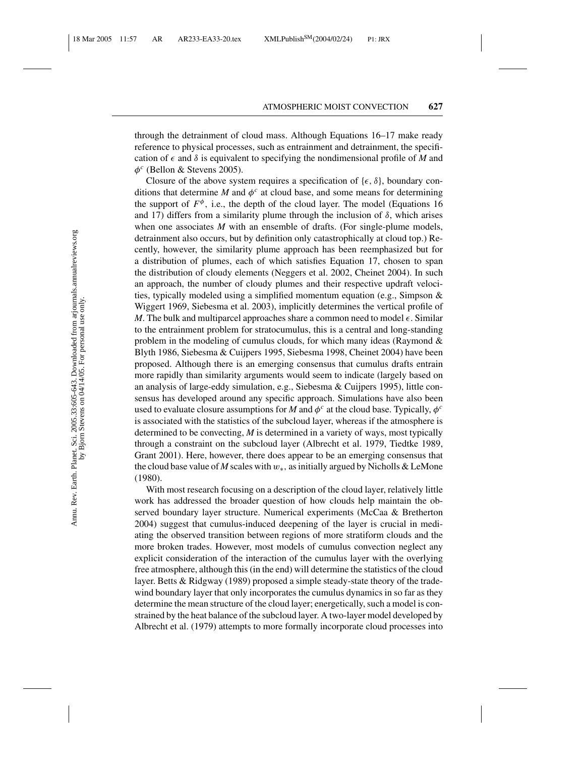through the detrainment of cloud mass. Although Equations 16–17 make ready reference to physical processes, such as entrainment and detrainment, the specification of $\epsilon$ and $\delta$ is equivalent to specifying the nondimensional profile of $M$ and $\phi^c$ (Bellon & Stevens 2005).

Closure of the above system requires a specification of $\{\epsilon, \delta\}$, boundary conditions that determine $M$ and $\phi^c$ at cloud base, and some means for determining the support of $F^\phi$, i.e., the depth of the cloud layer. The model (Equations 16 and 17) differs from a similarity plume through the inclusion of $\delta$, which arises when one associates $M$ with an ensemble of drafts. (For single-plume models, detrainment also occurs, but by definition only catastrophically at cloud top.) Recently, however, the similarity plume approach has been reemphasized but for a distribution of plumes, each of which satisfies Equation 17, chosen to span the distribution of cloudy elements (Neggers et al. 2002, Cheinet 2004). In such an approach, the number of cloudy plumes and their respective updraft velocities, typically modeled using a simplified momentum equation (e.g., Simpson & Wiggert 1969, Siebesma et al. 2003), implicitly determines the vertical profile of $M$. The bulk and multiparcel approaches share a common need to model $\epsilon$. Similar to the entrainment problem for stratocumulus, this is a central and long-standing problem in the modeling of cumulus clouds, for which many ideas (Raymond & Blyth 1986, Siebesma & Cuijpers 1995, Siebesma 1998, Cheinet 2004) have been proposed. Although there is an emerging consensus that cumulus drafts entrain more rapidly than similarity arguments would seem to indicate (largely based on an analysis of large-eddy simulation, e.g., Siebesma & Cuijpers 1995), little consensus has developed around any specific approach. Simulations have also been used to evaluate closure assumptions for $M$ and $\phi^c$ at the cloud base. Typically, $\phi^c$ is associated with the statistics of the subcloud layer, whereas if the atmosphere is determined to be convecting, $M$ is determined in a variety of ways, most typically through a constraint on the subcloud layer (Albrecht et al. 1979, Tiedtke 1989, Grant 2001). Here, however, there does appear to be an emerging consensus that the cloud base value of $M$ scales with $w_*$, as initially argued by Nicholls & LeMone (1980).

With most research focusing on a description of the cloud layer, relatively little work has addressed the broader question of how clouds help maintain the observed boundary layer structure. Numerical experiments (McCaa & Bretherton 2004) suggest that cumulus-induced deepening of the layer is crucial in mediating the observed transition between regions of more stratiform clouds and the more broken trades. However, most models of cumulus convection neglect any explicit consideration of the interaction of the cumulus layer with the overlying free atmosphere, although this (in the end) will determine the statistics of the cloud layer. Betts & Ridgway (1989) proposed a simple steady-state theory of the trade-wind boundary layer that only incorporates the cumulus dynamics in so far as they determine the mean structure of the cloud layer; energetically, such a model is constrained by the heat balance of the subcloud layer. A two-layer model developed by Albrecht et al. (1979) attempts to more formally incorporate cloud processes into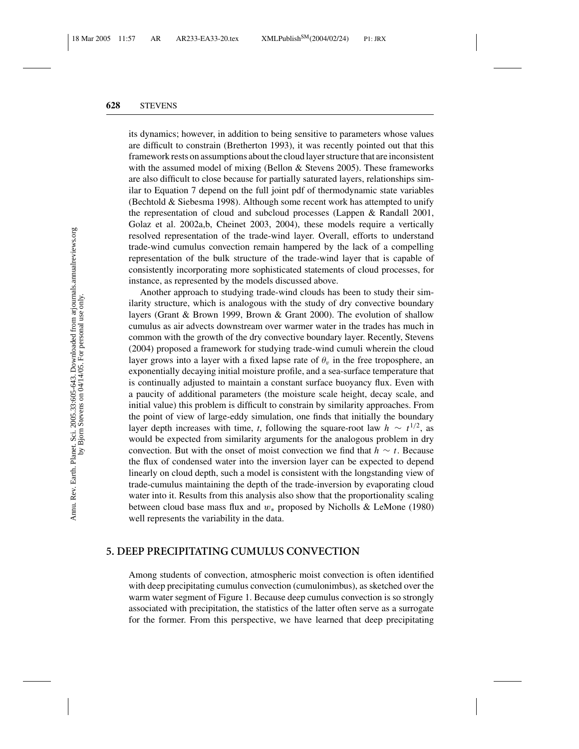its dynamics; however, in addition to being sensitive to parameters whose values are difficult to constrain (Bretherton 1993), it was recently pointed out that this framework rests on assumptions about the cloud layer structure that are inconsistent with the assumed model of mixing (Bellon & Stevens 2005). These frameworks are also difficult to close because for partially saturated layers, relationships similar to Equation 7 depend on the full joint pdf of thermodynamic state variables (Bechtold & Siebesma 1998). Although some recent work has attempted to unify the representation of cloud and subcloud processes (Lappen & Randall 2001, Golaz et al. 2002a,b, Cheinet 2003, 2004), these models require a vertically resolved representation of the trade-wind layer. Overall, efforts to understand trade-wind cumulus convection remain hampered by the lack of a compelling representation of the bulk structure of the trade-wind layer that is capable of consistently incorporating more sophisticated statements of cloud processes, for instance, as represented by the models discussed above.

Another approach to studying trade-wind clouds has been to study their similarity structure, which is analogous with the study of dry convective boundary layers (Grant & Brown 1999, Brown & Grant 2000). The evolution of shallow cumulus as air advects downstream over warmer water in the trades has much in common with the growth of the dry convective boundary layer. Recently, Stevens (2004) proposed a framework for studying trade-wind cumuli wherein the cloud layer grows into a layer with a fixed lapse rate of $\theta_v$ in the free troposphere, an exponentially decaying initial moisture profile, and a sea-surface temperature that is continually adjusted to maintain a constant surface buoyancy flux. Even with a paucity of additional parameters (the moisture scale height, decay scale, and initial value) this problem is difficult to constrain by similarity approaches. From the point of view of large-eddy simulation, one finds that initially the boundary layer depth increases with time, $t$, following the square-root law $h \sim t^{1/2}$, as would be expected from similarity arguments for the analogous problem in dry convection. But with the onset of moist convection we find that $h \sim t$. Because the flux of condensed water into the inversion layer can be expected to depend linearly on cloud depth, such a model is consistent with the longstanding view of trade-cumulus maintaining the depth of the trade-inversion by evaporating cloud water into it. Results from this analysis also show that the proportionality scaling between cloud base mass flux and $w_*$ proposed by Nicholls & LeMone (1980) well represents the variability in the data.

## 5. DEEP PRECIPITATING CUMULUS CONVECTION

Among students of convection, atmospheric moist convection is often identified with deep precipitating cumulus convection (cumulonimbus), as sketched over the warm water segment of Figure 1. Because deep cumulus convection is so strongly associated with precipitation, the statistics of the latter often serve as a surrogate for the former. From this perspective, we have learned that deep precipitating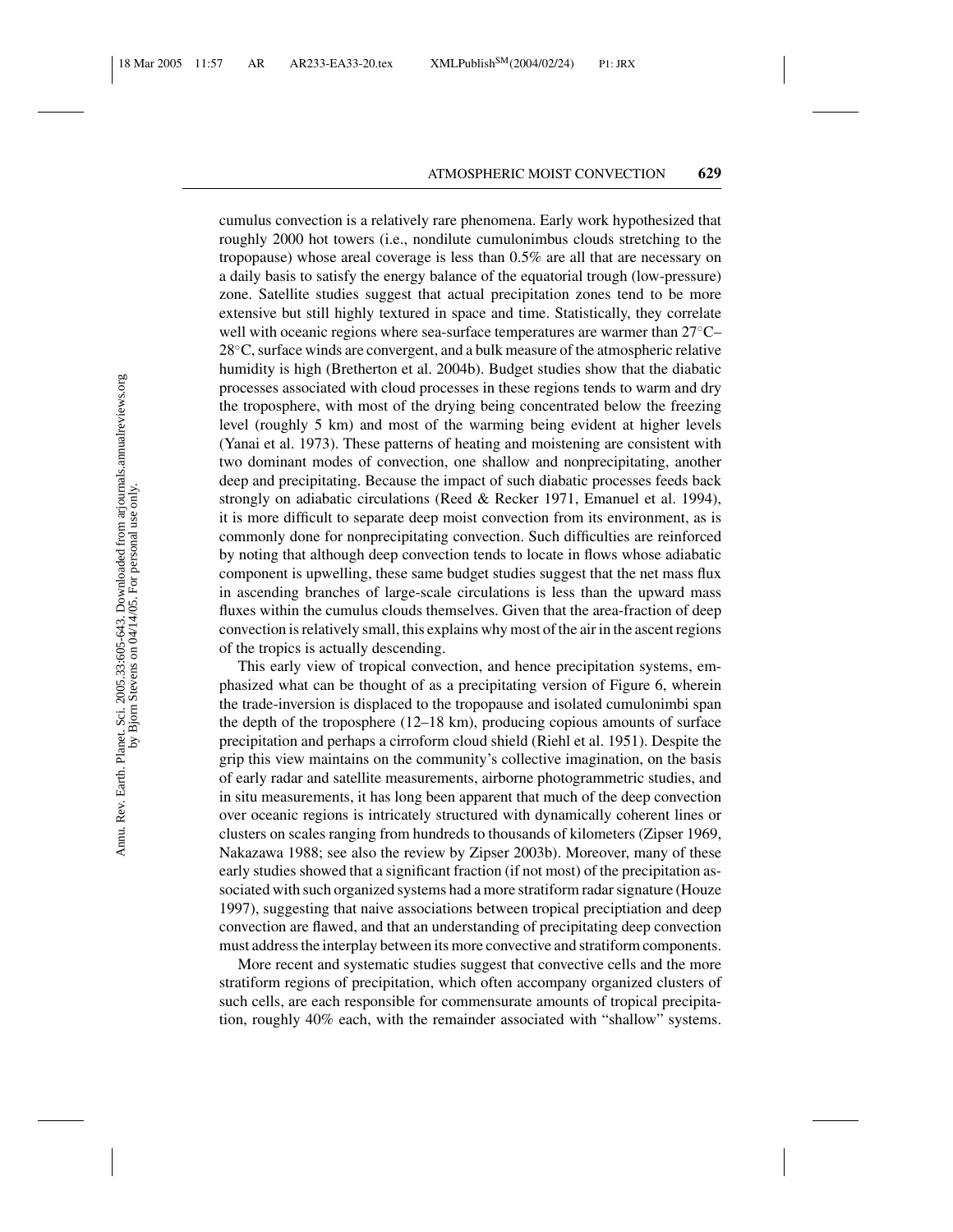cumulus convection is a relatively rare phenomena. Early work hypothesized that roughly 2000 hot towers (i.e., nondilute cumulonimbus clouds stretching to the tropopause) whose areal coverage is less than 0.5% are all that are necessary on a daily basis to satisfy the energy balance of the equatorial trough (low-pressure) zone. Satellite studies suggest that actual precipitation zones tend to be more extensive but still highly textured in space and time. Statistically, they correlate well with oceanic regions where sea-surface temperatures are warmer than 27°C–28°C, surface winds are convergent, and a bulk measure of the atmospheric relative humidity is high (Bretherton et al. 2004b). Budget studies show that the diabatic processes associated with cloud processes in these regions tends to warm and dry the troposphere, with most of the drying being concentrated below the freezing level (roughly 5 km) and most of the warming being evident at higher levels (Yanai et al. 1973). These patterns of heating and moistening are consistent with two dominant modes of convection, one shallow and nonprecipitating, another deep and precipitating. Because the impact of such diabatic processes feeds back strongly on adiabatic circulations (Reed & Recker 1971, Emanuel et al. 1994), it is more difficult to separate deep moist convection from its environment, as is commonly done for nonprecipitating convection. Such difficulties are reinforced by noting that although deep convection tends to locate in flows whose adiabatic component is upwelling, these same budget studies suggest that the net mass flux in ascending branches of large-scale circulations is less than the upward mass fluxes within the cumulus clouds themselves. Given that the area-fraction of deep convection is relatively small, this explains why most of the air in the ascent regions of the tropics is actually descending.

This early view of tropical convection, and hence precipitation systems, emphasized what can be thought of as a precipitating version of Figure 6, wherein the trade-inversion is displaced to the tropopause and isolated cumulonimbi span the depth of the troposphere (12–18 km), producing copious amounts of surface precipitation and perhaps a cirroform cloud shield (Riehl et al. 1951). Despite the grip this view maintains on the community's collective imagination, on the basis of early radar and satellite measurements, airborne photogrammetric studies, and in situ measurements, it has long been apparent that much of the deep convection over oceanic regions is intricately structured with dynamically coherent lines or clusters on scales ranging from hundreds to thousands of kilometers (Zipser 1969, Nakazawa 1988; see also the review by Zipser 2003b). Moreover, many of these early studies showed that a significant fraction (if not most) of the precipitation associated with such organized systems had a more stratiform radar signature (Houze 1997), suggesting that naive associations between tropical preciptiation and deep convection are flawed, and that an understanding of precipitating deep convection must address the interplay between its more convective and stratiform components.

More recent and systematic studies suggest that convective cells and the more stratiform regions of precipitation, which often accompany organized clusters of such cells, are each responsible for commensurate amounts of tropical precipitation, roughly 40% each, with the remainder associated with "shallow" systems.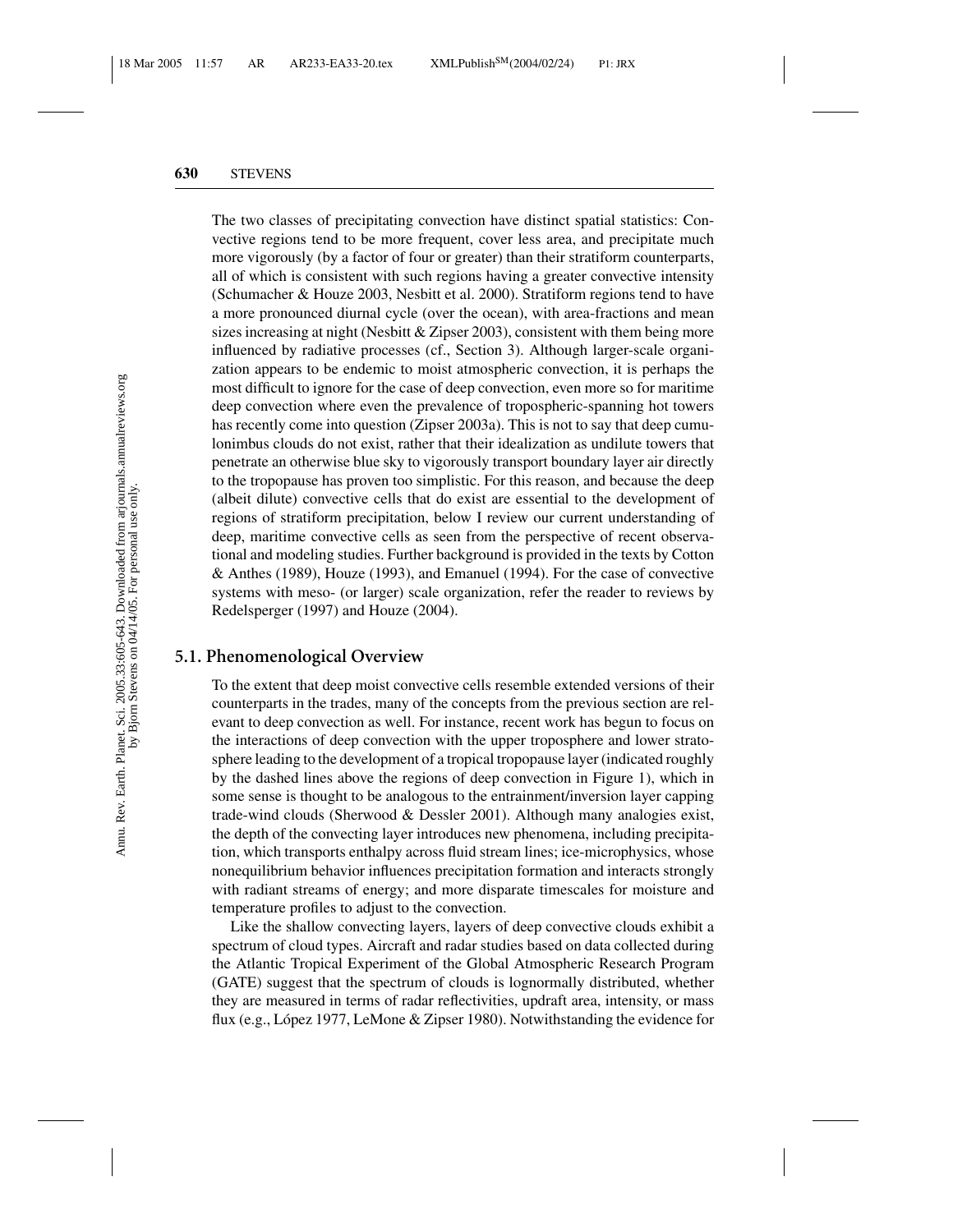The two classes of precipitating convection have distinct spatial statistics: Convective regions tend to be more frequent, cover less area, and precipitate much more vigorously (by a factor of four or greater) than their stratiform counterparts, all of which is consistent with such regions having a greater convective intensity (Schumacher & Houze 2003, Nesbitt et al. 2000). Stratiform regions tend to have a more pronounced diurnal cycle (over the ocean), with area-fractions and mean sizes increasing at night (Nesbitt & Zipser 2003), consistent with them being more influenced by radiative processes (cf., Section 3). Although larger-scale organization appears to be endemic to moist atmospheric convection, it is perhaps the most difficult to ignore for the case of deep convection, even more so for maritime deep convection where even the prevalence of tropospheric-spanning hot towers has recently come into question (Zipser 2003a). This is not to say that deep cumulonimbus clouds do not exist, rather that their idealization as undilute towers that penetrate an otherwise blue sky to vigorously transport boundary layer air directly to the tropopause has proven too simplistic. For this reason, and because the deep (albeit dilute) convective cells that do exist are essential to the development of regions of stratiform precipitation, below I review our current understanding of deep, maritime convective cells as seen from the perspective of recent observational and modeling studies. Further background is provided in the texts by Cotton & Anthes (1989), Houze (1993), and Emanuel (1994). For the case of convective systems with meso- (or larger) scale organization, refer the reader to reviews by Redelsperger (1997) and Houze (2004).

## 5.1. Phenomenological Overview

To the extent that deep moist convective cells resemble extended versions of their counterparts in the trades, many of the concepts from the previous section are relevant to deep convection as well. For instance, recent work has begun to focus on the interactions of deep convection with the upper troposphere and lower stratosphere leading to the development of a tropical tropopause layer (indicated roughly by the dashed lines above the regions of deep convection in Figure 1), which in some sense is thought to be analogous to the entrainment/inversion layer capping trade-wind clouds (Sherwood & Dessler 2001). Although many analogies exist, the depth of the convecting layer introduces new phenomena, including precipitation, which transports enthalpy across fluid stream lines; ice-microphysics, whose nonequilibrium behavior influences precipitation formation and interacts strongly with radiant streams of energy; and more disparate timescales for moisture and temperature profiles to adjust to the convection.

Like the shallow convecting layers, layers of deep convective clouds exhibit a spectrum of cloud types. Aircraft and radar studies based on data collected during the Atlantic Tropical Experiment of the Global Atmospheric Research Program (GATE) suggest that the spectrum of clouds is lognormally distributed, whether they are measured in terms of radar reflectivities, updraft area, intensity, or mass flux (e.g., López 1977, LeMone & Zipser 1980). Notwithstanding the evidence for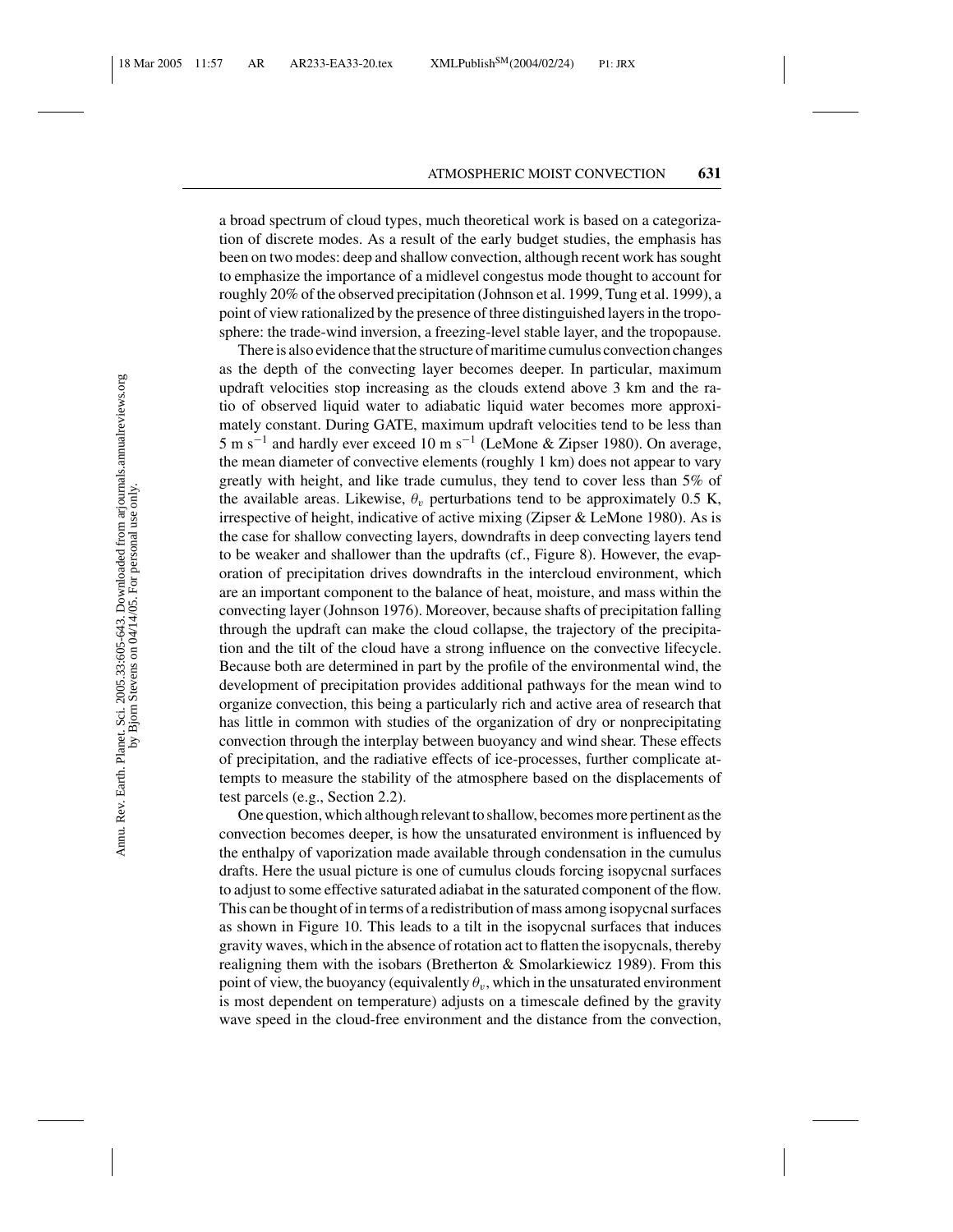a broad spectrum of cloud types, much theoretical work is based on a categorization of discrete modes. As a result of the early budget studies, the emphasis has been on two modes: deep and shallow convection, although recent work has sought to emphasize the importance of a midlevel congestus mode thought to account for roughly 20% of the observed precipitation (Johnson et al. 1999, Tung et al. 1999), a point of view rationalized by the presence of three distinguished layers in the troposphere: the trade-wind inversion, a freezing-level stable layer, and the tropopause.

There is also evidence that the structure of maritime cumulus convection changes as the depth of the convecting layer becomes deeper. In particular, maximum updraft velocities stop increasing as the clouds extend above 3 km and the ratio of observed liquid water to adiabatic liquid water becomes more approximately constant. During GATE, maximum updraft velocities tend to be less than 5 m s$^{-1}$ and hardly ever exceed 10 m s$^{-1}$ (LeMone & Zipser 1980). On average, the mean diameter of convective elements (roughly 1 km) does not appear to vary greatly with height, and like trade cumulus, they tend to cover less than 5% of the available areas. Likewise, $\theta_v$ perturbations tend to be approximately 0.5 K, irrespective of height, indicative of active mixing (Zipser & LeMone 1980). As is the case for shallow convecting layers, downdrafts in deep convecting layers tend to be weaker and shallower than the updrafts (cf., Figure 8). However, the evaporation of precipitation drives downdrafts in the intercloud environment, which are an important component to the balance of heat, moisture, and mass within the convecting layer (Johnson 1976). Moreover, because shafts of precipitation falling through the updraft can make the cloud collapse, the trajectory of the precipitation and the tilt of the cloud have a strong influence on the convective lifecycle. Because both are determined in part by the profile of the environmental wind, the development of precipitation provides additional pathways for the mean wind to organize convection, this being a particularly rich and active area of research that has little in common with studies of the organization of dry or nonprecipitating convection through the interplay between buoyancy and wind shear. These effects of precipitation, and the radiative effects of ice-processes, further complicate attempts to measure the stability of the atmosphere based on the displacements of test parcels (e.g., Section 2.2).

One question, which although relevant to shallow, becomes more pertinent as the convection becomes deeper, is how the unsaturated environment is influenced by the enthalpy of vaporization made available through condensation in the cumulus drafts. Here the usual picture is one of cumulus clouds forcing isopycnal surfaces to adjust to some effective saturated adiabat in the saturated component of the flow. This can be thought of in terms of a redistribution of mass among isopycnal surfaces as shown in Figure 10. This leads to a tilt in the isopycnal surfaces that induces gravity waves, which in the absence of rotation act to flatten the isopycnals, thereby realigning them with the isobars (Bretherton & Smolarkiewicz 1989). From this point of view, the buoyancy (equivalently $\theta_v$, which in the unsaturated environment is most dependent on temperature) adjusts on a timescale defined by the gravity wave speed in the cloud-free environment and the distance from the convection,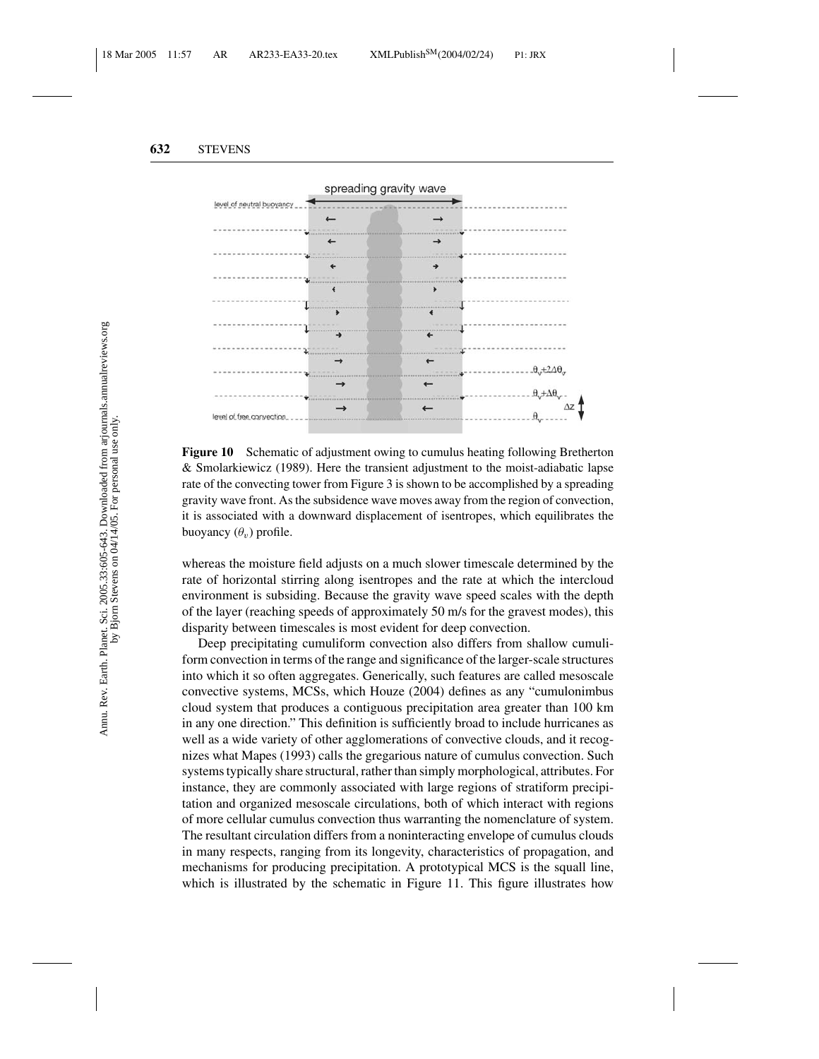**Figure 10** Schematic of adjustment owing to cumulus heating following Bretherton & Smolarkiewicz (1989). Here the transient adjustment to the moist-adiabatic lapse rate of the convecting tower from Figure 3 is shown to be accomplished by a spreading gravity wave front. As the subsidence wave moves away from the region of convection, it is associated with a downward displacement of isentropes, which equilibrates the buoyancy ($\theta_v$) profile.

whereas the moisture field adjusts on a much slower timescale determined by the rate of horizontal stirring along isentropes and the rate at which the intercloud environment is subsiding. Because the gravity wave speed scales with the depth of the layer (reaching speeds of approximately 50 m/s for the gravest modes), this disparity between timescales is most evident for deep convection.

Deep precipitating cumuliform convection also differs from shallow cumuliform convection in terms of the range and significance of the larger-scale structures into which it so often aggregates. Generically, such features are called mesoscale convective systems, MCSs, which Houze (2004) defines as any "cumulonimbus cloud system that produces a contiguous precipitation area greater than 100 km in any one direction." This definition is sufficiently broad to include hurricanes as well as a wide variety of other agglomerations of convective clouds, and it recognizes what Mapes (1993) calls the gregarious nature of cumulus convection. Such systems typically share structural, rather than simply morphological, attributes. For instance, they are commonly associated with large regions of stratiform precipitation and organized mesoscale circulations, both of which interact with regions of more cellular cumulus convection thus warranting the nomenclature of system. The resultant circulation differs from a noninteracting envelope of cumulus clouds in many respects, ranging from its longevity, characteristics of propagation, and mechanisms for producing precipitation. A prototypical MCS is the squall line, which is illustrated by the schematic in Figure 11. This figure illustrates how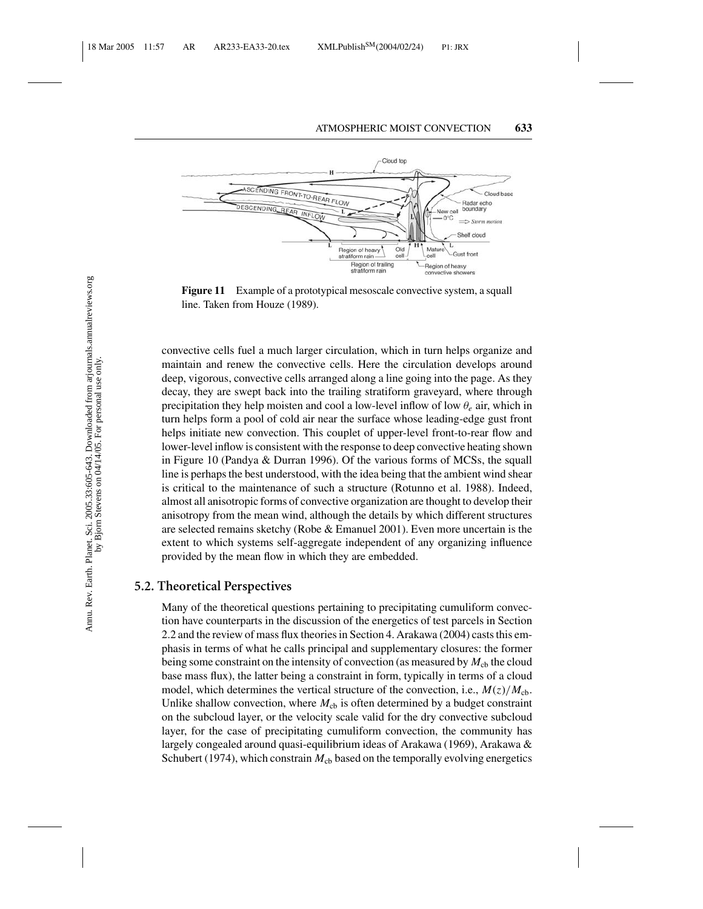**Figure 11** Example of a prototypical mesoscale convective system, a squall line. Taken from Houze (1989).

convective cells fuel a much larger circulation, which in turn helps organize and maintain and renew the convective cells. Here the circulation develops around deep, vigorous, convective cells arranged along a line going into the page. As they decay, they are swept back into the trailing stratiform graveyard, where through precipitation they help moisten and cool a low-level inflow of low $\theta_e$ air, which in turn helps form a pool of cold air near the surface whose leading-edge gust front helps initiate new convection. This couplet of upper-level front-to-rear flow and lower-level inflow is consistent with the response to deep convective heating shown in Figure 10 (Pandya & Durran 1996). Of the various forms of MCSs, the squall line is perhaps the best understood, with the idea being that the ambient wind shear is critical to the maintenance of such a structure (Rotunno et al. 1988). Indeed, almost all anisotropic forms of convective organization are thought to develop their anisotropy from the mean wind, although the details by which different structures are selected remains sketchy (Robe & Emanuel 2001). Even more uncertain is the extent to which systems self-aggregate independent of any organizing influence provided by the mean flow in which they are embedded.

## 5.2. Theoretical Perspectives

Many of the theoretical questions pertaining to precipitating cumuliform convection have counterparts in the discussion of the energetics of test parcels in Section 2.2 and the review of mass flux theories in Section 4. Arakawa (2004) casts this emphasis in terms of what he calls principal and supplementary closures: the former being some constraint on the intensity of convection (as measured by $M_{\mathrm{cb}}$ the cloud base mass flux), the latter being a constraint in form, typically in terms of a cloud model, which determines the vertical structure of the convection, i.e., $M(z)/M_{\mathrm{cb}}$. Unlike shallow convection, where $M_{\mathrm{cb}}$ is often determined by a budget constraint on the subcloud layer, or the velocity scale valid for the dry convective subcloud layer, for the case of precipitating cumuliform convection, the community has largely congealed around quasi-equilibrium ideas of Arakawa (1969), Arakawa & Schubert (1974), which constrain $M_{\mathrm{cb}}$ based on the temporally evolving energetics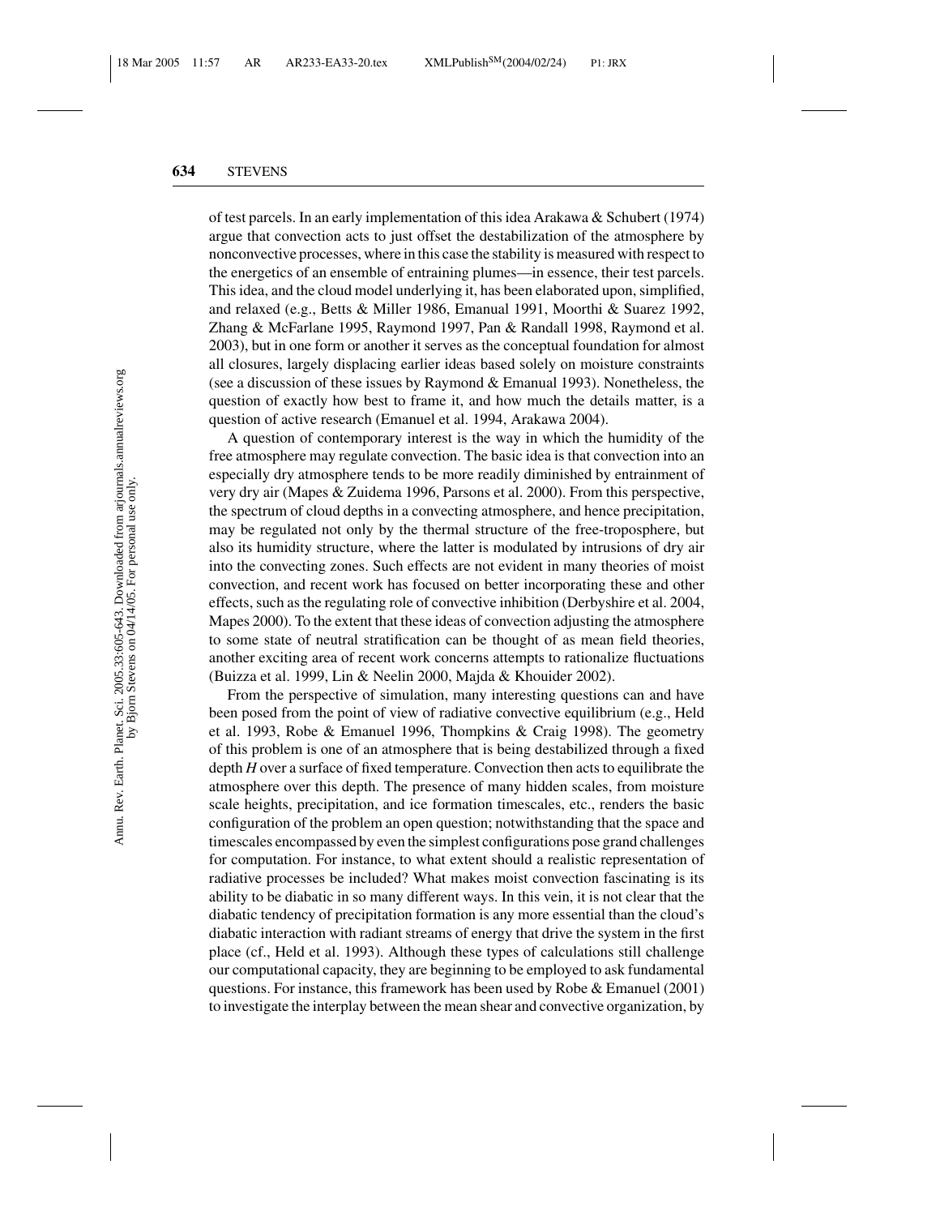of test parcels. In an early implementation of this idea Arakawa & Schubert (1974) argue that convection acts to just offset the destabilization of the atmosphere by nonconvective processes, where in this case the stability is measured with respect to the energetics of an ensemble of entraining plumes—in essence, their test parcels. This idea, and the cloud model underlying it, has been elaborated upon, simplified, and relaxed (e.g., Betts & Miller 1986, Emanual 1991, Moorthi & Suarez 1992, Zhang & McFarlane 1995, Raymond 1997, Pan & Randall 1998, Raymond et al. 2003), but in one form or another it serves as the conceptual foundation for almost all closures, largely displacing earlier ideas based solely on moisture constraints (see a discussion of these issues by Raymond & Emanual 1993). Nonetheless, the question of exactly how best to frame it, and how much the details matter, is a question of active research (Emanuel et al. 1994, Arakawa 2004).

A question of contemporary interest is the way in which the humidity of the free atmosphere may regulate convection. The basic idea is that convection into an especially dry atmosphere tends to be more readily diminished by entrainment of very dry air (Mapes & Zuidema 1996, Parsons et al. 2000). From this perspective, the spectrum of cloud depths in a convecting atmosphere, and hence precipitation, may be regulated not only by the thermal structure of the free-troposphere, but also its humidity structure, where the latter is modulated by intrusions of dry air into the convecting zones. Such effects are not evident in many theories of moist convection, and recent work has focused on better incorporating these and other effects, such as the regulating role of convective inhibition (Derbyshire et al. 2004, Mapes 2000). To the extent that these ideas of convection adjusting the atmosphere to some state of neutral stratification can be thought of as mean field theories, another exciting area of recent work concerns attempts to rationalize fluctuations (Buizza et al. 1999, Lin & Neelin 2000, Majda & Khouider 2002).

From the perspective of simulation, many interesting questions can and have been posed from the point of view of radiative convective equilibrium (e.g., Held et al. 1993, Robe & Emanuel 1996, Thompkins & Craig 1998). The geometry of this problem is one of an atmosphere that is being destabilized through a fixed depth $H$ over a surface of fixed temperature. Convection then acts to equilibrate the atmosphere over this depth. The presence of many hidden scales, from moisture scale heights, precipitation, and ice formation timescales, etc., renders the basic configuration of the problem an open question; notwithstanding that the space and timescales encompassed by even the simplest configurations pose grand challenges for computation. For instance, to what extent should a realistic representation of radiative processes be included? What makes moist convection fascinating is its ability to be diabatic in so many different ways. In this vein, it is not clear that the diabatic tendency of precipitation formation is any more essential than the cloud's diabatic interaction with radiant streams of energy that drive the system in the first place (cf., Held et al. 1993). Although these types of calculations still challenge our computational capacity, they are beginning to be employed to ask fundamental questions. For instance, this framework has been used by Robe & Emanuel (2001) to investigate the interplay between the mean shear and convective organization, by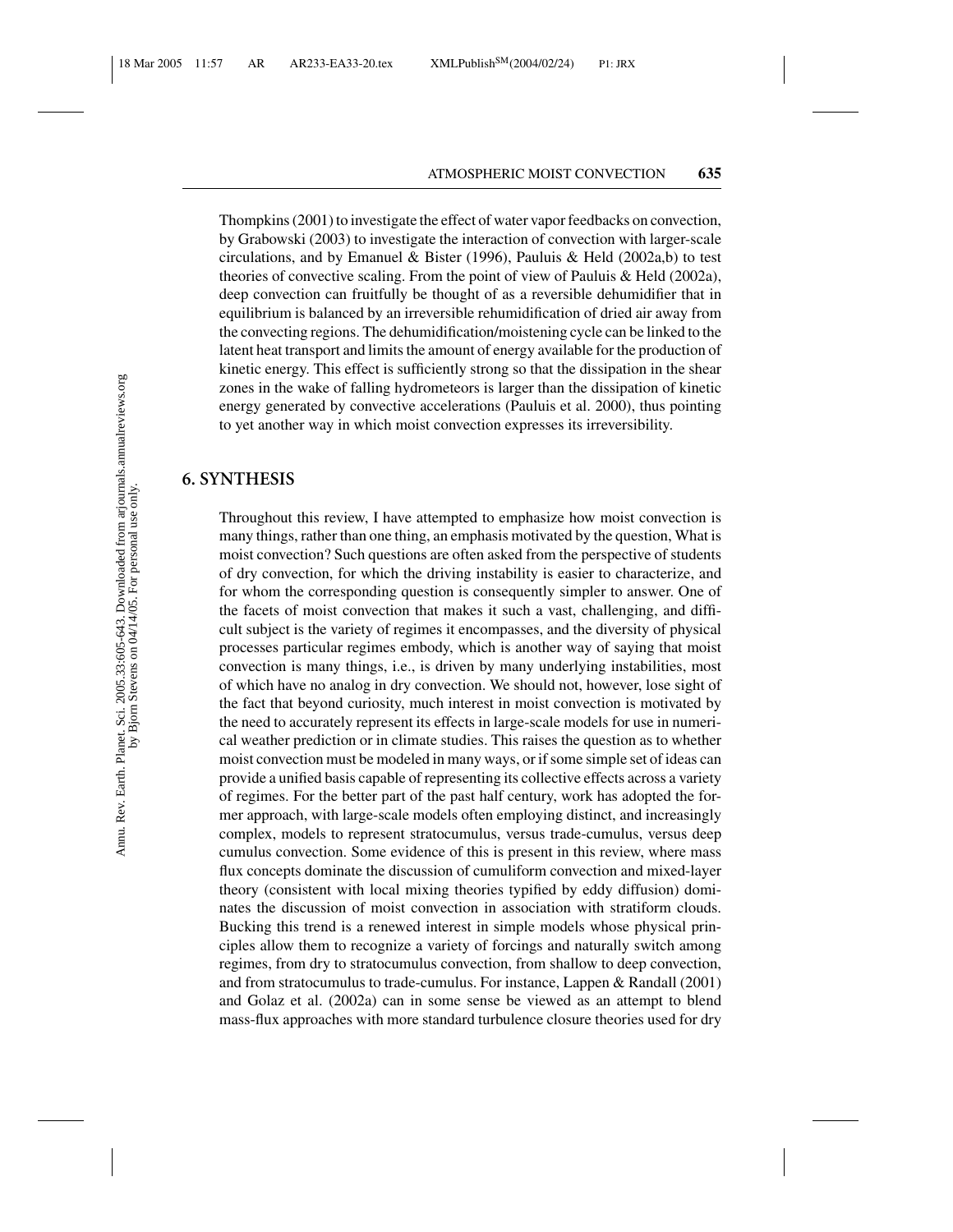Thompkins (2001) to investigate the effect of water vapor feedbacks on convection, by Grabowski (2003) to investigate the interaction of convection with larger-scale circulations, and by Emanuel & Bister (1996), Pauluis & Held (2002a,b) to test theories of convective scaling. From the point of view of Pauluis & Held (2002a), deep convection can fruitfully be thought of as a reversible dehumidifier that in equilibrium is balanced by an irreversible rehumidification of dried air away from the convecting regions. The dehumidification/moistening cycle can be linked to the latent heat transport and limits the amount of energy available for the production of kinetic energy. This effect is sufficiently strong so that the dissipation in the shear zones in the wake of falling hydrometeors is larger than the dissipation of kinetic energy generated by convective accelerations (Pauluis et al. 2000), thus pointing to yet another way in which moist convection expresses its irreversibility.

## 6. SYNTHESIS

Throughout this review, I have attempted to emphasize how moist convection is many things, rather than one thing, an emphasis motivated by the question, What is moist convection? Such questions are often asked from the perspective of students of dry convection, for which the driving instability is easier to characterize, and for whom the corresponding question is consequently simpler to answer. One of the facets of moist convection that makes it such a vast, challenging, and difficult subject is the variety of regimes it encompasses, and the diversity of physical processes particular regimes embody, which is another way of saying that moist convection is many things, i.e., is driven by many underlying instabilities, most of which have no analog in dry convection. We should not, however, lose sight of the fact that beyond curiosity, much interest in moist convection is motivated by the need to accurately represent its effects in large-scale models for use in numerical weather prediction or in climate studies. This raises the question as to whether moist convection must be modeled in many ways, or if some simple set of ideas can provide a unified basis capable of representing its collective effects across a variety of regimes. For the better part of the past half century, work has adopted the former approach, with large-scale models often employing distinct, and increasingly complex, models to represent stratocumulus, versus trade-cumulus, versus deep cumulus convection. Some evidence of this is present in this review, where mass flux concepts dominate the discussion of cumuliform convection and mixed-layer theory (consistent with local mixing theories typified by eddy diffusion) dominates the discussion of moist convection in association with stratiform clouds. Bucking this trend is a renewed interest in simple models whose physical principles allow them to recognize a variety of forcings and naturally switch among regimes, from dry to stratocumulus convection, from shallow to deep convection, and from stratocumulus to trade-cumulus. For instance, Lappen & Randall (2001) and Golaz et al. (2002a) can in some sense be viewed as an attempt to blend mass-flux approaches with more standard turbulence closure theories used for dry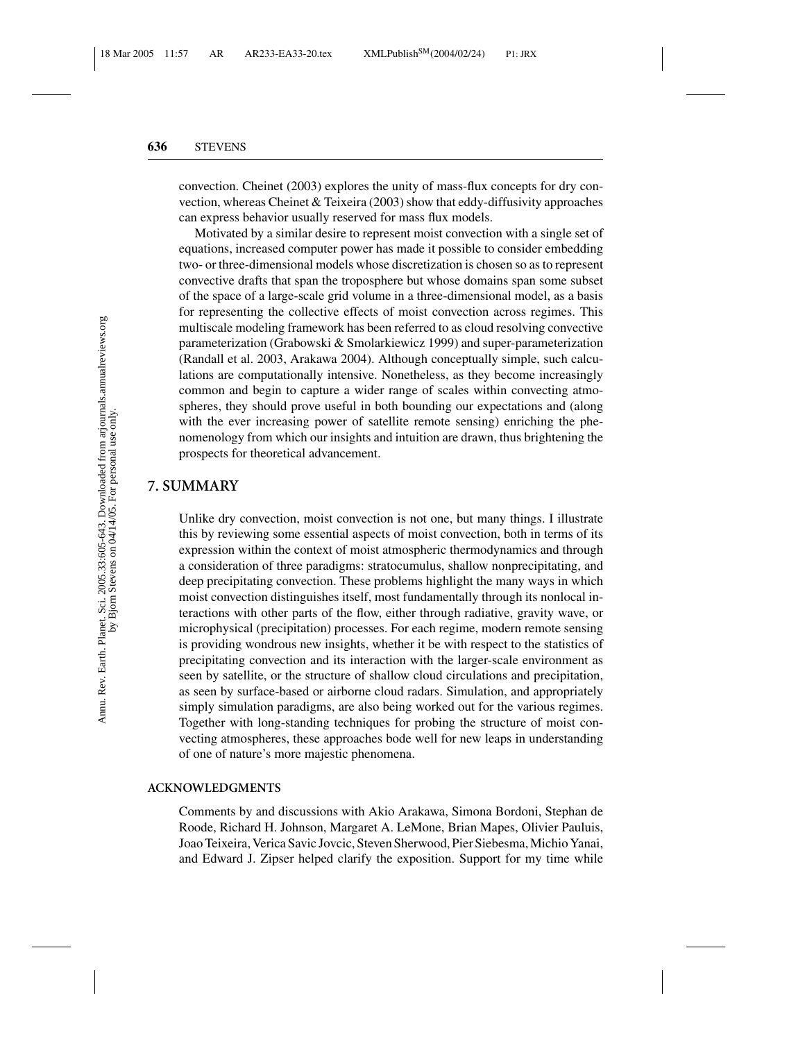convection. Cheinet (2003) explores the unity of mass-flux concepts for dry convection, whereas Cheinet & Teixeira (2003) show that eddy-diffusivity approaches can express behavior usually reserved for mass flux models.

Motivated by a similar desire to represent moist convection with a single set of equations, increased computer power has made it possible to consider embedding two- or three-dimensional models whose discretization is chosen so as to represent convective drafts that span the troposphere but whose domains span some subset of the space of a large-scale grid volume in a three-dimensional model, as a basis for representing the collective effects of moist convection across regimes. This multiscale modeling framework has been referred to as cloud resolving convective parameterization (Grabowski & Smolarkiewicz 1999) and super-parameterization (Randall et al. 2003, Arakawa 2004). Although conceptually simple, such calculations are computationally intensive. Nonetheless, as they become increasingly common and begin to capture a wider range of scales within convecting atmospheres, they should prove useful in both bounding our expectations and (along with the ever increasing power of satellite remote sensing) enriching the phenomenology from which our insights and intuition are drawn, thus brightening the prospects for theoretical advancement.

## 7. SUMMARY

Unlike dry convection, moist convection is not one, but many things. I illustrate this by reviewing some essential aspects of moist convection, both in terms of its expression within the context of moist atmospheric thermodynamics and through a consideration of three paradigms: stratocumulus, shallow nonprecipitating, and deep precipitating convection. These problems highlight the many ways in which moist convection distinguishes itself, most fundamentally through its nonlocal interactions with other parts of the flow, either through radiative, gravity wave, or microphysical (precipitation) processes. For each regime, modern remote sensing is providing wondrous new insights, whether it be with respect to the statistics of precipitating convection and its interaction with the larger-scale environment as seen by satellite, or the structure of shallow cloud circulations and precipitation, as seen by surface-based or airborne cloud radars. Simulation, and appropriately simply simulation paradigms, are also being worked out for the various regimes. Together with long-standing techniques for probing the structure of moist convecting atmospheres, these approaches bode well for new leaps in understanding of one of nature's more majestic phenomena.

### ACKNOWLEDGMENTS

Comments by and discussions with Akio Arakawa, Simona Bordoni, Stephan de Roode, Richard H. Johnson, Margaret A. LeMone, Brian Mapes, Olivier Pauluis, Joao Teixeira, Verica Savic Jovcic, Steven Sherwood, Pier Siebesma, Michio Yanai, and Edward J. Zipser helped clarify the exposition. Support for my time while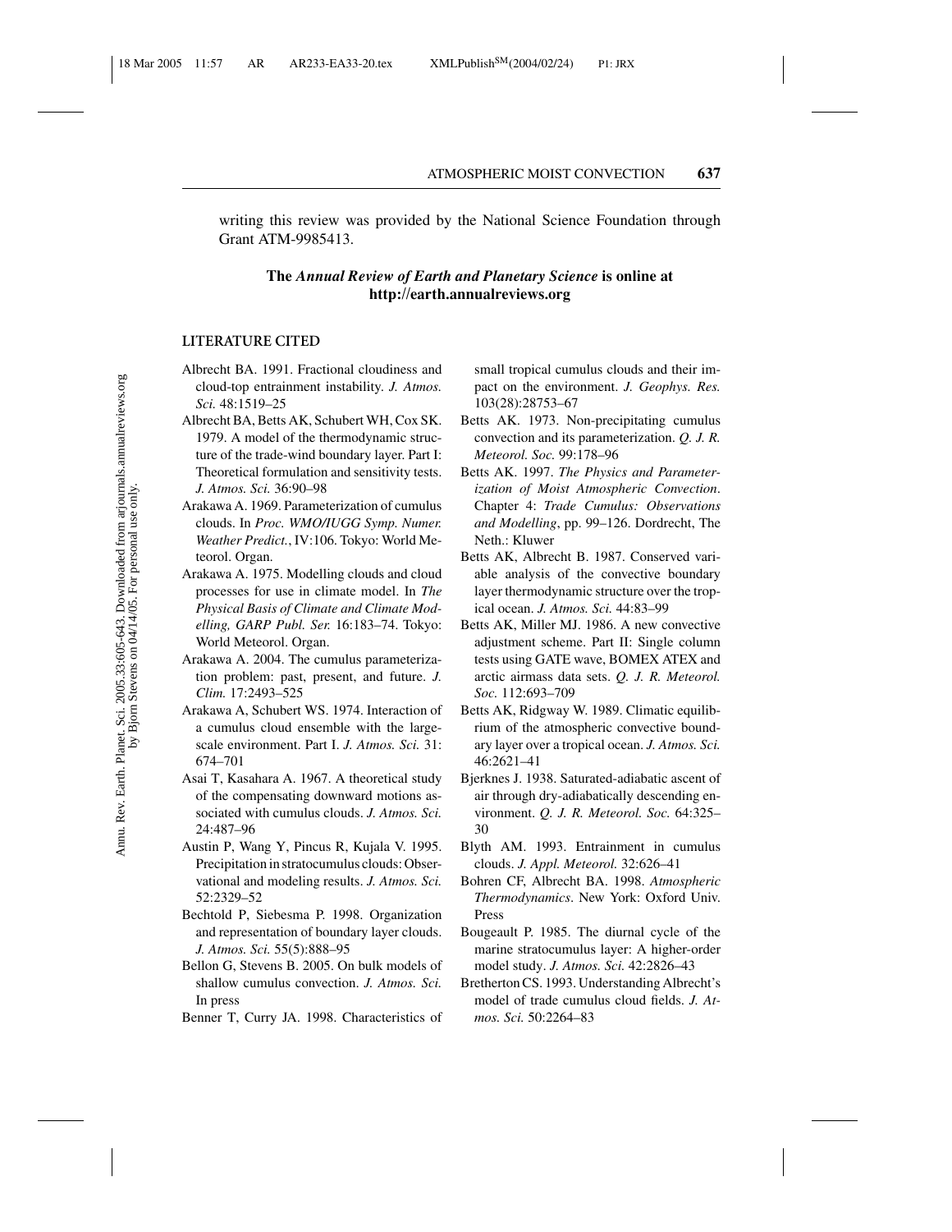writing this review was provided by the National Science Foundation through Grant ATM-9985413.

**The *Annual Review of Earth and Planetary Science* is online at http://earth.annualreviews.org**

## LITERATURE CITED

Albrecht BA. 1991. Fractional cloudiness and cloud-top entrainment instability. *J. Atmos. Sci.* 48:1519–25

Albrecht BA, Betts AK, Schubert WH, Cox SK. 1979. A model of the thermodynamic structure of the trade-wind boundary layer. Part I: Theoretical formulation and sensitivity tests. *J. Atmos. Sci.* 36:90–98

Arakawa A. 1969. Parameterization of cumulus clouds. In *Proc. WMO/IUGG Symp. Numer. Weather Predict.*, IV:106. Tokyo: World Meteorol. Organ.

Arakawa A. 1975. Modelling clouds and cloud processes for use in climate model. In *The Physical Basis of Climate and Climate Modelling, GARP Publ. Ser.* 16:183–74. Tokyo: World Meteorol. Organ.

Arakawa A. 2004. The cumulus parameterization problem: past, present, and future. *J. Clim.* 17:2493–525

Arakawa A, Schubert WS. 1974. Interaction of a cumulus cloud ensemble with the large-scale environment. Part I. *J. Atmos. Sci.* 31: 674–701

Asai T, Kasahara A. 1967. A theoretical study of the compensating downward motions associated with cumulus clouds. *J. Atmos. Sci.* 24:487–96

Austin P, Wang Y, Pincus R, Kujala V. 1995. Precipitation in stratocumulus clouds: Observational and modeling results. *J. Atmos. Sci.* 52:2329–52

Bechtold P, Siebesma P. 1998. Organization and representation of boundary layer clouds. *J. Atmos. Sci.* 55(5):888–95

Bellon G, Stevens B. 2005. On bulk models of shallow cumulus convection. *J. Atmos. Sci.* In press

Benner T, Curry JA. 1998. Characteristics of small tropical cumulus clouds and their impact on the environment. *J. Geophys. Res.* 103(28):28753–67

Betts AK. 1973. Non-precipitating cumulus convection and its parameterization. *Q. J. R. Meteorol. Soc.* 99:178–96

Betts AK. 1997. *The Physics and Parameterization of Moist Atmospheric Convection*. Chapter 4: *Trade Cumulus: Observations and Modelling*, pp. 99–126. Dordrecht, The Neth.: Kluwer

Betts AK, Albrecht B. 1987. Conserved variable analysis of the convective boundary layer thermodynamic structure over the tropical ocean. *J. Atmos. Sci.* 44:83–99

Betts AK, Miller MJ. 1986. A new convective adjustment scheme. Part II: Single column tests using GATE wave, BOMEX ATEX and arctic airmass data sets. *Q. J. R. Meteorol. Soc.* 112:693–709

Betts AK, Ridgway W. 1989. Climatic equilibrium of the atmospheric convective boundary layer over a tropical ocean. *J. Atmos. Sci.* 46:2621–41

Bjerknes J. 1938. Saturated-adiabatic ascent of air through dry-adiabatically descending environment. *Q. J. R. Meteorol. Soc.* 64:325–30

Blyth AM. 1993. Entrainment in cumulus clouds. *J. Appl. Meteorol.* 32:626–41

Bohren CF, Albrecht BA. 1998. *Atmospheric Thermodynamics*. New York: Oxford Univ. Press

Bougeault P. 1985. The diurnal cycle of the marine stratocumulus layer: A higher-order model study. *J. Atmos. Sci.* 42:2826–43

Bretherton CS. 1993. Understanding Albrecht's model of trade cumulus cloud fields. *J. Atmos. Sci.* 50:2264–83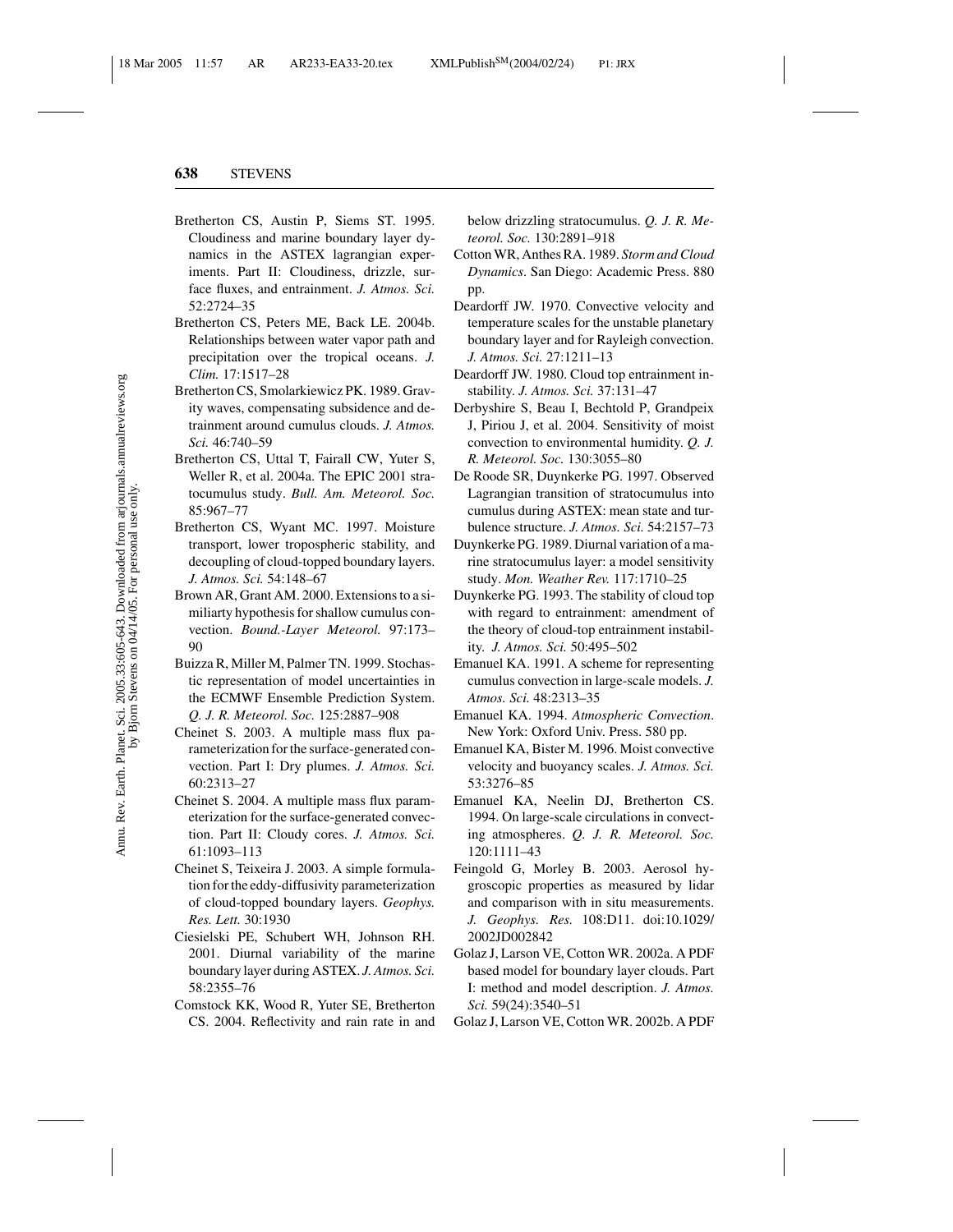Bretherton CS, Austin P, Siems ST. 1995. Cloudiness and marine boundary layer dynamics in the ASTEX lagrangian experiments. Part II: Cloudiness, drizzle, surface fluxes, and entrainment. *J. Atmos. Sci.* 52:2724–35

Bretherton CS, Peters ME, Back LE. 2004b. Relationships between water vapor path and precipitation over the tropical oceans. *J. Clim.* 17:1517–28

Bretherton CS, Smolarkiewicz PK. 1989. Gravity waves, compensating subsidence and detrainment around cumulus clouds. *J. Atmos. Sci.* 46:740–59

Bretherton CS, Uttal T, Fairall CW, Yuter S, Weller R, et al. 2004a. The EPIC 2001 stratocumulus study. *Bull. Am. Meteorol. Soc.* 85:967–77

Bretherton CS, Wyant MC. 1997. Moisture transport, lower tropospheric stability, and decoupling of cloud-topped boundary layers. *J. Atmos. Sci.* 54:148–67

Brown AR, Grant AM. 2000. Extensions to a similiarty hypothesis for shallow cumulus convection. *Bound.-Layer Meteorol.* 97:173–90

Buizza R, Miller M, Palmer TN. 1999. Stochastic representation of model uncertainties in the ECMWF Ensemble Prediction System. *Q. J. R. Meteorol. Soc.* 125:2887–908

Cheinet S. 2003. A multiple mass flux parameterization for the surface-generated convection. Part I: Dry plumes. *J. Atmos. Sci.* 60:2313–27

Cheinet S. 2004. A multiple mass flux parameterization for the surface-generated convection. Part II: Cloudy cores. *J. Atmos. Sci.* 61:1093–113

Cheinet S, Teixeira J. 2003. A simple formulation for the eddy-diffusivity parameterization of cloud-topped boundary layers. *Geophys. Res. Lett.* 30:1930

Ciesielski PE, Schubert WH, Johnson RH. 2001. Diurnal variability of the marine boundary layer during ASTEX. *J. Atmos. Sci.* 58:2355–76

Comstock KK, Wood R, Yuter SE, Bretherton CS. 2004. Reflectivity and rain rate in and below drizzling stratocumulus. *Q. J. R. Meteorol. Soc.* 130:2891–918

Cotton WR, Anthes RA. 1989. *Storm and Cloud Dynamics*. San Diego: Academic Press. 880 pp.

Deardorff JW. 1970. Convective velocity and temperature scales for the unstable planetary boundary layer and for Rayleigh convection. *J. Atmos. Sci.* 27:1211–13

Deardorff JW. 1980. Cloud top entrainment instability. *J. Atmos. Sci.* 37:131–47

Derbyshire S, Beau I, Bechtold P, Grandpeix J, Piriou J, et al. 2004. Sensitivity of moist convection to environmental humidity. *Q. J. R. Meteorol. Soc.* 130:3055–80

De Roode SR, Duynkerke PG. 1997. Observed Lagrangian transition of stratocumulus into cumulus during ASTEX: mean state and turbulence structure. *J. Atmos. Sci.* 54:2157–73

Duynkerke PG. 1989. Diurnal variation of a marine stratocumulus layer: a model sensitivity study. *Mon. Weather Rev.* 117:1710–25

Duynkerke PG. 1993. The stability of cloud top with regard to entrainment: amendment of the theory of cloud-top entrainment instability. *J. Atmos. Sci.* 50:495–502

Emanuel KA. 1991. A scheme for representing cumulus convection in large-scale models. *J. Atmos. Sci.* 48:2313–35

Emanuel KA. 1994. *Atmospheric Convection*. New York: Oxford Univ. Press. 580 pp.

Emanuel KA, Bister M. 1996. Moist convective velocity and buoyancy scales. *J. Atmos. Sci.* 53:3276–85

Emanuel KA, Neelin DJ, Bretherton CS. 1994. On large-scale circulations in convecting atmospheres. *Q. J. R. Meteorol. Soc.* 120:1111–43

Feingold G, Morley B. 2003. Aerosol hygroscopic properties as measured by lidar and comparison with in situ measurements. *J. Geophys. Res.* 108:D11. doi:10.1029/2002JD002842

Golaz J, Larson VE, Cotton WR. 2002a. A PDF based model for boundary layer clouds. Part I: method and model description. *J. Atmos. Sci.* 59(24):3540–51

Golaz J, Larson VE, Cotton WR. 2002b. A PDF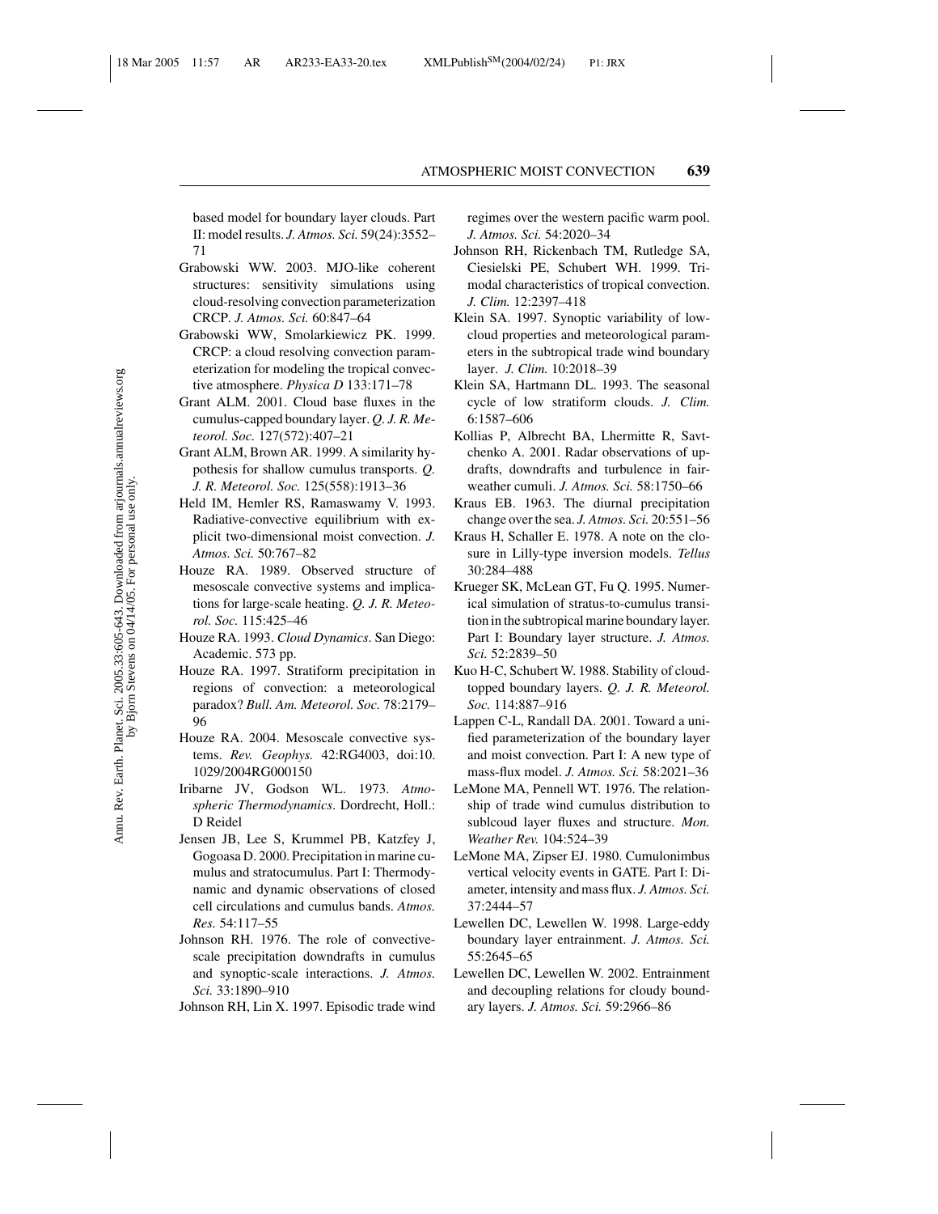based model for boundary layer clouds. Part II: model results. *J. Atmos. Sci.* 59(24):3552–71

Grabowski WW. 2003. MJO-like coherent structures: sensitivity simulations using cloud-resolving convection parameterization CRCP. *J. Atmos. Sci.* 60:847–64

Grabowski WW, Smolarkiewicz PK. 1999. CRCP: a cloud resolving convection parameterization for modeling the tropical convective atmosphere. *Physica D* 133:171–78

Grant ALM. 2001. Cloud base fluxes in the cumulus-capped boundary layer. *Q. J. R. Meteorol. Soc.* 127(572):407–21

Grant ALM, Brown AR. 1999. A similarity hypothesis for shallow cumulus transports. *Q. J. R. Meteorol. Soc.* 125(558):1913–36

Held IM, Hemler RS, Ramaswamy V. 1993. Radiative-convective equilibrium with explicit two-dimensional moist convection. *J. Atmos. Sci.* 50:767–82

Houze RA. 1989. Observed structure of mesoscale convective systems and implications for large-scale heating. *Q. J. R. Meteorol. Soc.* 115:425–46

Houze RA. 1993. *Cloud Dynamics*. San Diego: Academic. 573 pp.

Houze RA. 1997. Stratiform precipitation in regions of convection: a meteorological paradox? *Bull. Am. Meteorol. Soc.* 78:2179–96

Houze RA. 2004. Mesoscale convective systems. *Rev. Geophys.* 42:RG4003, doi:10.1029/2004RG000150

Iribarne JV, Godson WL. 1973. *Atmospheric Thermodynamics*. Dordrecht, Holl.: D Reidel

Jensen JB, Lee S, Krummel PB, Katzfey J, Gogoasa D. 2000. Precipitation in marine cumulus and stratocumulus. Part I: Thermodynamic and dynamic observations of closed cell circulations and cumulus bands. *Atmos. Res.* 54:117–55

Johnson RH. 1976. The role of convective-scale precipitation downdrafts in cumulus and synoptic-scale interactions. *J. Atmos. Sci.* 33:1890–910

Johnson RH, Lin X. 1997. Episodic trade wind regimes over the western pacific warm pool. *J. Atmos. Sci.* 54:2020–34

Johnson RH, Rickenbach TM, Rutledge SA, Ciesielski PE, Schubert WH. 1999. Trimodal characteristics of tropical convection. *J. Clim.* 12:2397–418

Klein SA. 1997. Synoptic variability of low-cloud properties and meteorological parameters in the subtropical trade wind boundary layer. *J. Clim.* 10:2018–39

Klein SA, Hartmann DL. 1993. The seasonal cycle of low stratiform clouds. *J. Clim.* 6:1587–606

Kollias P, Albrecht BA, Lhermitte R, Savtchenko A. 2001. Radar observations of updrafts, downdrafts and turbulence in fair-weather cumuli. *J. Atmos. Sci.* 58:1750–66

Kraus EB. 1963. The diurnal precipitation change over the sea. *J. Atmos. Sci.* 20:551–56

Kraus H, Schaller E. 1978. A note on the closure in Lilly-type inversion models. *Tellus* 30:284–488

Krueger SK, McLean GT, Fu Q. 1995. Numerical simulation of stratus-to-cumulus transition in the subtropical marine boundary layer. Part I: Boundary layer structure. *J. Atmos. Sci.* 52:2839–50

Kuo H-C, Schubert W. 1988. Stability of cloud-topped boundary layers. *Q. J. R. Meteorol. Soc.* 114:887–916

Lappen C-L, Randall DA. 2001. Toward a unified parameterization of the boundary layer and moist convection. Part I: A new type of mass-flux model. *J. Atmos. Sci.* 58:2021–36

LeMone MA, Pennell WT. 1976. The relationship of trade wind cumulus distribution to sublcoud layer fluxes and structure. *Mon. Weather Rev.* 104:524–39

LeMone MA, Zipser EJ. 1980. Cumulonimbus vertical velocity events in GATE. Part I: Diameter, intensity and mass flux. *J. Atmos. Sci.* 37:2444–57

Lewellen DC, Lewellen W. 1998. Large-eddy boundary layer entrainment. *J. Atmos. Sci.* 55:2645–65

Lewellen DC, Lewellen W. 2002. Entrainment and decoupling relations for cloudy boundary layers. *J. Atmos. Sci.* 59:2966–86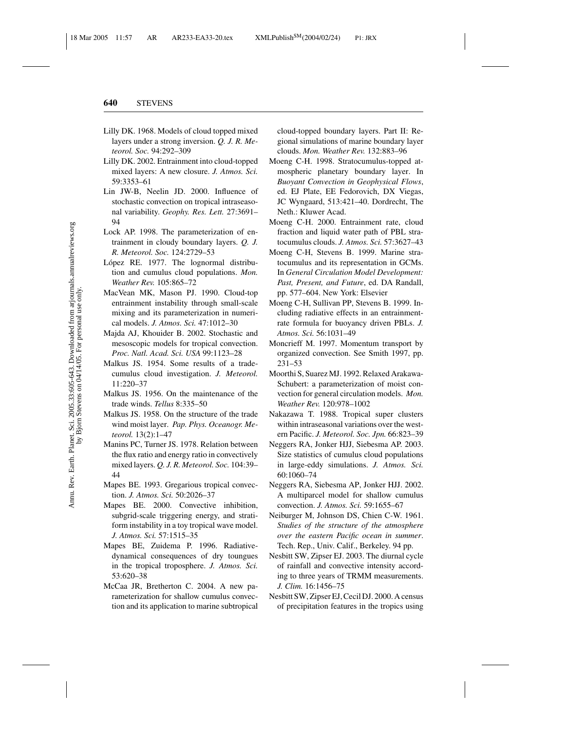Lilly DK. 1968. Models of cloud topped mixed layers under a strong inversion. *Q. J. R. Meteorol. Soc.* 94:292–309

Lilly DK. 2002. Entrainment into cloud-topped mixed layers: A new closure. *J. Atmos. Sci.* 59:3353–61

Lin JW-B, Neelin JD. 2000. Influence of stochastic convection on tropical intraseasonal variability. *Geophy. Res. Lett.* 27:3691–94

Lock AP. 1998. The parameterization of entrainment in cloudy boundary layers. *Q. J. R. Meteorol. Soc.* 124:2729–53

López RE. 1977. The lognormal distribution and cumulus cloud populations. *Mon. Weather Rev.* 105:865–72

MacVean MK, Mason PJ. 1990. Cloud-top entrainment instability through small-scale mixing and its parameterization in numerical models. *J. Atmos. Sci.* 47:1012–30

Majda AJ, Khouider B. 2002. Stochastic and mesoscopic models for tropical convection. *Proc. Natl. Acad. Sci. USA* 99:1123–28

Malkus JS. 1954. Some results of a trade-cumulus cloud investigation. *J. Meteorol.* 11:220–37

Malkus JS. 1956. On the maintenance of the trade winds. *Tellus* 8:335–50

Malkus JS. 1958. On the structure of the trade wind moist layer. *Pap. Phys. Oceanogr. Meteorol.* 13(2):1–47

Manins PC, Turner JS. 1978. Relation between the flux ratio and energy ratio in convectively mixed layers. *Q. J. R. Meteorol. Soc.* 104:39–44

Mapes BE. 1993. Gregarious tropical convection. *J. Atmos. Sci.* 50:2026–37

Mapes BE. 2000. Convective inhibition, subgrid-scale triggering energy, and stratiform instability in a toy tropical wave model. *J. Atmos. Sci.* 57:1515–35

Mapes BE, Zuidema P. 1996. Radiative-dynamical consequences of dry toungues in the tropical troposphere. *J. Atmos. Sci.* 53:620–38

McCaa JR, Bretherton C. 2004. A new parameterization for shallow cumulus convection and its application to marine subtropical cloud-topped boundary layers. Part II: Regional simulations of marine boundary layer clouds. *Mon. Weather Rev.* 132:883–96

Moeng C-H. 1998. Stratocumulus-topped atmospheric planetary boundary layer. In *Buoyant Convection in Geophysical Flows*, ed. EJ Plate, EE Fedorovich, DX Viegas, JC Wyngaard, 513:421–40. Dordrecht, The Neth.: Kluwer Acad.

Moeng C-H. 2000. Entrainment rate, cloud fraction and liquid water path of PBL stratocumulus clouds. *J. Atmos. Sci.* 57:3627–43

Moeng C-H, Stevens B. 1999. Marine stratocumulus and its representation in GCMs. In *General Circulation Model Development: Past, Present, and Future*, ed. DA Randall, pp. 577–604. New York: Elsevier

Moeng C-H, Sullivan PP, Stevens B. 1999. Including radiative effects in an entrainment-rate formula for buoyancy driven PBLs. *J. Atmos. Sci.* 56:1031–49

Moncrieff M. 1997. Momentum transport by organized convection. See Smith 1997, pp. 231–53

Moorthi S, Suarez MJ. 1992. Relaxed Arakawa-Schubert: a parameterization of moist convection for general circulation models. *Mon. Weather Rev.* 120:978–1002

Nakazawa T. 1988. Tropical super clusters within intraseasonal variations over the western Pacific. *J. Meteorol. Soc. Jpn.* 66:823–39

Neggers RA, Jonker HJJ, Siebesma AP. 2003. Size statistics of cumulus cloud populations in large-eddy simulations. *J. Atmos. Sci.* 60:1060–74

Neggers RA, Siebesma AP, Jonker HJJ. 2002. A multiparcel model for shallow cumulus convection. *J. Atmos. Sci.* 59:1655–67

Neiburger M, Johnson DS, Chien C-W. 1961. *Studies of the structure of the atmosphere over the eastern Pacific ocean in summer*. Tech. Rep., Univ. Calif., Berkeley. 94 pp.

Nesbitt SW, Zipser EJ. 2003. The diurnal cycle of rainfall and convective intensity according to three years of TRMM measurements. *J. Clim.* 16:1456–75

Nesbitt SW, Zipser EJ, Cecil DJ. 2000. A census of precipitation features in the tropics using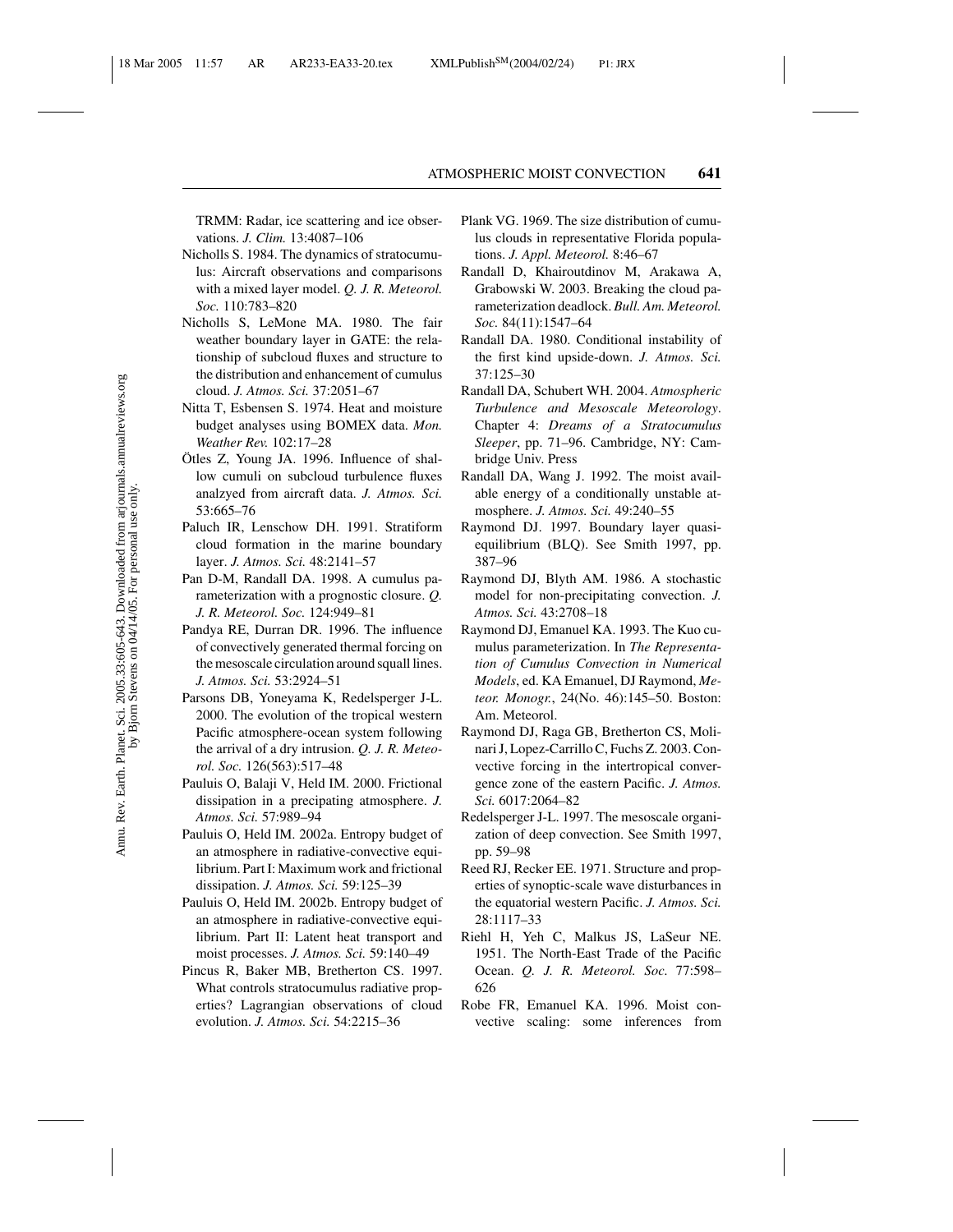TRMM: Radar, ice scattering and ice observations. *J. Clim.* 13:4087–106

Nicholls S. 1984. The dynamics of stratocumulus: Aircraft observations and comparisons with a mixed layer model. *Q. J. R. Meteorol. Soc.* 110:783–820

Nicholls S, LeMone MA. 1980. The fair weather boundary layer in GATE: the relationship of subcloud fluxes and structure to the distribution and enhancement of cumulus cloud. *J. Atmos. Sci.* 37:2051–67

Nitta T, Esbensen S. 1974. Heat and moisture budget analyses using BOMEX data. *Mon. Weather Rev.* 102:17–28

Ötles Z, Young JA. 1996. Influence of shallow cumuli on subcloud turbulence fluxes analzyed from aircraft data. *J. Atmos. Sci.* 53:665–76

Paluch IR, Lenschow DH. 1991. Stratiform cloud formation in the marine boundary layer. *J. Atmos. Sci.* 48:2141–57

Pan D-M, Randall DA. 1998. A cumulus parameterization with a prognostic closure. *Q. J. R. Meteorol. Soc.* 124:949–81

Pandya RE, Durran DR. 1996. The influence of convectively generated thermal forcing on the mesoscale circulation around squall lines. *J. Atmos. Sci.* 53:2924–51

Parsons DB, Yoneyama K, Redelsperger J-L. 2000. The evolution of the tropical western Pacific atmosphere-ocean system following the arrival of a dry intrusion. *Q. J. R. Meteorol. Soc.* 126(563):517–48

Pauluis O, Balaji V, Held IM. 2000. Frictional dissipation in a precipitating atmosphere. *J. Atmos. Sci.* 57:989–94

Pauluis O, Held IM. 2002a. Entropy budget of an atmosphere in radiative-convective equilibrium. Part I: Maximum work and frictional dissipation. *J. Atmos. Sci.* 59:125–39

Pauluis O, Held IM. 2002b. Entropy budget of an atmosphere in radiative-convective equilibrium. Part II: Latent heat transport and moist processes. *J. Atmos. Sci.* 59:140–49

Pincus R, Baker MB, Bretherton CS. 1997. What controls stratocumulus radiative properties? Lagrangian observations of cloud evolution. *J. Atmos. Sci.* 54:2215–36

Plank VG. 1969. The size distribution of cumulus clouds in representative Florida populations. *J. Appl. Meteorol.* 8:46–67

Randall D, Khairoutdinov M, Arakawa A, Grabowski W. 2003. Breaking the cloud parameterization deadlock. *Bull. Am. Meteorol. Soc.* 84(11):1547–64

Randall DA. 1980. Conditional instability of the first kind upside-down. *J. Atmos. Sci.* 37:125–30

Randall DA, Schubert WH. 2004. *Atmospheric Turbulence and Mesoscale Meteorology*. Chapter 4: *Dreams of a Stratocumulus Sleeper*, pp. 71–96. Cambridge, NY: Cambridge Univ. Press

Randall DA, Wang J. 1992. The moist available energy of a conditionally unstable atmosphere. *J. Atmos. Sci.* 49:240–55

Raymond DJ. 1997. Boundary layer quasi-equilibrium (BLQ). See Smith 1997, pp. 387–96

Raymond DJ, Blyth AM. 1986. A stochastic model for non-precipitating convection. *J. Atmos. Sci.* 43:2708–18

Raymond DJ, Emanuel KA. 1993. The Kuo cumulus parameterization. In *The Representation of Cumulus Convection in Numerical Models*, ed. KA Emanuel, DJ Raymond, *Meteor. Monogr.*, 24(No. 46):145–50. Boston: Am. Meteorol.

Raymond DJ, Raga GB, Bretherton CS, Molinari J, Lopez-Carrillo C, Fuchs Z. 2003. Convective forcing in the intertropical convergence zone of the eastern Pacific. *J. Atmos. Sci.* 6017:2064–82

Redelsperger J-L. 1997. The mesoscale organization of deep convection. See Smith 1997, pp. 59–98

Reed RJ, Recker EE. 1971. Structure and properties of synoptic-scale wave disturbances in the equatorial western Pacific. *J. Atmos. Sci.* 28:1117–33

Riehl H, Yeh C, Malkus JS, LaSeur NE. 1951. The North-East Trade of the Pacific Ocean. *Q. J. R. Meteorol. Soc.* 77:598–626

Robe FR, Emanuel KA. 1996. Moist convective scaling: some inferences from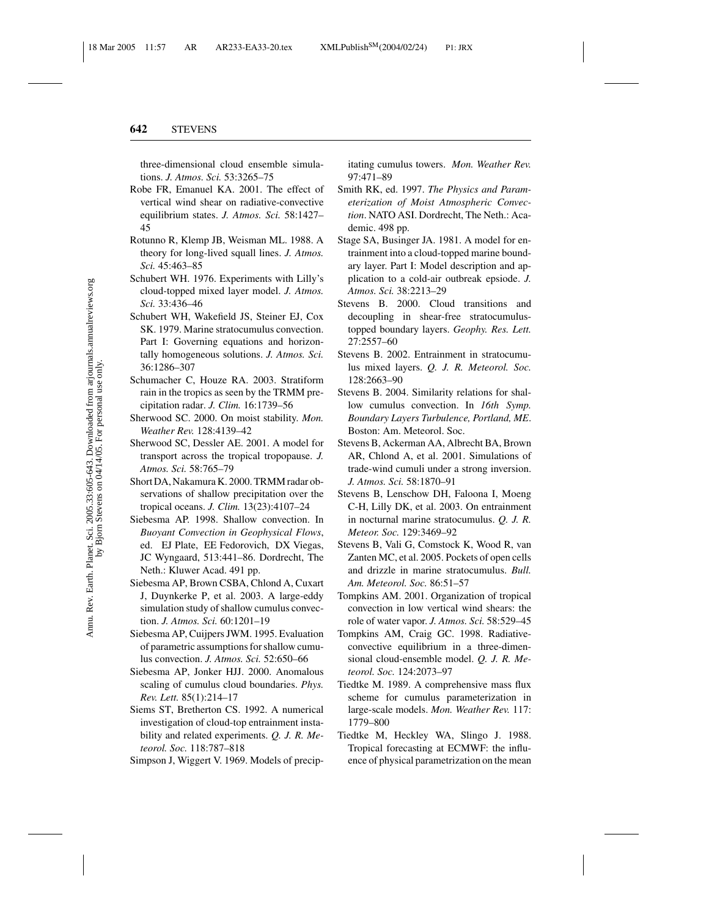three-dimensional cloud ensemble simulations. *J. Atmos. Sci.* 53:3265–75

Robe FR, Emanuel KA. 2001. The effect of vertical wind shear on radiative-convective equilibrium states. *J. Atmos. Sci.* 58:1427–45

Rotunno R, Klemp JB, Weisman ML. 1988. A theory for long-lived squall lines. *J. Atmos. Sci.* 45:463–85

Schubert WH. 1976. Experiments with Lilly's cloud-topped mixed layer model. *J. Atmos. Sci.* 33:436–46

Schubert WH, Wakefield JS, Steiner EJ, Cox SK. 1979. Marine stratocumulus convection. Part I: Governing equations and horizontally homogeneous solutions. *J. Atmos. Sci.* 36:1286–307

Schumacher C, Houze RA. 2003. Stratiform rain in the tropics as seen by the TRMM precipitation radar. *J. Clim.* 16:1739–56

Sherwood SC. 2000. On moist stability. *Mon. Weather Rev.* 128:4139–42

Sherwood SC, Dessler AE. 2001. A model for transport across the tropical tropopause. *J. Atmos. Sci.* 58:765–79

Short DA, Nakamura K. 2000. TRMM radar observations of shallow precipitation over the tropical oceans. *J. Clim.* 13(23):4107–24

Siebesma AP. 1998. Shallow convection. In *Buoyant Convection in Geophysical Flows*, ed. EJ Plate, EE Fedorovich, DX Viegas, JC Wyngaard, 513:441–86. Dordrecht, The Neth.: Kluwer Acad. 491 pp.

Siebesma AP, Brown CSBA, Chlond A, Cuxart J, Duynkerke P, et al. 2003. A large-eddy simulation study of shallow cumulus convection. *J. Atmos. Sci.* 60:1201–19

Siebesma AP, Cuijpers JWM. 1995. Evaluation of parametric assumptions for shallow cumulus convection. *J. Atmos. Sci.* 52:650–66

Siebesma AP, Jonker HJJ. 2000. Anomalous scaling of cumulus cloud boundaries. *Phys. Rev. Lett.* 85(1):214–17

Siems ST, Bretherton CS. 1992. A numerical investigation of cloud-top entrainment instability and related experiments. *Q. J. R. Meteorol. Soc.* 118:787–818

Simpson J, Wiggert V. 1969. Models of precipitating cumulus towers. *Mon. Weather Rev.* 97:471–89

Smith RK, ed. 1997. *The Physics and Parameterization of Moist Atmospheric Convection*. NATO ASI. Dordrecht, The Neth.: Academic. 498 pp.

Stage SA, Businger JA. 1981. A model for entrainment into a cloud-topped marine boundary layer. Part I: Model description and application to a cold-air outbreak epsiode. *J. Atmos. Sci.* 38:2213–29

Stevens B. 2000. Cloud transitions and decoupling in shear-free stratocumulus-topped boundary layers. *Geophy. Res. Lett.* 27:2557–60

Stevens B. 2002. Entrainment in stratocumulus mixed layers. *Q. J. R. Meteorol. Soc.* 128:2663–90

Stevens B. 2004. Similarity relations for shallow cumulus convection. In *16th Symp. Boundary Layers Turbulence, Portland, ME*. Boston: Am. Meteorol. Soc.

Stevens B, Ackerman AA, Albrecht BA, Brown AR, Chlond A, et al. 2001. Simulations of trade-wind cumuli under a strong inversion. *J. Atmos. Sci.* 58:1870–91

Stevens B, Lenschow DH, Faloona I, Moeng C-H, Lilly DK, et al. 2003. On entrainment in nocturnal marine stratocumulus. *Q. J. R. Meteor. Soc.* 129:3469–92

Stevens B, Vali G, Comstock K, Wood R, van Zanten MC, et al. 2005. Pockets of open cells and drizzle in marine stratocumulus. *Bull. Am. Meteorol. Soc.* 86:51–57

Tompkins AM. 2001. Organization of tropical convection in low vertical wind shears: the role of water vapor. *J. Atmos. Sci.* 58:529–45

Tompkins AM, Craig GC. 1998. Radiative-convective equilibrium in a three-dimensional cloud-ensemble model. *Q. J. R. Meteorol. Soc.* 124:2073–97

Tiedtke M. 1989. A comprehensive mass flux scheme for cumulus parameterization in large-scale models. *Mon. Weather Rev.* 117: 1779–800

Tiedtke M, Heckley WA, Slingo J. 1988. Tropical forecasting at ECMWF: the influence of physical parametrization on the mean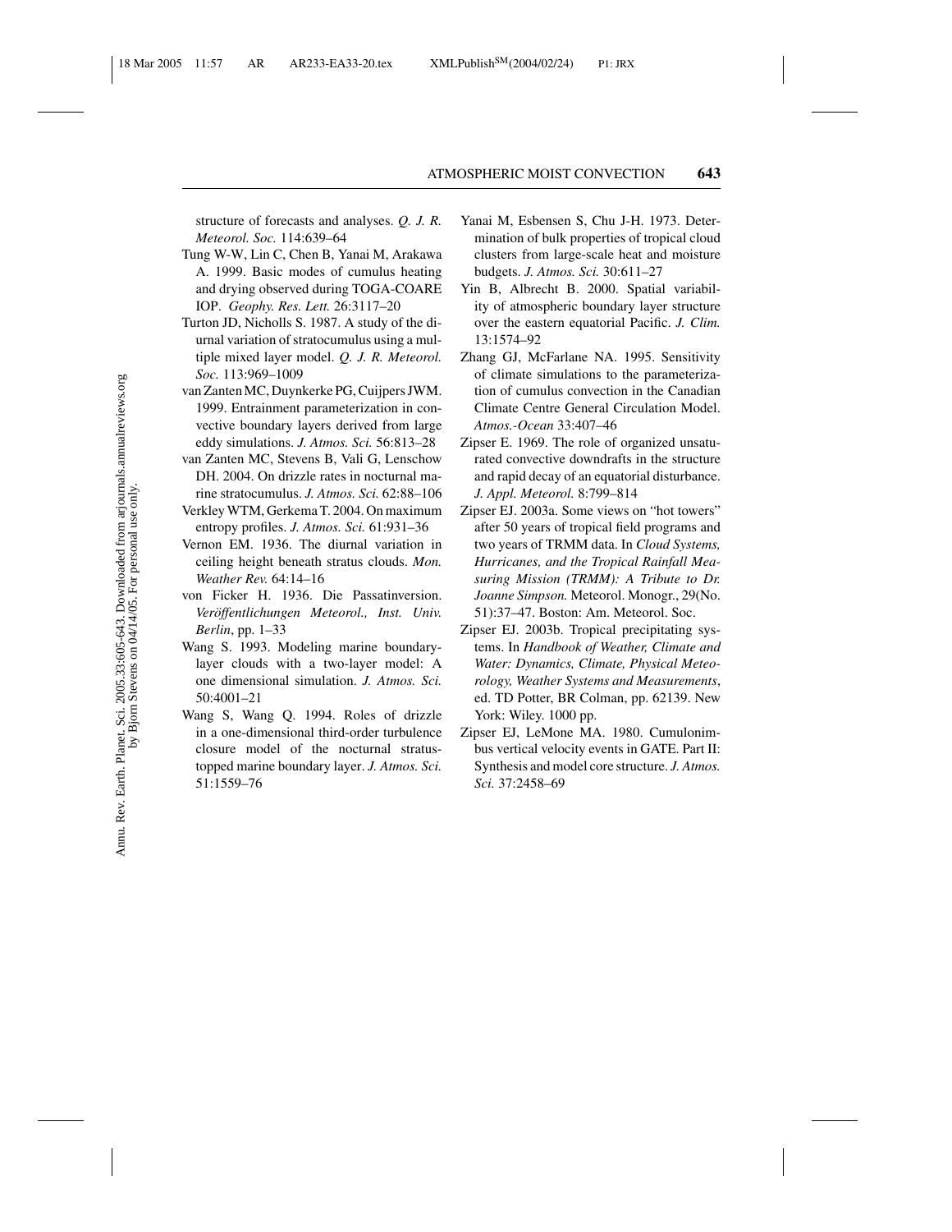structure of forecasts and analyses. *Q. J. R. Meteorol. Soc.* 114:639–64

Tung W-W, Lin C, Chen B, Yanai M, Arakawa A. 1999. Basic modes of cumulus heating and drying observed during TOGA-COARE IOP. *Geophy. Res. Lett.* 26:3117–20

Turton JD, Nicholls S. 1987. A study of the diurnal variation of stratocumulus using a multiple mixed layer model. *Q. J. R. Meteorol. Soc.* 113:969–1009

van Zanten MC, Duynkerke PG, Cuijpers JWM. 1999. Entrainment parameterization in convective boundary layers derived from large eddy simulations. *J. Atmos. Sci.* 56:813–28

van Zanten MC, Stevens B, Vali G, Lenschow DH. 2004. On drizzle rates in nocturnal marine stratocumulus. *J. Atmos. Sci.* 62:88–106

Verkley WTM, Gerkema T. 2004. On maximum entropy profiles. *J. Atmos. Sci.* 61:931–36

Vernon EM. 1936. The diurnal variation in ceiling height beneath stratus clouds. *Mon. Weather Rev.* 64:14–16

von Ficker H. 1936. Die Passatinversion. *Veröffentlichungen Meteorol., Inst. Univ. Berlin*, pp. 1–33

Wang S. 1993. Modeling marine boundary-layer clouds with a two-layer model: A one dimensional simulation. *J. Atmos. Sci.* 50:4001–21

Wang S, Wang Q. 1994. Roles of drizzle in a one-dimensional third-order turbulence closure model of the nocturnal stratus-topped marine boundary layer. *J. Atmos. Sci.* 51:1559–76

Yanai M, Esbensen S, Chu J-H. 1973. Determination of bulk properties of tropical cloud clusters from large-scale heat and moisture budgets. *J. Atmos. Sci.* 30:611–27

Yin B, Albrecht B. 2000. Spatial variability of atmospheric boundary layer structure over the eastern equatorial Pacific. *J. Clim.* 13:1574–92

Zhang GJ, McFarlane NA. 1995. Sensitivity of climate simulations to the parameterization of cumulus convection in the Canadian Climate Centre General Circulation Model. *Atmos.-Ocean* 33:407–46

Zipser E. 1969. The role of organized unsaturated convective downdrafts in the structure and rapid decay of an equatorial disturbance. *J. Appl. Meteorol.* 8:799–814

Zipser EJ. 2003a. Some views on "hot towers" after 50 years of tropical field programs and two years of TRMM data. In *Cloud Systems, Hurricanes, and the Tropical Rainfall Measuring Mission (TRMM): A Tribute to Dr. Joanne Simpson.* Meteorol. Monogr., 29(No. 51):37–47. Boston: Am. Meteorol. Soc.

Zipser EJ. 2003b. Tropical precipitating systems. In *Handbook of Weather, Climate and Water: Dynamics, Climate, Physical Meteorology, Weather Systems and Measurements*, ed. TD Potter, BR Colman, pp. 62139. New York: Wiley. 1000 pp.

Zipser EJ, LeMone MA. 1980. Cumulonimbus vertical velocity events in GATE. Part II: Synthesis and model core structure. *J. Atmos. Sci.* 37:2458–69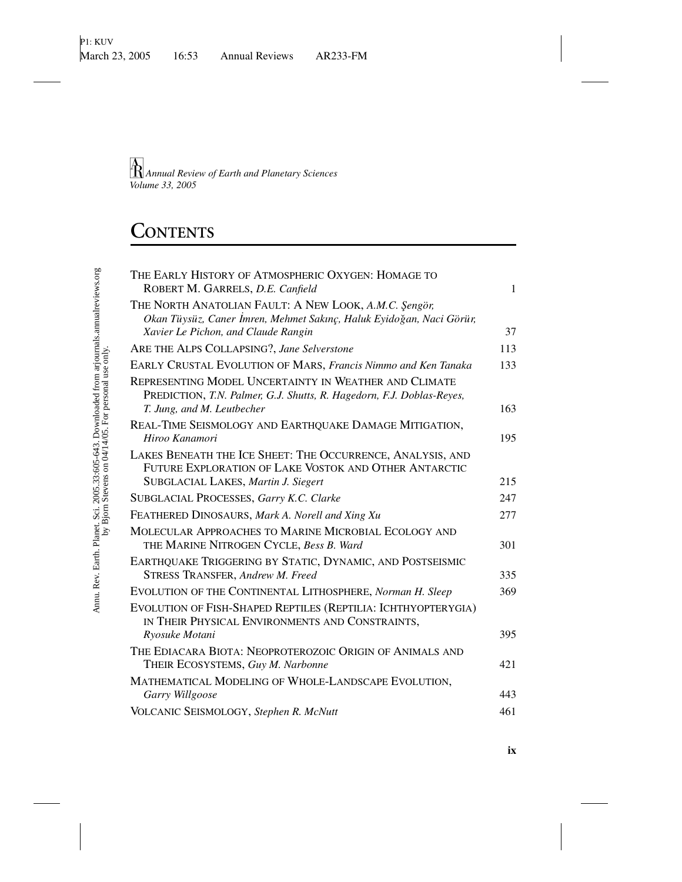*Annual Review of Earth and Planetary Sciences*
*Volume 33, 2005*

# CONTENTS

| | |
|---|---|
| THE EARLY HISTORY OF ATMOSPHERIC OXYGEN: HOMAGE TO ROBERT M. GARRELS, *D.E. Canfield* | 1 |
| THE NORTH ANATOLIAN FAULT: A NEW LOOK, *A.M.C. Şengör, Okan Tüysüz, Caner İmren, Mehmet Sakınç, Haluk Eyidoğan, Naci Görür, Xavier Le Pichon, and Claude Rangin* | 37 |
| ARE THE ALPS COLLAPSING?, *Jane Selverstone* | 113 |
| EARLY CRUSTAL EVOLUTION OF MARS, *Francis Nimmo and Ken Tanaka* | 133 |
| REPRESENTING MODEL UNCERTAINTY IN WEATHER AND CLIMATE PREDICTION, *T.N. Palmer, G.J. Shutts, R. Hagedorn, F.J. Doblas-Reyes, T. Jung, and M. Leutbecher* | 163 |
| REAL-TIME SEISMOLOGY AND EARTHQUAKE DAMAGE MITIGATION, *Hiroo Kanamori* | 195 |
| LAKES BENEATH THE ICE SHEET: THE OCCURRENCE, ANALYSIS, AND FUTURE EXPLORATION OF LAKE VOSTOK AND OTHER ANTARCTIC SUBGLACIAL LAKES, *Martin J. Siegert* | 215 |
| SUBGLACIAL PROCESSES, *Garry K.C. Clarke* | 247 |
| FEATHERED DINOSAURS, *Mark A. Norell and Xing Xu* | 277 |
| MOLECULAR APPROACHES TO MARINE MICROBIAL ECOLOGY AND THE MARINE NITROGEN CYCLE, *Bess B. Ward* | 301 |
| EARTHQUAKE TRIGGERING BY STATIC, DYNAMIC, AND POSTSEISMIC STRESS TRANSFER, *Andrew M. Freed* | 335 |
| EVOLUTION OF THE CONTINENTAL LITHOSPHERE, *Norman H. Sleep* | 369 |
| EVOLUTION OF FISH-SHAPED REPTILES (REPTILIA: ICHTHYOPTERYGIA) IN THEIR PHYSICAL ENVIRONMENTS AND CONSTRAINTS, *Ryosuke Motani* | 395 |
| THE EDIACARA BIOTA: NEOPROTEROZOIC ORIGIN OF ANIMALS AND THEIR ECOSYSTEMS, *Guy M. Narbonne* | 421 |
| MATHEMATICAL MODELING OF WHOLE-LANDSCAPE EVOLUTION, *Garry Willgoose* | 443 |
| VOLCANIC SEISMOLOGY, *Stephen R. McNutt* | 461 |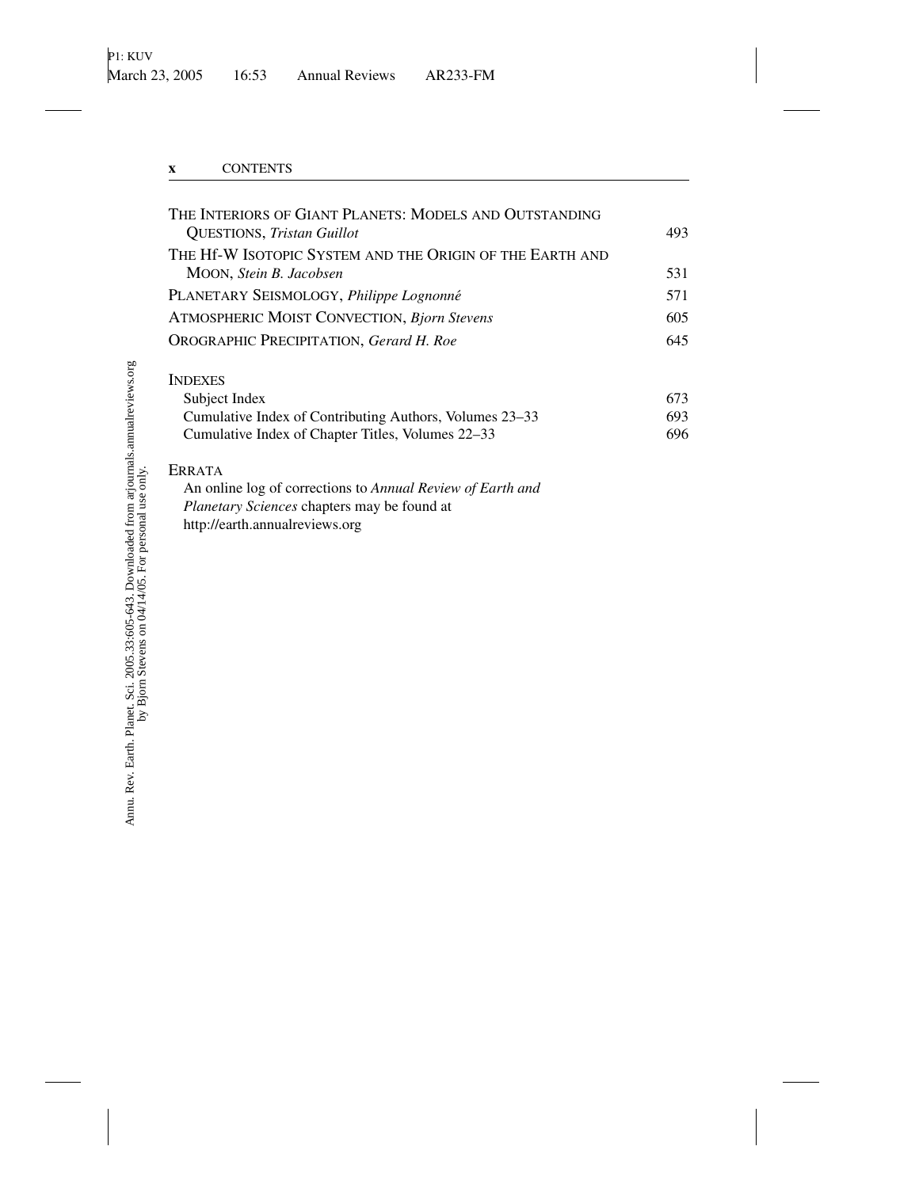The Interiors of Giant Planets: Models and Outstanding Questions, *Tristan Guillot* 493

The Hf-W Isotopic System and the Origin of the Earth and Moon, *Stein B. Jacobsen* 531

Planetary Seismology, *Philippe Lognonné* 571

Atmospheric Moist Convection, *Bjorn Stevens* 605

Orographic Precipitation, *Gerard H. Roe* 645

## Indexes

Subject Index 673

Cumulative Index of Contributing Authors, Volumes 23–33 693

Cumulative Index of Chapter Titles, Volumes 22–33 696

## Errata

An online log of corrections to *Annual Review of Earth and Planetary Sciences* chapters may be found at http://earth.annualreviews.org